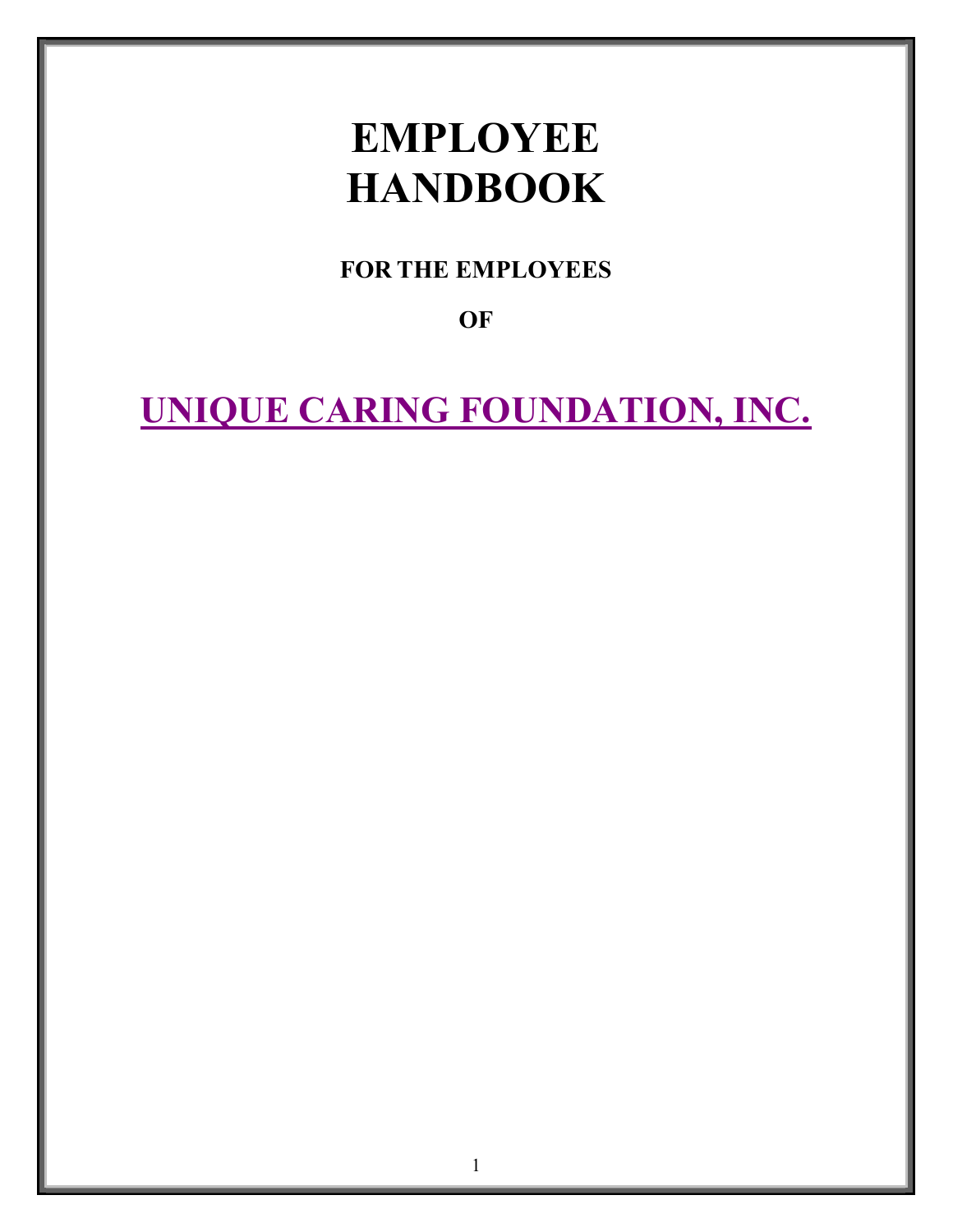# EMPLOYEE HANDBOOK

**FOR THE EMPLOYEES**

**OF**

## UNIQUE CARING FOUNDATION, INC.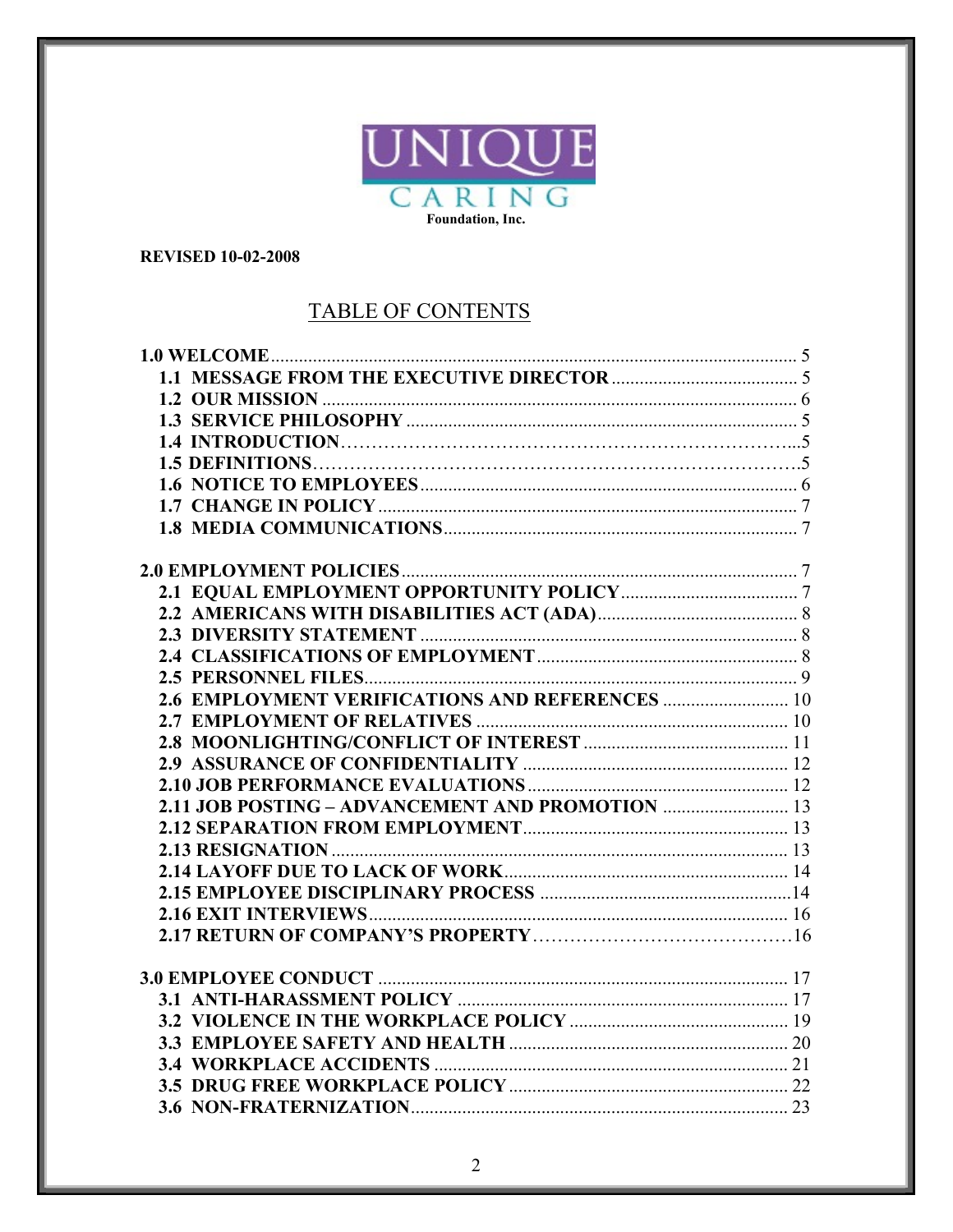UNIQUE CARING Foundation, Inc.

**REVISED 10-02-2008**

# TABLE OF CONTENTS

**1.0 WELCOME** ..... 5
- **1.1 MESSAGE FROM THE EXECUTIVE DIRECTOR** ..... 5
- **1.2 OUR MISSION** ..... 6
- **1.3 SERVICE PHILOSOPHY** ..... 5
- **1.4 INTRODUCTION** ..... 5
- **1.5 DEFINITIONS** ..... 5
- **1.6 NOTICE TO EMPLOYEES** ..... 6
- **1.7 CHANGE IN POLICY** ..... 7
- **1.8 MEDIA COMMUNICATIONS** ..... 7

**2.0 EMPLOYMENT POLICIES** ..... 7
- **2.1 EQUAL EMPLOYMENT OPPORTUNITY POLICY** ..... 7
- **2.2 AMERICANS WITH DISABILITIES ACT (ADA)** ..... 8
- **2.3 DIVERSITY STATEMENT** ..... 8
- **2.4 CLASSIFICATIONS OF EMPLOYMENT** ..... 8
- **2.5 PERSONNEL FILES** ..... 9
- **2.6 EMPLOYMENT VERIFICATIONS AND REFERENCES** ..... 10
- **2.7 EMPLOYMENT OF RELATIVES** ..... 10
- **2.8 MOONLIGHTING/CONFLICT OF INTEREST** ..... 11
- **2.9 ASSURANCE OF CONFIDENTIALITY** ..... 12
- **2.10 JOB PERFORMANCE EVALUATIONS** ..... 12
- **2.11 JOB POSTING – ADVANCEMENT AND PROMOTION** ..... 13
- **2.12 SEPARATION FROM EMPLOYMENT** ..... 13
- **2.13 RESIGNATION** ..... 13
- **2.14 LAYOFF DUE TO LACK OF WORK** ..... 14
- **2.15 EMPLOYEE DISCIPLINARY PROCESS** ..... 14
- **2.16 EXIT INTERVIEWS** ..... 16
- **2.17 RETURN OF COMPANY'S PROPERTY** ..... 16

**3.0 EMPLOYEE CONDUCT** ..... 17
- **3.1 ANTI-HARASSMENT POLICY** ..... 17
- **3.2 VIOLENCE IN THE WORKPLACE POLICY** ..... 19
- **3.3 EMPLOYEE SAFETY AND HEALTH** ..... 20
- **3.4 WORKPLACE ACCIDENTS** ..... 21
- **3.5 DRUG FREE WORKPLACE POLICY** ..... 22
- **3.6 NON-FRATERNIZATION** ..... 23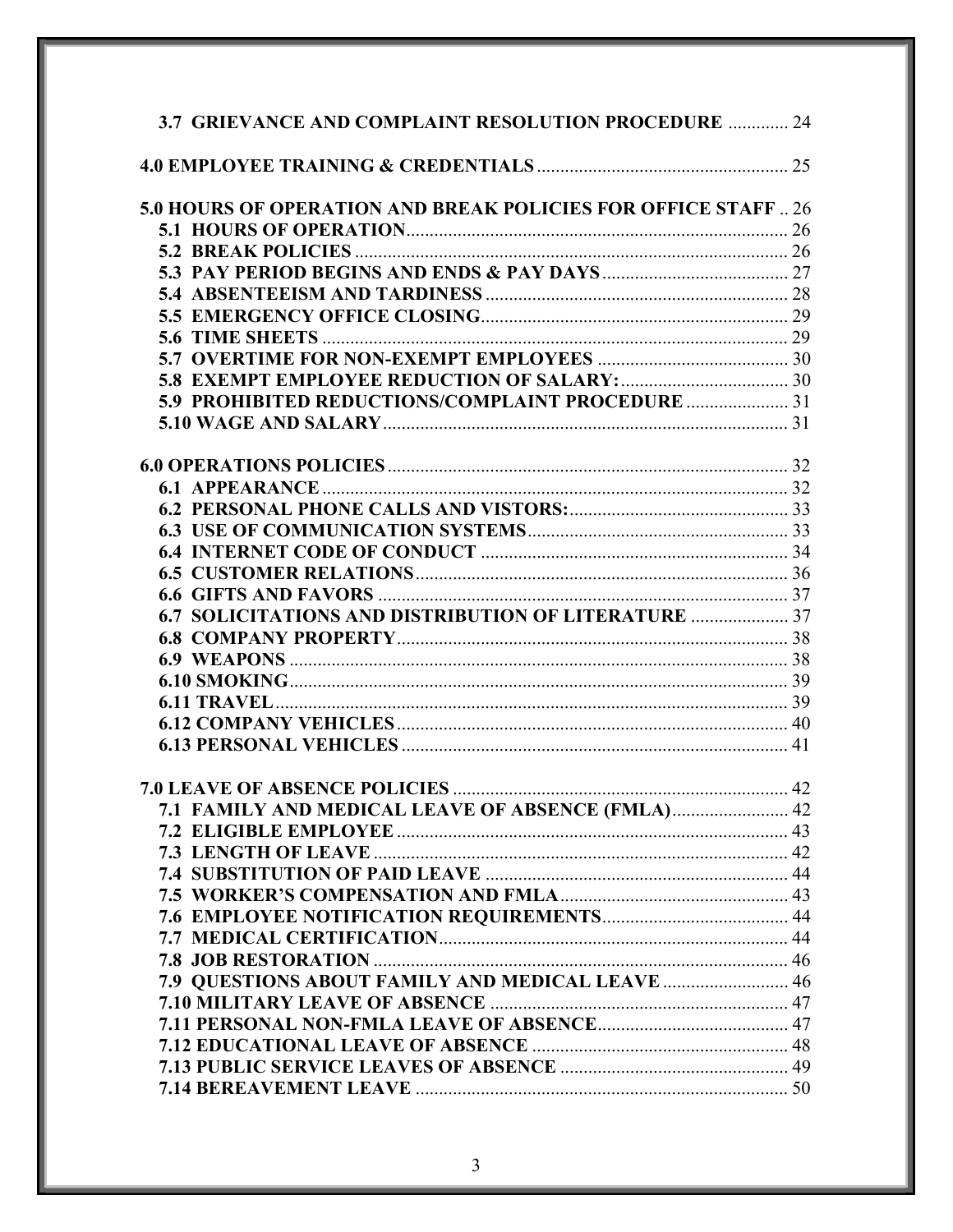**3.7 GRIEVANCE AND COMPLAINT RESOLUTION PROCEDURE** ............. 24

**4.0 EMPLOYEE TRAINING & CREDENTIALS** ....................................................... 25

**5.0 HOURS OF OPERATION AND BREAK POLICIES FOR OFFICE STAFF** .. 26
- **5.1 HOURS OF OPERATION** ................................................................................. 26
- **5.2 BREAK POLICIES** ............................................................................................. 26
- **5.3 PAY PERIOD BEGINS AND ENDS & PAY DAYS** ........................................ 27
- **5.4 ABSENTEEISM AND TARDINESS** ................................................................. 28
- **5.5 EMERGENCY OFFICE CLOSING** .................................................................. 29
- **5.6 TIME SHEETS** .................................................................................................... 29
- **5.7 OVERTIME FOR NON-EXEMPT EMPLOYEES** ........................................... 30
- **5.8 EXEMPT EMPLOYEE REDUCTION OF SALARY:** ..................................... 30
- **5.9 PROHIBITED REDUCTIONS/COMPLAINT PROCEDURE** ...................... 31
- **5.10 WAGE AND SALARY** ...................................................................................... 31

**6.0 OPERATIONS POLICIES** ....................................................................................... 32
- **6.1 APPEARANCE** ..................................................................................................... 32
- **6.2 PERSONAL PHONE CALLS AND VISTORS:** ................................................ 33
- **6.3 USE OF COMMUNICATION SYSTEMS** ......................................................... 33
- **6.4 INTERNET CODE OF CONDUCT** .................................................................. 34
- **6.5 CUSTOMER RELATIONS** ................................................................................. 36
- **6.6 GIFTS AND FAVORS** ......................................................................................... 37
- **6.7 SOLICITATIONS AND DISTRIBUTION OF LITERATURE** ..................... 37
- **6.8 COMPANY PROPERTY** ..................................................................................... 38
- **6.9 WEAPONS** ............................................................................................................ 38
- **6.10 SMOKING** ........................................................................................................... 39
- **6.11 TRAVEL** ............................................................................................................... 39
- **6.12 COMPANY VEHICLES** ..................................................................................... 40
- **6.13 PERSONAL VEHICLES** .................................................................................... 41

**7.0 LEAVE OF ABSENCE POLICIES** .......................................................................... 42
- **7.1 FAMILY AND MEDICAL LEAVE OF ABSENCE (FMLA)** ......................... 42
- **7.2 ELIGIBLE EMPLOYEE** ...................................................................................... 43
- **7.3 LENGTH OF LEAVE** .......................................................................................... 42
- **7.4 SUBSTITUTION OF PAID LEAVE** ................................................................. 44
- **7.5 WORKER'S COMPENSATION AND FMLA** ................................................. 43
- **7.6 EMPLOYEE NOTIFICATION REQUIREMENTS** ........................................ 44
- **7.7 MEDICAL CERTIFICATION** ............................................................................ 44
- **7.8 JOB RESTORATION** .......................................................................................... 46
- **7.9 QUESTIONS ABOUT FAMILY AND MEDICAL LEAVE** ........................... 46
- **7.10 MILITARY LEAVE OF ABSENCE** ................................................................. 47
- **7.11 PERSONAL NON-FMLA LEAVE OF ABSENCE** ......................................... 47
- **7.12 EDUCATIONAL LEAVE OF ABSENCE** ........................................................ 48
- **7.13 PUBLIC SERVICE LEAVES OF ABSENCE** .................................................. 49
- **7.14 BEREAVEMENT LEAVE** ................................................................................. 50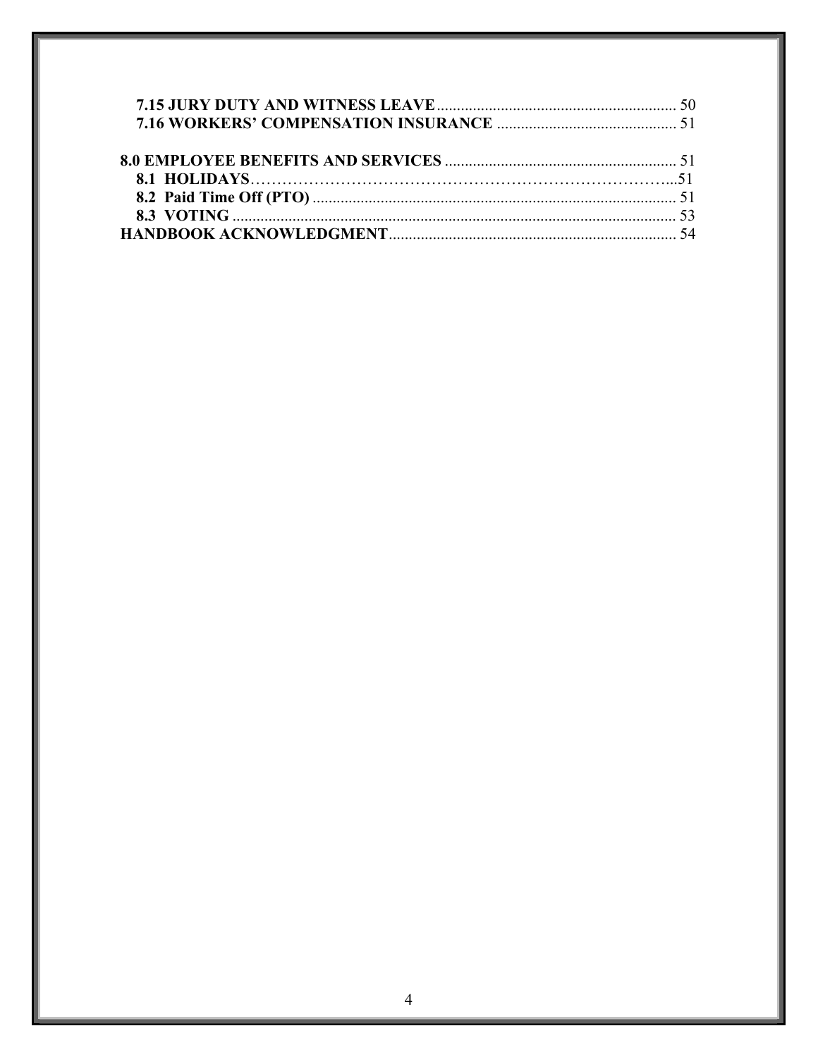**7.15 JURY DUTY AND WITNESS LEAVE** ........................................................ 50
**7.16 WORKERS' COMPENSATION INSURANCE** ............................................ 51

**8.0 EMPLOYEE BENEFITS AND SERVICES** ......................................................... 51
**8.1 HOLIDAYS**………………………………………………………………...51
**8.2 Paid Time Off (PTO)** ......................................................................................... 51
**8.3 VOTING** ............................................................................................................ 53
**HANDBOOK ACKNOWLEDGMENT**....................................................................... 54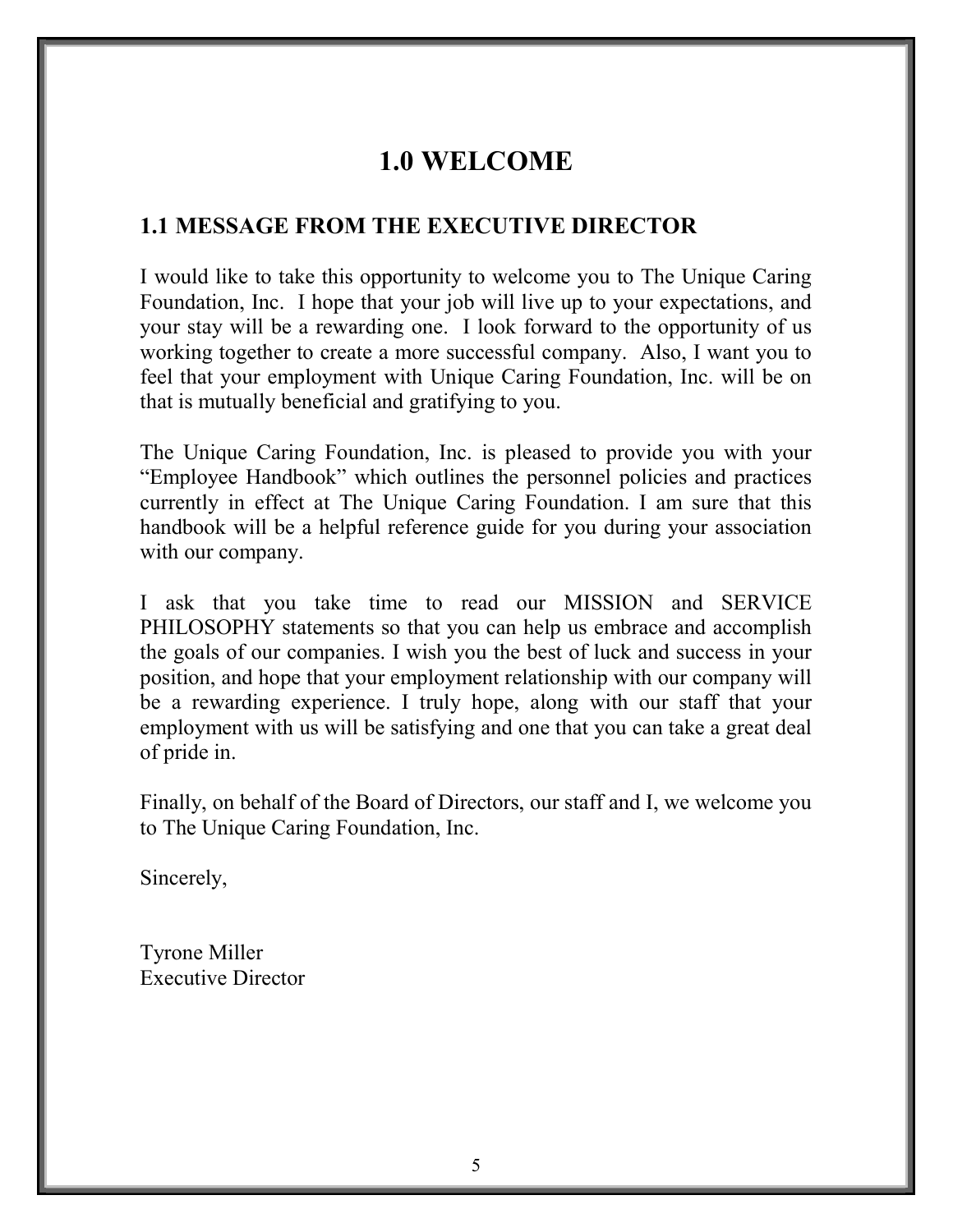# 1.0 WELCOME

## 1.1 MESSAGE FROM THE EXECUTIVE DIRECTOR

I would like to take this opportunity to welcome you to The Unique Caring Foundation, Inc. I hope that your job will live up to your expectations, and your stay will be a rewarding one. I look forward to the opportunity of us working together to create a more successful company. Also, I want you to feel that your employment with Unique Caring Foundation, Inc. will be on that is mutually beneficial and gratifying to you.

The Unique Caring Foundation, Inc. is pleased to provide you with your "Employee Handbook" which outlines the personnel policies and practices currently in effect at The Unique Caring Foundation. I am sure that this handbook will be a helpful reference guide for you during your association with our company.

I ask that you take time to read our MISSION and SERVICE PHILOSOPHY statements so that you can help us embrace and accomplish the goals of our companies. I wish you the best of luck and success in your position, and hope that your employment relationship with our company will be a rewarding experience. I truly hope, along with our staff that your employment with us will be satisfying and one that you can take a great deal of pride in.

Finally, on behalf of the Board of Directors, our staff and I, we welcome you to The Unique Caring Foundation, Inc.

Sincerely,

Tyrone Miller
Executive Director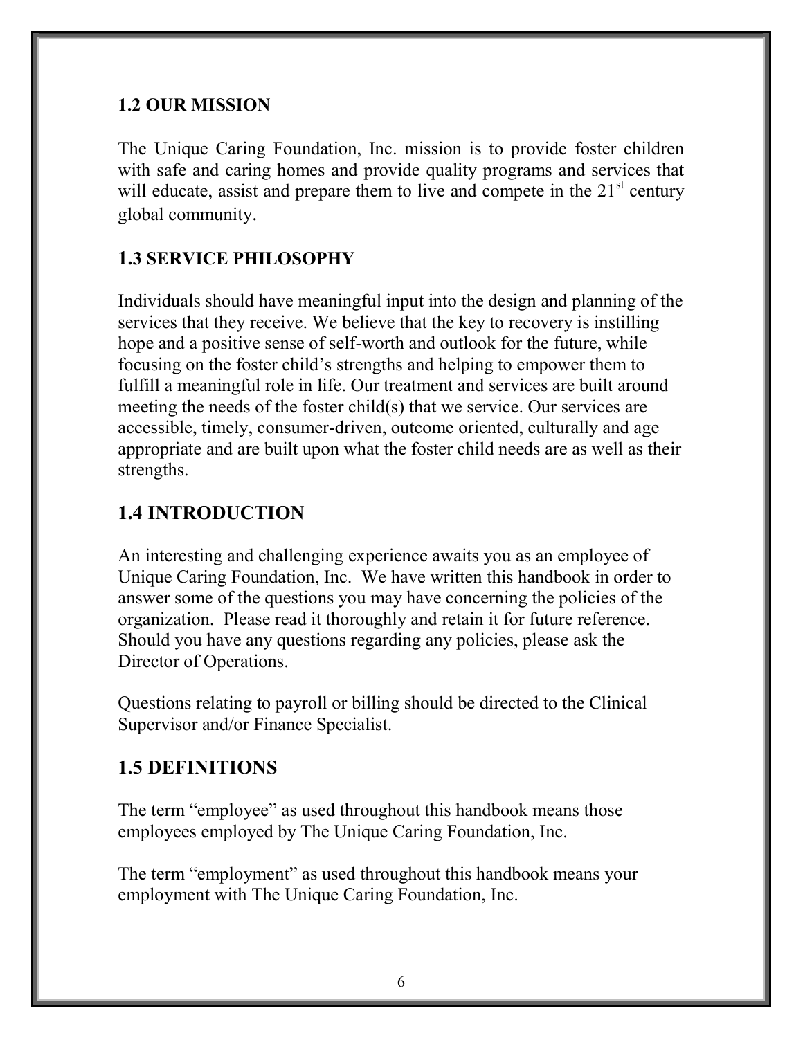### 1.2 OUR MISSION

The Unique Caring Foundation, Inc. mission is to provide foster children with safe and caring homes and provide quality programs and services that will educate, assist and prepare them to live and compete in the 21st century global community.

### 1.3 SERVICE PHILOSOPHY

Individuals should have meaningful input into the design and planning of the services that they receive. We believe that the key to recovery is instilling hope and a positive sense of self-worth and outlook for the future, while focusing on the foster child's strengths and helping to empower them to fulfill a meaningful role in life. Our treatment and services are built around meeting the needs of the foster child(s) that we service. Our services are accessible, timely, consumer-driven, outcome oriented, culturally and age appropriate and are built upon what the foster child needs are as well as their strengths.

## 1.4 INTRODUCTION

An interesting and challenging experience awaits you as an employee of Unique Caring Foundation, Inc. We have written this handbook in order to answer some of the questions you may have concerning the policies of the organization. Please read it thoroughly and retain it for future reference. Should you have any questions regarding any policies, please ask the Director of Operations.

Questions relating to payroll or billing should be directed to the Clinical Supervisor and/or Finance Specialist.

## 1.5 DEFINITIONS

The term "employee" as used throughout this handbook means those employees employed by The Unique Caring Foundation, Inc.

The term "employment" as used throughout this handbook means your employment with The Unique Caring Foundation, Inc.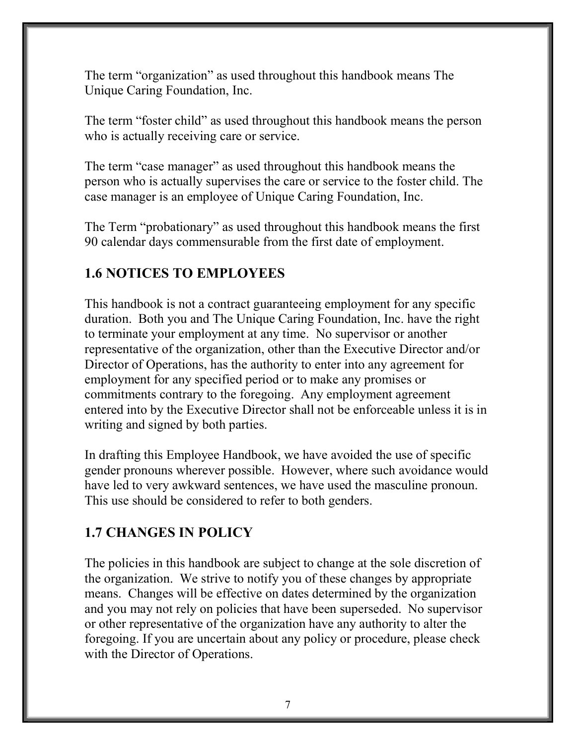The term "organization" as used throughout this handbook means The Unique Caring Foundation, Inc.

The term "foster child" as used throughout this handbook means the person who is actually receiving care or service.

The term "case manager" as used throughout this handbook means the person who is actually supervises the care or service to the foster child. The case manager is an employee of Unique Caring Foundation, Inc.

The Term "probationary" as used throughout this handbook means the first 90 calendar days commensurable from the first date of employment.

## 1.6 NOTICES TO EMPLOYEES

This handbook is not a contract guaranteeing employment for any specific duration. Both you and The Unique Caring Foundation, Inc. have the right to terminate your employment at any time. No supervisor or another representative of the organization, other than the Executive Director and/or Director of Operations, has the authority to enter into any agreement for employment for any specified period or to make any promises or commitments contrary to the foregoing. Any employment agreement entered into by the Executive Director shall not be enforceable unless it is in writing and signed by both parties.

In drafting this Employee Handbook, we have avoided the use of specific gender pronouns wherever possible. However, where such avoidance would have led to very awkward sentences, we have used the masculine pronoun. This use should be considered to refer to both genders.

## 1.7 CHANGES IN POLICY

The policies in this handbook are subject to change at the sole discretion of the organization. We strive to notify you of these changes by appropriate means. Changes will be effective on dates determined by the organization and you may not rely on policies that have been superseded. No supervisor or other representative of the organization have any authority to alter the foregoing. If you are uncertain about any policy or procedure, please check with the Director of Operations.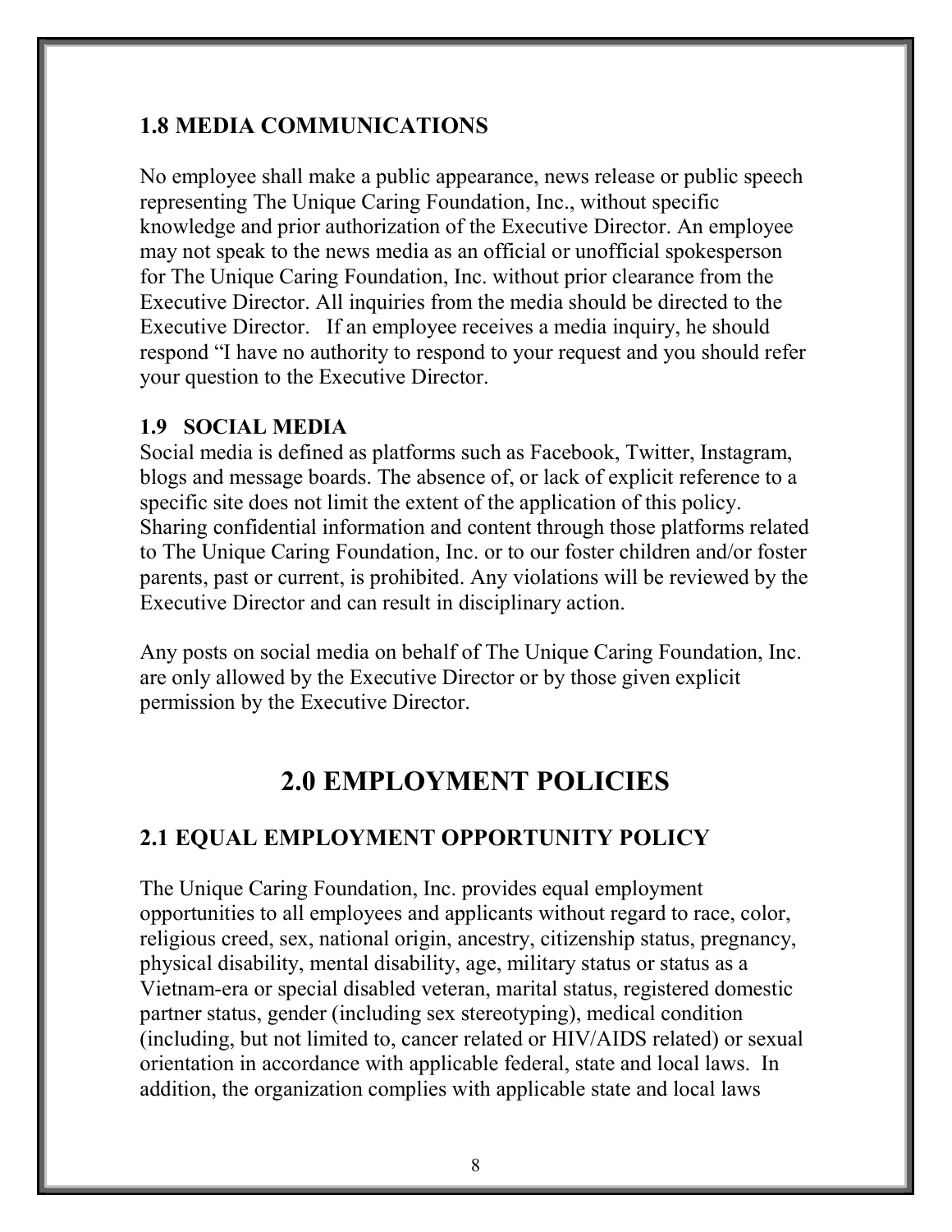## 1.8 MEDIA COMMUNICATIONS

No employee shall make a public appearance, news release or public speech representing The Unique Caring Foundation, Inc., without specific knowledge and prior authorization of the Executive Director. An employee may not speak to the news media as an official or unofficial spokesperson for The Unique Caring Foundation, Inc. without prior clearance from the Executive Director. All inquiries from the media should be directed to the Executive Director. If an employee receives a media inquiry, he should respond "I have no authority to respond to your request and you should refer your question to the Executive Director.

### 1.9 SOCIAL MEDIA

Social media is defined as platforms such as Facebook, Twitter, Instagram, blogs and message boards. The absence of, or lack of explicit reference to a specific site does not limit the extent of the application of this policy. Sharing confidential information and content through those platforms related to The Unique Caring Foundation, Inc. or to our foster children and/or foster parents, past or current, is prohibited. Any violations will be reviewed by the Executive Director and can result in disciplinary action.

Any posts on social media on behalf of The Unique Caring Foundation, Inc. are only allowed by the Executive Director or by those given explicit permission by the Executive Director.

# 2.0 EMPLOYMENT POLICIES

## 2.1 EQUAL EMPLOYMENT OPPORTUNITY POLICY

The Unique Caring Foundation, Inc. provides equal employment opportunities to all employees and applicants without regard to race, color, religious creed, sex, national origin, ancestry, citizenship status, pregnancy, physical disability, mental disability, age, military status or status as a Vietnam-era or special disabled veteran, marital status, registered domestic partner status, gender (including sex stereotyping), medical condition (including, but not limited to, cancer related or HIV/AIDS related) or sexual orientation in accordance with applicable federal, state and local laws. In addition, the organization complies with applicable state and local laws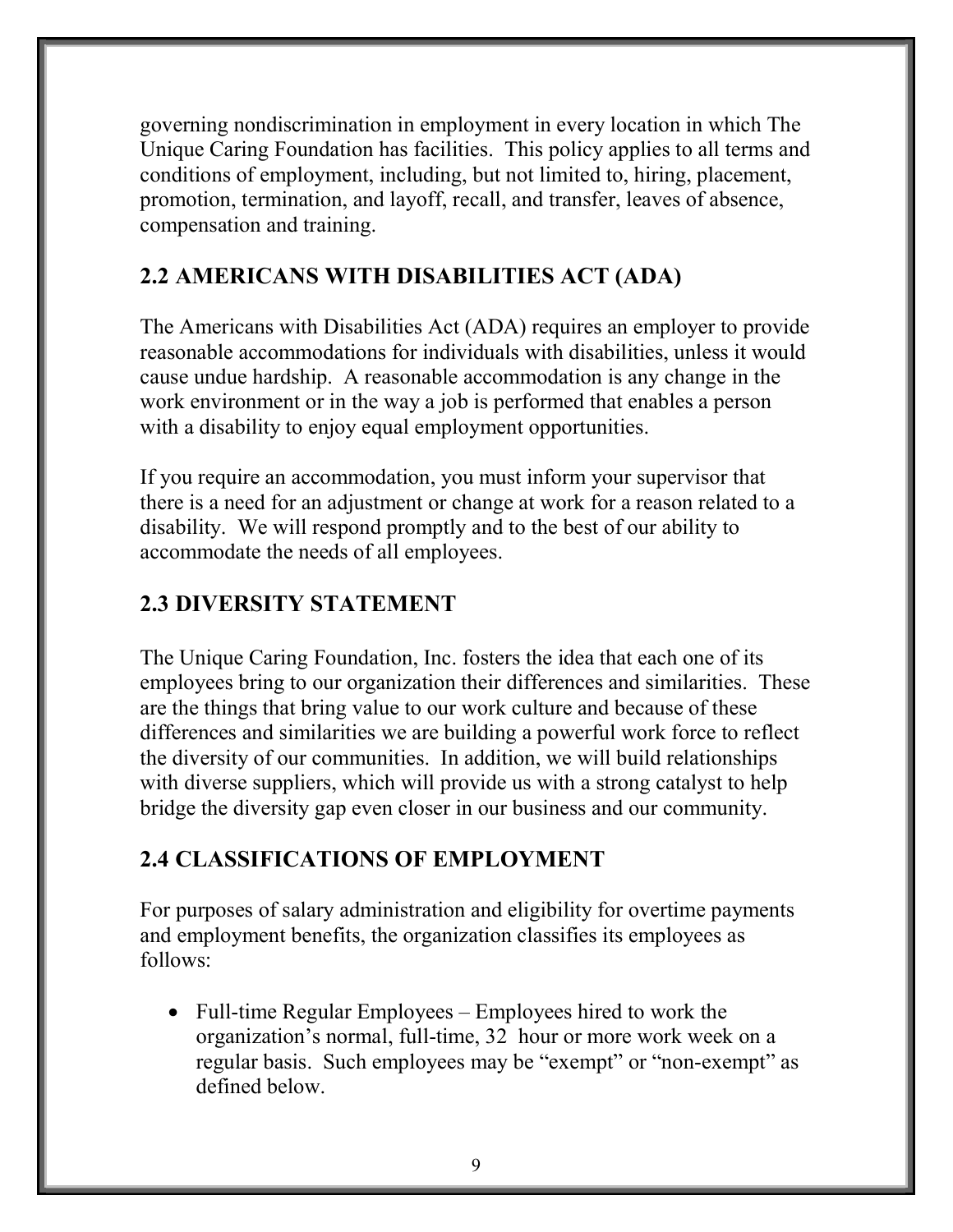governing nondiscrimination in employment in every location in which The Unique Caring Foundation has facilities. This policy applies to all terms and conditions of employment, including, but not limited to, hiring, placement, promotion, termination, and layoff, recall, and transfer, leaves of absence, compensation and training.

## 2.2 AMERICANS WITH DISABILITIES ACT (ADA)

The Americans with Disabilities Act (ADA) requires an employer to provide reasonable accommodations for individuals with disabilities, unless it would cause undue hardship. A reasonable accommodation is any change in the work environment or in the way a job is performed that enables a person with a disability to enjoy equal employment opportunities.

If you require an accommodation, you must inform your supervisor that there is a need for an adjustment or change at work for a reason related to a disability. We will respond promptly and to the best of our ability to accommodate the needs of all employees.

## 2.3 DIVERSITY STATEMENT

The Unique Caring Foundation, Inc. fosters the idea that each one of its employees bring to our organization their differences and similarities. These are the things that bring value to our work culture and because of these differences and similarities we are building a powerful work force to reflect the diversity of our communities. In addition, we will build relationships with diverse suppliers, which will provide us with a strong catalyst to help bridge the diversity gap even closer in our business and our community.

## 2.4 CLASSIFICATIONS OF EMPLOYMENT

For purposes of salary administration and eligibility for overtime payments and employment benefits, the organization classifies its employees as follows:

- Full-time Regular Employees – Employees hired to work the organization's normal, full-time, 32 hour or more work week on a regular basis. Such employees may be "exempt" or "non-exempt" as defined below.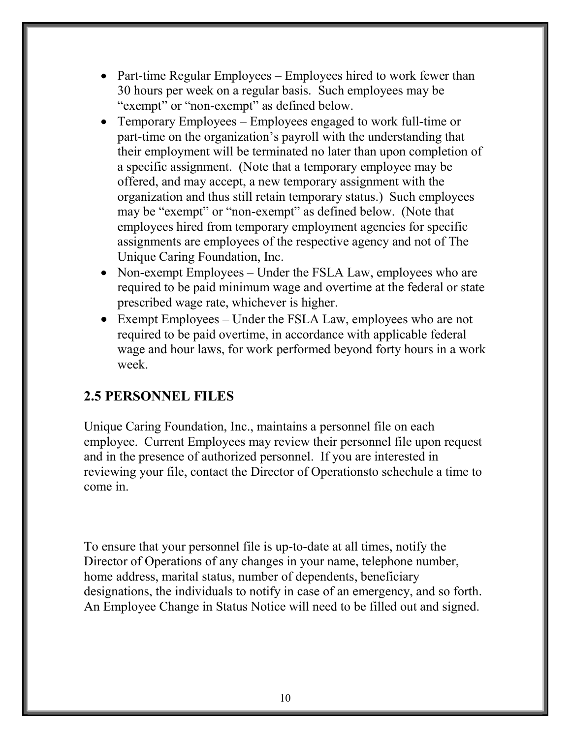- Part-time Regular Employees – Employees hired to work fewer than 30 hours per week on a regular basis. Such employees may be "exempt" or "non-exempt" as defined below.
- Temporary Employees – Employees engaged to work full-time or part-time on the organization's payroll with the understanding that their employment will be terminated no later than upon completion of a specific assignment. (Note that a temporary employee may be offered, and may accept, a new temporary assignment with the organization and thus still retain temporary status.) Such employees may be "exempt" or "non-exempt" as defined below. (Note that employees hired from temporary employment agencies for specific assignments are employees of the respective agency and not of The Unique Caring Foundation, Inc.
- Non-exempt Employees – Under the FSLA Law, employees who are required to be paid minimum wage and overtime at the federal or state prescribed wage rate, whichever is higher.
- Exempt Employees – Under the FSLA Law, employees who are not required to be paid overtime, in accordance with applicable federal wage and hour laws, for work performed beyond forty hours in a work week.

## 2.5 PERSONNEL FILES

Unique Caring Foundation, Inc., maintains a personnel file on each employee. Current Employees may review their personnel file upon request and in the presence of authorized personnel. If you are interested in reviewing your file, contact the Director of Operationsto schechule a time to come in.

To ensure that your personnel file is up-to-date at all times, notify the Director of Operations of any changes in your name, telephone number, home address, marital status, number of dependents, beneficiary designations, the individuals to notify in case of an emergency, and so forth. An Employee Change in Status Notice will need to be filled out and signed.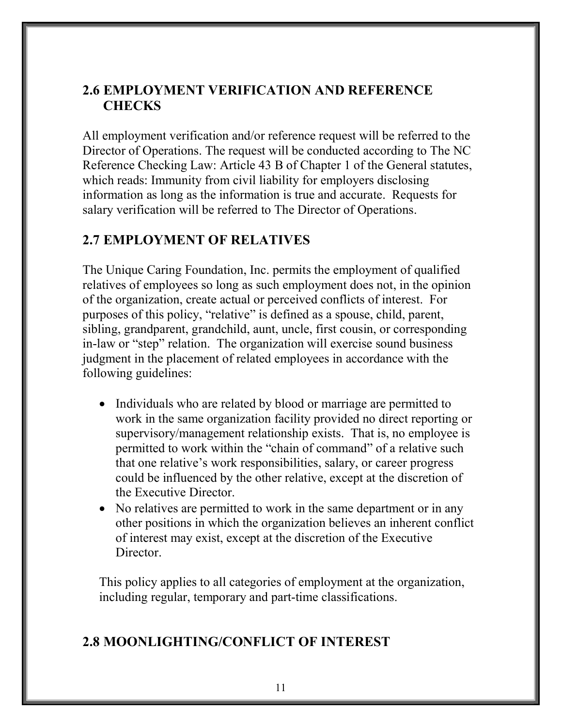## 2.6 EMPLOYMENT VERIFICATION AND REFERENCE CHECKS

All employment verification and/or reference request will be referred to the Director of Operations. The request will be conducted according to The NC Reference Checking Law: Article 43 B of Chapter 1 of the General statutes, which reads: Immunity from civil liability for employers disclosing information as long as the information is true and accurate. Requests for salary verification will be referred to The Director of Operations.

## 2.7 EMPLOYMENT OF RELATIVES

The Unique Caring Foundation, Inc. permits the employment of qualified relatives of employees so long as such employment does not, in the opinion of the organization, create actual or perceived conflicts of interest. For purposes of this policy, "relative" is defined as a spouse, child, parent, sibling, grandparent, grandchild, aunt, uncle, first cousin, or corresponding in-law or "step" relation. The organization will exercise sound business judgment in the placement of related employees in accordance with the following guidelines:

- Individuals who are related by blood or marriage are permitted to work in the same organization facility provided no direct reporting or supervisory/management relationship exists. That is, no employee is permitted to work within the "chain of command" of a relative such that one relative's work responsibilities, salary, or career progress could be influenced by the other relative, except at the discretion of the Executive Director.
- No relatives are permitted to work in the same department or in any other positions in which the organization believes an inherent conflict of interest may exist, except at the discretion of the Executive Director.

This policy applies to all categories of employment at the organization, including regular, temporary and part-time classifications.

## 2.8 MOONLIGHTING/CONFLICT OF INTEREST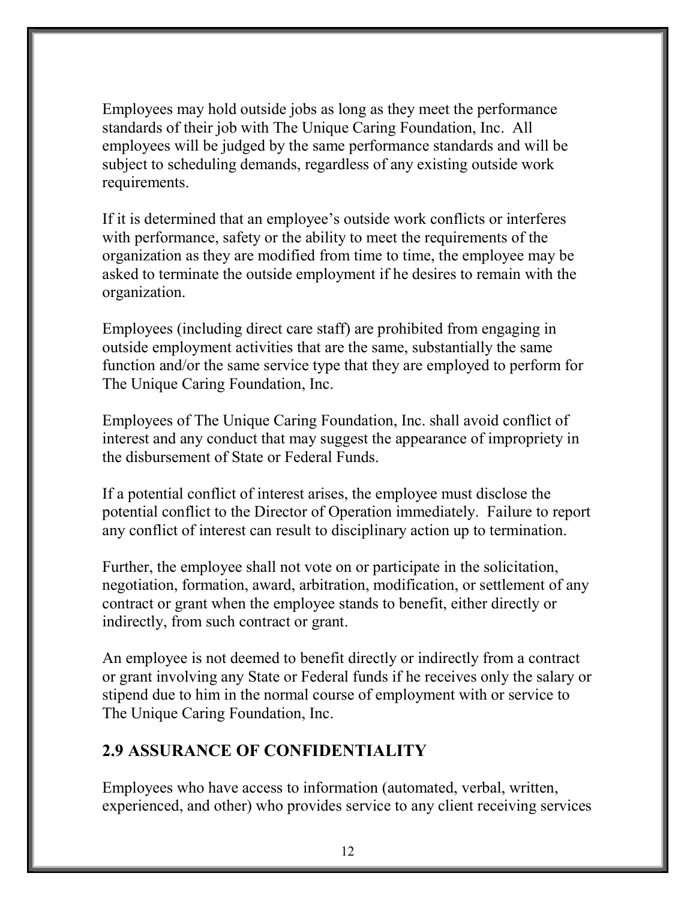Employees may hold outside jobs as long as they meet the performance standards of their job with The Unique Caring Foundation, Inc. All employees will be judged by the same performance standards and will be subject to scheduling demands, regardless of any existing outside work requirements.

If it is determined that an employee's outside work conflicts or interferes with performance, safety or the ability to meet the requirements of the organization as they are modified from time to time, the employee may be asked to terminate the outside employment if he desires to remain with the organization.

Employees (including direct care staff) are prohibited from engaging in outside employment activities that are the same, substantially the same function and/or the same service type that they are employed to perform for The Unique Caring Foundation, Inc.

Employees of The Unique Caring Foundation, Inc. shall avoid conflict of interest and any conduct that may suggest the appearance of impropriety in the disbursement of State or Federal Funds.

If a potential conflict of interest arises, the employee must disclose the potential conflict to the Director of Operation immediately. Failure to report any conflict of interest can result to disciplinary action up to termination.

Further, the employee shall not vote on or participate in the solicitation, negotiation, formation, award, arbitration, modification, or settlement of any contract or grant when the employee stands to benefit, either directly or indirectly, from such contract or grant.

An employee is not deemed to benefit directly or indirectly from a contract or grant involving any State or Federal funds if he receives only the salary or stipend due to him in the normal course of employment with or service to The Unique Caring Foundation, Inc.

## 2.9 ASSURANCE OF CONFIDENTIALITY

Employees who have access to information (automated, verbal, written, experienced, and other) who provides service to any client receiving services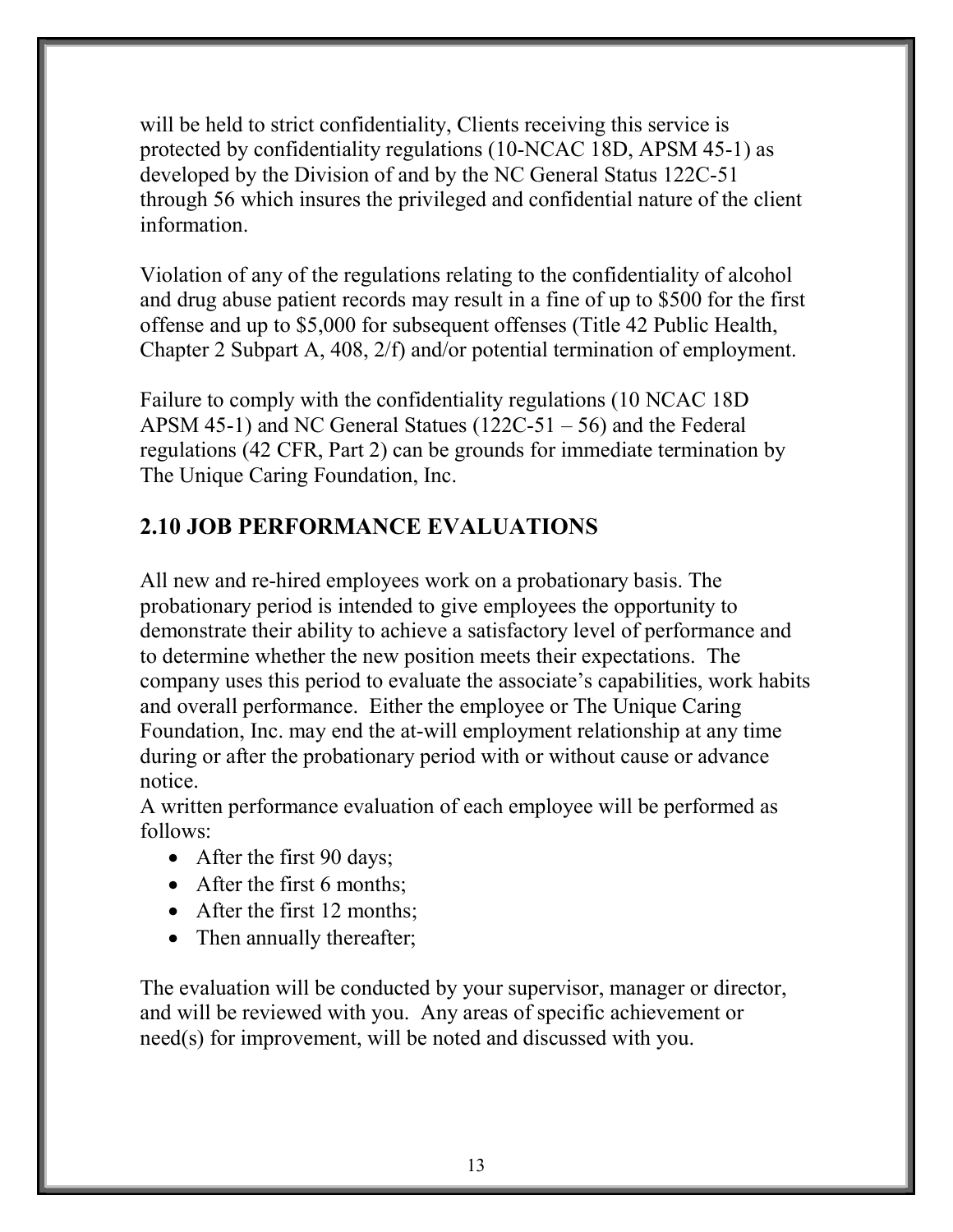will be held to strict confidentiality, Clients receiving this service is protected by confidentiality regulations (10-NCAC 18D, APSM 45-1) as developed by the Division of and by the NC General Status 122C-51 through 56 which insures the privileged and confidential nature of the client information.

Violation of any of the regulations relating to the confidentiality of alcohol and drug abuse patient records may result in a fine of up to $500 for the first offense and up to $5,000 for subsequent offenses (Title 42 Public Health, Chapter 2 Subpart A, 408, 2/f) and/or potential termination of employment.

Failure to comply with the confidentiality regulations (10 NCAC 18D APSM 45-1) and NC General Statues (122C-51 – 56) and the Federal regulations (42 CFR, Part 2) can be grounds for immediate termination by The Unique Caring Foundation, Inc.

## 2.10 JOB PERFORMANCE EVALUATIONS

All new and re-hired employees work on a probationary basis. The probationary period is intended to give employees the opportunity to demonstrate their ability to achieve a satisfactory level of performance and to determine whether the new position meets their expectations. The company uses this period to evaluate the associate's capabilities, work habits and overall performance. Either the employee or The Unique Caring Foundation, Inc. may end the at-will employment relationship at any time during or after the probationary period with or without cause or advance notice.

A written performance evaluation of each employee will be performed as follows:

- After the first 90 days;
- After the first 6 months;
- After the first 12 months;
- Then annually thereafter;

The evaluation will be conducted by your supervisor, manager or director, and will be reviewed with you. Any areas of specific achievement or need(s) for improvement, will be noted and discussed with you.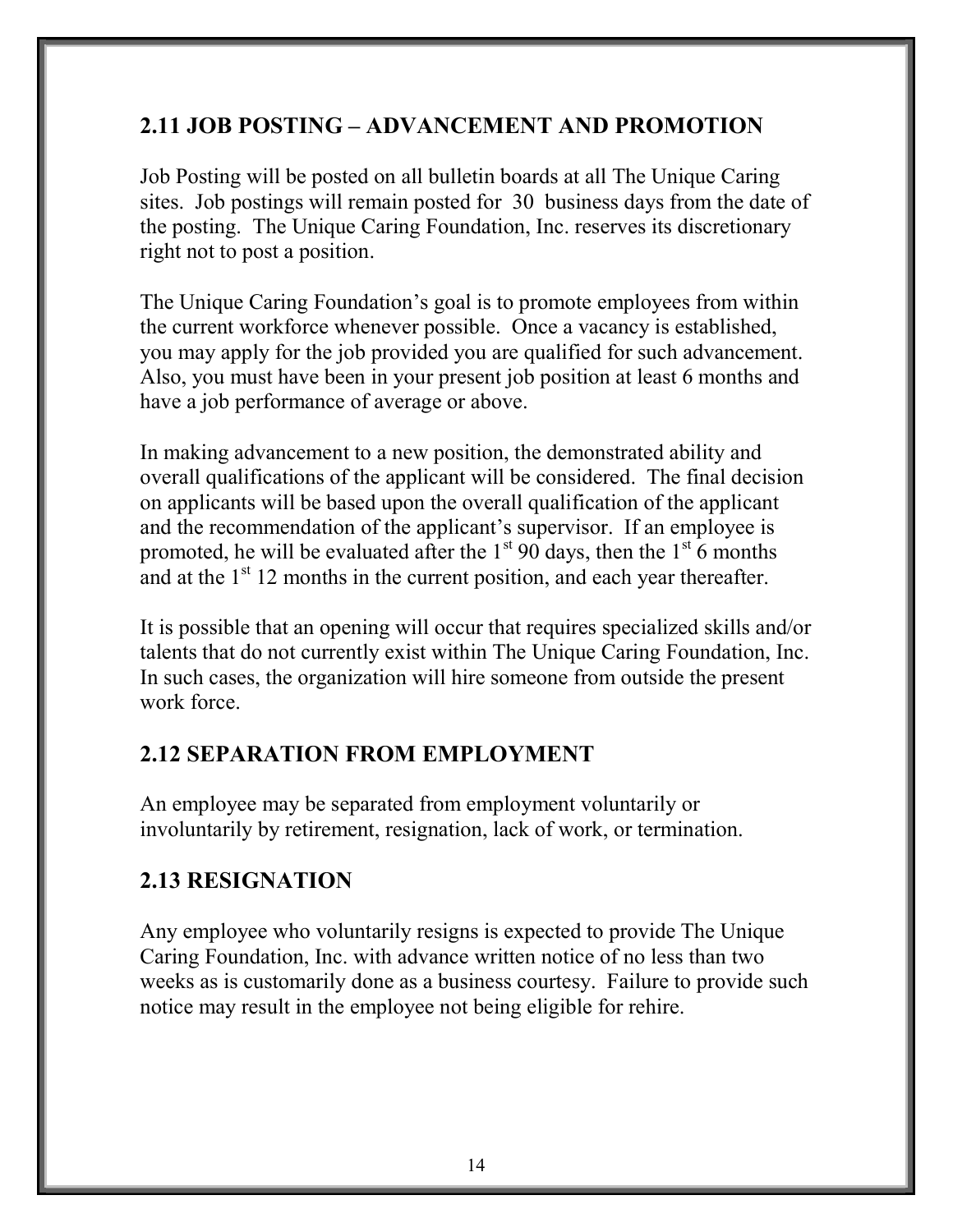## 2.11 JOB POSTING – ADVANCEMENT AND PROMOTION

Job Posting will be posted on all bulletin boards at all The Unique Caring sites. Job postings will remain posted for 30 business days from the date of the posting. The Unique Caring Foundation, Inc. reserves its discretionary right not to post a position.

The Unique Caring Foundation's goal is to promote employees from within the current workforce whenever possible. Once a vacancy is established, you may apply for the job provided you are qualified for such advancement. Also, you must have been in your present job position at least 6 months and have a job performance of average or above.

In making advancement to a new position, the demonstrated ability and overall qualifications of the applicant will be considered. The final decision on applicants will be based upon the overall qualification of the applicant and the recommendation of the applicant's supervisor. If an employee is promoted, he will be evaluated after the 1st 90 days, then the 1st 6 months and at the 1st 12 months in the current position, and each year thereafter.

It is possible that an opening will occur that requires specialized skills and/or talents that do not currently exist within The Unique Caring Foundation, Inc. In such cases, the organization will hire someone from outside the present work force.

## 2.12 SEPARATION FROM EMPLOYMENT

An employee may be separated from employment voluntarily or involuntarily by retirement, resignation, lack of work, or termination.

## 2.13 RESIGNATION

Any employee who voluntarily resigns is expected to provide The Unique Caring Foundation, Inc. with advance written notice of no less than two weeks as is customarily done as a business courtesy. Failure to provide such notice may result in the employee not being eligible for rehire.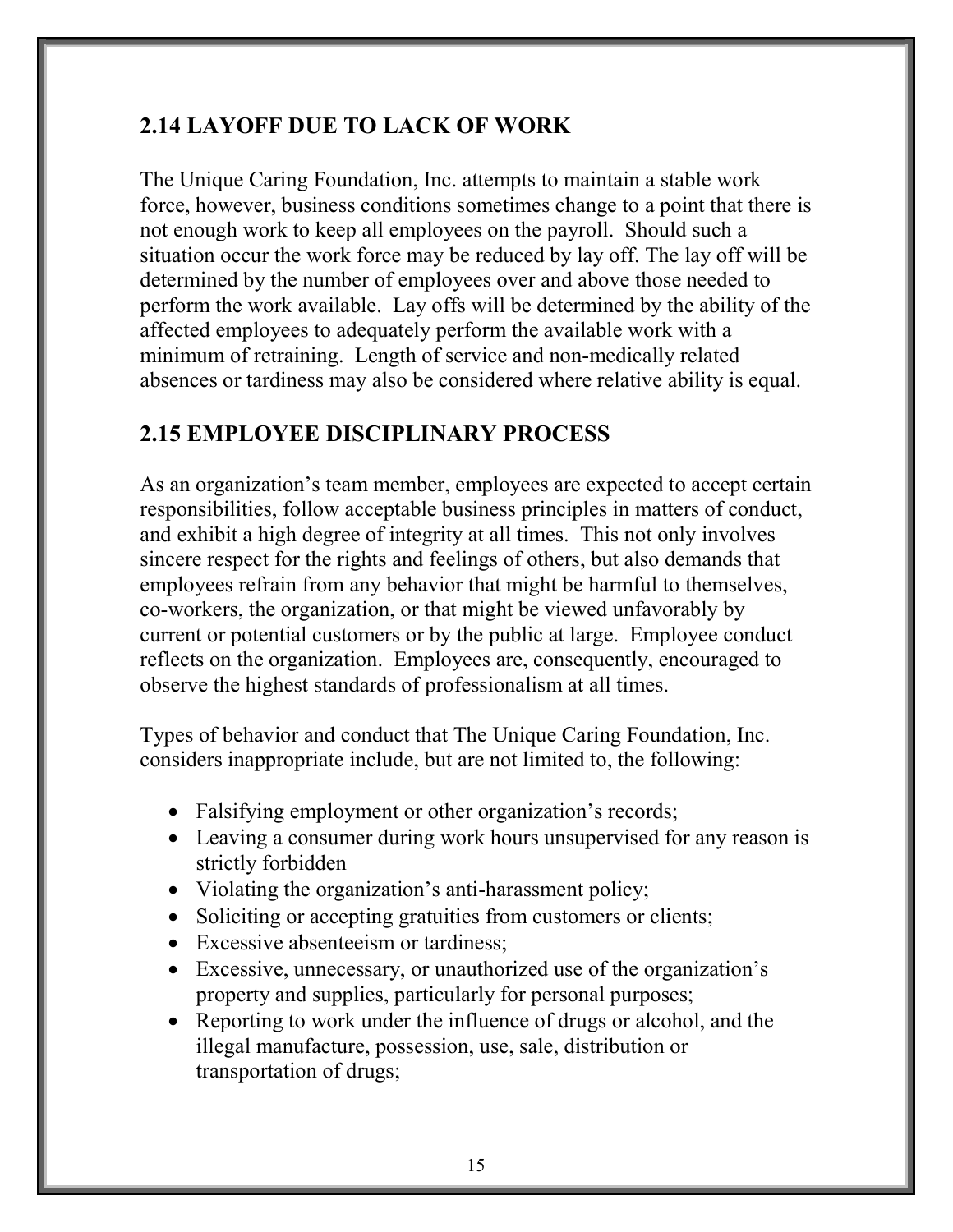## 2.14 LAYOFF DUE TO LACK OF WORK

The Unique Caring Foundation, Inc. attempts to maintain a stable work force, however, business conditions sometimes change to a point that there is not enough work to keep all employees on the payroll. Should such a situation occur the work force may be reduced by lay off. The lay off will be determined by the number of employees over and above those needed to perform the work available. Lay offs will be determined by the ability of the affected employees to adequately perform the available work with a minimum of retraining. Length of service and non-medically related absences or tardiness may also be considered where relative ability is equal.

## 2.15 EMPLOYEE DISCIPLINARY PROCESS

As an organization's team member, employees are expected to accept certain responsibilities, follow acceptable business principles in matters of conduct, and exhibit a high degree of integrity at all times. This not only involves sincere respect for the rights and feelings of others, but also demands that employees refrain from any behavior that might be harmful to themselves, co-workers, the organization, or that might be viewed unfavorably by current or potential customers or by the public at large. Employee conduct reflects on the organization. Employees are, consequently, encouraged to observe the highest standards of professionalism at all times.

Types of behavior and conduct that The Unique Caring Foundation, Inc. considers inappropriate include, but are not limited to, the following:

- Falsifying employment or other organization's records;
- Leaving a consumer during work hours unsupervised for any reason is strictly forbidden
- Violating the organization's anti-harassment policy;
- Soliciting or accepting gratuities from customers or clients;
- Excessive absenteeism or tardiness;
- Excessive, unnecessary, or unauthorized use of the organization's property and supplies, particularly for personal purposes;
- Reporting to work under the influence of drugs or alcohol, and the illegal manufacture, possession, use, sale, distribution or transportation of drugs;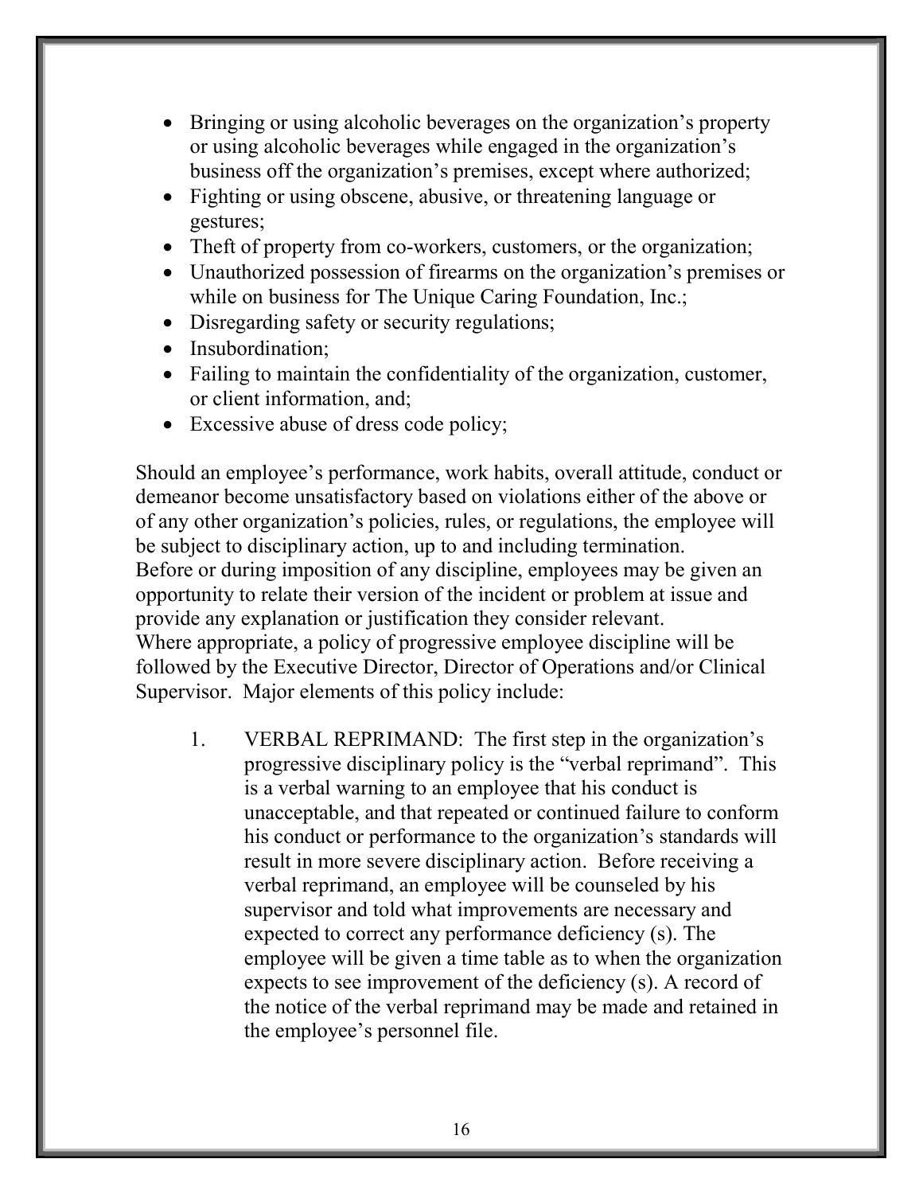- Bringing or using alcoholic beverages on the organization's property or using alcoholic beverages while engaged in the organization's business off the organization's premises, except where authorized;
- Fighting or using obscene, abusive, or threatening language or gestures;
- Theft of property from co-workers, customers, or the organization;
- Unauthorized possession of firearms on the organization's premises or while on business for The Unique Caring Foundation, Inc.;
- Disregarding safety or security regulations;
- Insubordination;
- Failing to maintain the confidentiality of the organization, customer, or client information, and;
- Excessive abuse of dress code policy;

Should an employee's performance, work habits, overall attitude, conduct or demeanor become unsatisfactory based on violations either of the above or of any other organization's policies, rules, or regulations, the employee will be subject to disciplinary action, up to and including termination.
Before or during imposition of any discipline, employees may be given an opportunity to relate their version of the incident or problem at issue and provide any explanation or justification they consider relevant.
Where appropriate, a policy of progressive employee discipline will be followed by the Executive Director, Director of Operations and/or Clinical Supervisor. Major elements of this policy include:

1. VERBAL REPRIMAND: The first step in the organization's progressive disciplinary policy is the "verbal reprimand". This is a verbal warning to an employee that his conduct is unacceptable, and that repeated or continued failure to conform his conduct or performance to the organization's standards will result in more severe disciplinary action. Before receiving a verbal reprimand, an employee will be counseled by his supervisor and told what improvements are necessary and expected to correct any performance deficiency (s). The employee will be given a time table as to when the organization expects to see improvement of the deficiency (s). A record of the notice of the verbal reprimand may be made and retained in the employee's personnel file.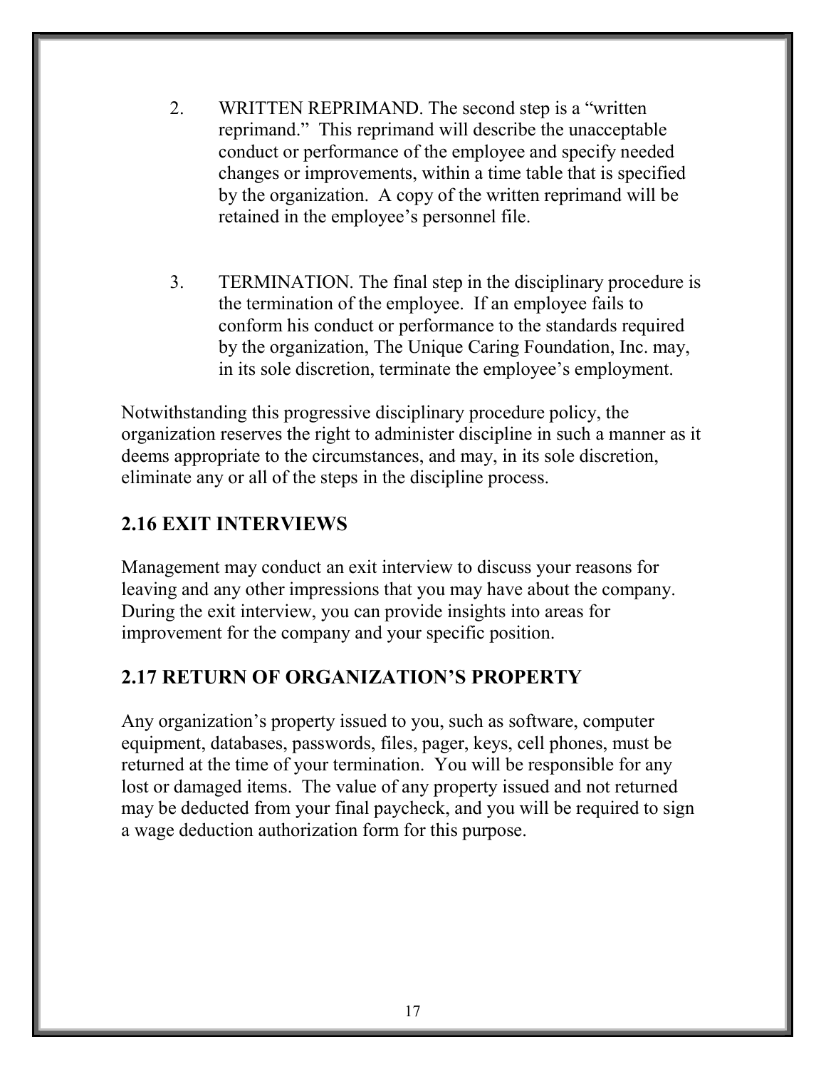2. WRITTEN REPRIMAND. The second step is a "written reprimand." This reprimand will describe the unacceptable conduct or performance of the employee and specify needed changes or improvements, within a time table that is specified by the organization. A copy of the written reprimand will be retained in the employee's personnel file.

3. TERMINATION. The final step in the disciplinary procedure is the termination of the employee. If an employee fails to conform his conduct or performance to the standards required by the organization, The Unique Caring Foundation, Inc. may, in its sole discretion, terminate the employee's employment.

Notwithstanding this progressive disciplinary procedure policy, the organization reserves the right to administer discipline in such a manner as it deems appropriate to the circumstances, and may, in its sole discretion, eliminate any or all of the steps in the discipline process.

## 2.16 EXIT INTERVIEWS

Management may conduct an exit interview to discuss your reasons for leaving and any other impressions that you may have about the company. During the exit interview, you can provide insights into areas for improvement for the company and your specific position.

## 2.17 RETURN OF ORGANIZATION'S PROPERTY

Any organization's property issued to you, such as software, computer equipment, databases, passwords, files, pager, keys, cell phones, must be returned at the time of your termination. You will be responsible for any lost or damaged items. The value of any property issued and not returned may be deducted from your final paycheck, and you will be required to sign a wage deduction authorization form for this purpose.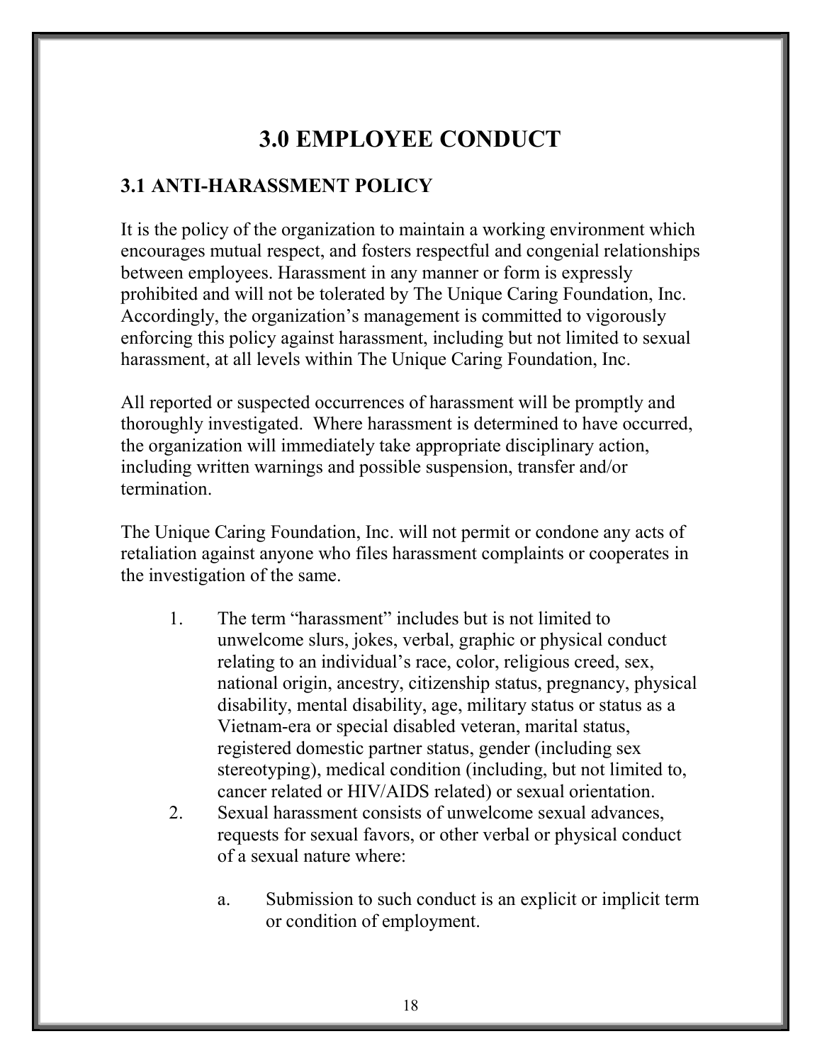# 3.0 EMPLOYEE CONDUCT

## 3.1 ANTI-HARASSMENT POLICY

It is the policy of the organization to maintain a working environment which encourages mutual respect, and fosters respectful and congenial relationships between employees. Harassment in any manner or form is expressly prohibited and will not be tolerated by The Unique Caring Foundation, Inc. Accordingly, the organization's management is committed to vigorously enforcing this policy against harassment, including but not limited to sexual harassment, at all levels within The Unique Caring Foundation, Inc.

All reported or suspected occurrences of harassment will be promptly and thoroughly investigated. Where harassment is determined to have occurred, the organization will immediately take appropriate disciplinary action, including written warnings and possible suspension, transfer and/or termination.

The Unique Caring Foundation, Inc. will not permit or condone any acts of retaliation against anyone who files harassment complaints or cooperates in the investigation of the same.

1. The term "harassment" includes but is not limited to unwelcome slurs, jokes, verbal, graphic or physical conduct relating to an individual's race, color, religious creed, sex, national origin, ancestry, citizenship status, pregnancy, physical disability, mental disability, age, military status or status as a Vietnam-era or special disabled veteran, marital status, registered domestic partner status, gender (including sex stereotyping), medical condition (including, but not limited to, cancer related or HIV/AIDS related) or sexual orientation.
2. Sexual harassment consists of unwelcome sexual advances, requests for sexual favors, or other verbal or physical conduct of a sexual nature where:

   a. Submission to such conduct is an explicit or implicit term or condition of employment.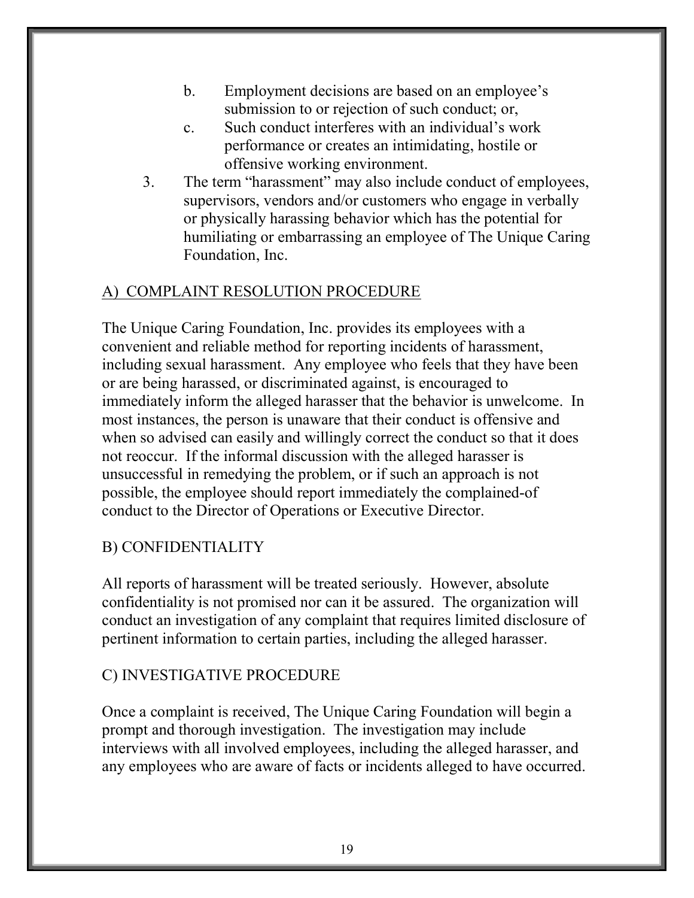b. Employment decisions are based on an employee's submission to or rejection of such conduct; or,

c. Such conduct interferes with an individual's work performance or creates an intimidating, hostile or offensive working environment.

3. The term "harassment" may also include conduct of employees, supervisors, vendors and/or customers who engage in verbally or physically harassing behavior which has the potential for humiliating or embarrassing an employee of The Unique Caring Foundation, Inc.

## A) COMPLAINT RESOLUTION PROCEDURE

The Unique Caring Foundation, Inc. provides its employees with a convenient and reliable method for reporting incidents of harassment, including sexual harassment. Any employee who feels that they have been or are being harassed, or discriminated against, is encouraged to immediately inform the alleged harasser that the behavior is unwelcome. In most instances, the person is unaware that their conduct is offensive and when so advised can easily and willingly correct the conduct so that it does not reoccur. If the informal discussion with the alleged harasser is unsuccessful in remedying the problem, or if such an approach is not possible, the employee should report immediately the complained-of conduct to the Director of Operations or Executive Director.

## B) CONFIDENTIALITY

All reports of harassment will be treated seriously. However, absolute confidentiality is not promised nor can it be assured. The organization will conduct an investigation of any complaint that requires limited disclosure of pertinent information to certain parties, including the alleged harasser.

## C) INVESTIGATIVE PROCEDURE

Once a complaint is received, The Unique Caring Foundation will begin a prompt and thorough investigation. The investigation may include interviews with all involved employees, including the alleged harasser, and any employees who are aware of facts or incidents alleged to have occurred.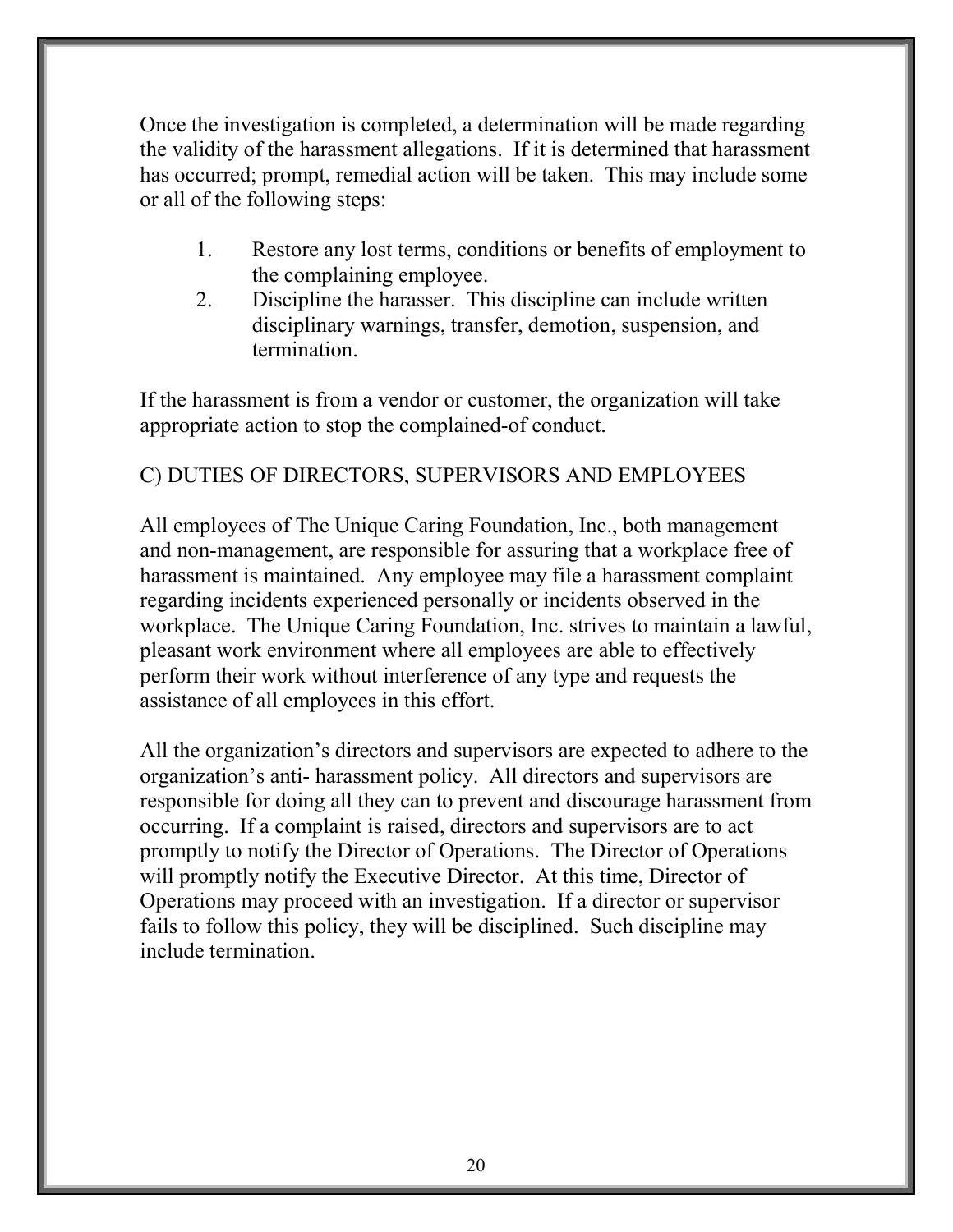Once the investigation is completed, a determination will be made regarding the validity of the harassment allegations. If it is determined that harassment has occurred; prompt, remedial action will be taken. This may include some or all of the following steps:

1. Restore any lost terms, conditions or benefits of employment to the complaining employee.
2. Discipline the harasser. This discipline can include written disciplinary warnings, transfer, demotion, suspension, and termination.

If the harassment is from a vendor or customer, the organization will take appropriate action to stop the complained-of conduct.

C) DUTIES OF DIRECTORS, SUPERVISORS AND EMPLOYEES

All employees of The Unique Caring Foundation, Inc., both management and non-management, are responsible for assuring that a workplace free of harassment is maintained. Any employee may file a harassment complaint regarding incidents experienced personally or incidents observed in the workplace. The Unique Caring Foundation, Inc. strives to maintain a lawful, pleasant work environment where all employees are able to effectively perform their work without interference of any type and requests the assistance of all employees in this effort.

All the organization's directors and supervisors are expected to adhere to the organization's anti- harassment policy. All directors and supervisors are responsible for doing all they can to prevent and discourage harassment from occurring. If a complaint is raised, directors and supervisors are to act promptly to notify the Director of Operations. The Director of Operations will promptly notify the Executive Director. At this time, Director of Operations may proceed with an investigation. If a director or supervisor fails to follow this policy, they will be disciplined. Such discipline may include termination.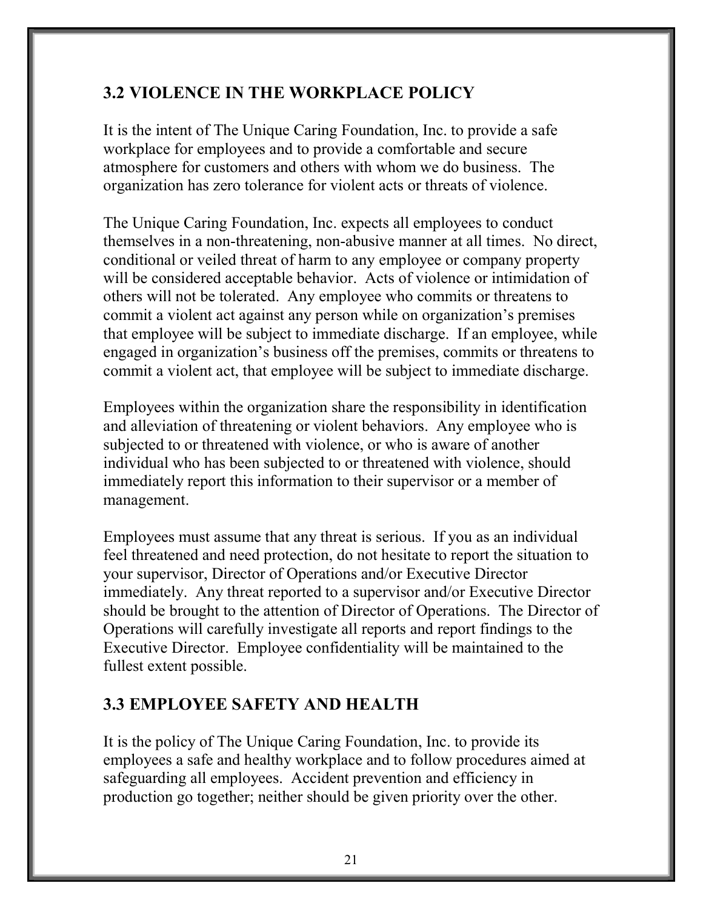## 3.2 VIOLENCE IN THE WORKPLACE POLICY

It is the intent of The Unique Caring Foundation, Inc. to provide a safe workplace for employees and to provide a comfortable and secure atmosphere for customers and others with whom we do business. The organization has zero tolerance for violent acts or threats of violence.

The Unique Caring Foundation, Inc. expects all employees to conduct themselves in a non-threatening, non-abusive manner at all times. No direct, conditional or veiled threat of harm to any employee or company property will be considered acceptable behavior. Acts of violence or intimidation of others will not be tolerated. Any employee who commits or threatens to commit a violent act against any person while on organization's premises that employee will be subject to immediate discharge. If an employee, while engaged in organization's business off the premises, commits or threatens to commit a violent act, that employee will be subject to immediate discharge.

Employees within the organization share the responsibility in identification and alleviation of threatening or violent behaviors. Any employee who is subjected to or threatened with violence, or who is aware of another individual who has been subjected to or threatened with violence, should immediately report this information to their supervisor or a member of management.

Employees must assume that any threat is serious. If you as an individual feel threatened and need protection, do not hesitate to report the situation to your supervisor, Director of Operations and/or Executive Director immediately. Any threat reported to a supervisor and/or Executive Director should be brought to the attention of Director of Operations. The Director of Operations will carefully investigate all reports and report findings to the Executive Director. Employee confidentiality will be maintained to the fullest extent possible.

## 3.3 EMPLOYEE SAFETY AND HEALTH

It is the policy of The Unique Caring Foundation, Inc. to provide its employees a safe and healthy workplace and to follow procedures aimed at safeguarding all employees. Accident prevention and efficiency in production go together; neither should be given priority over the other.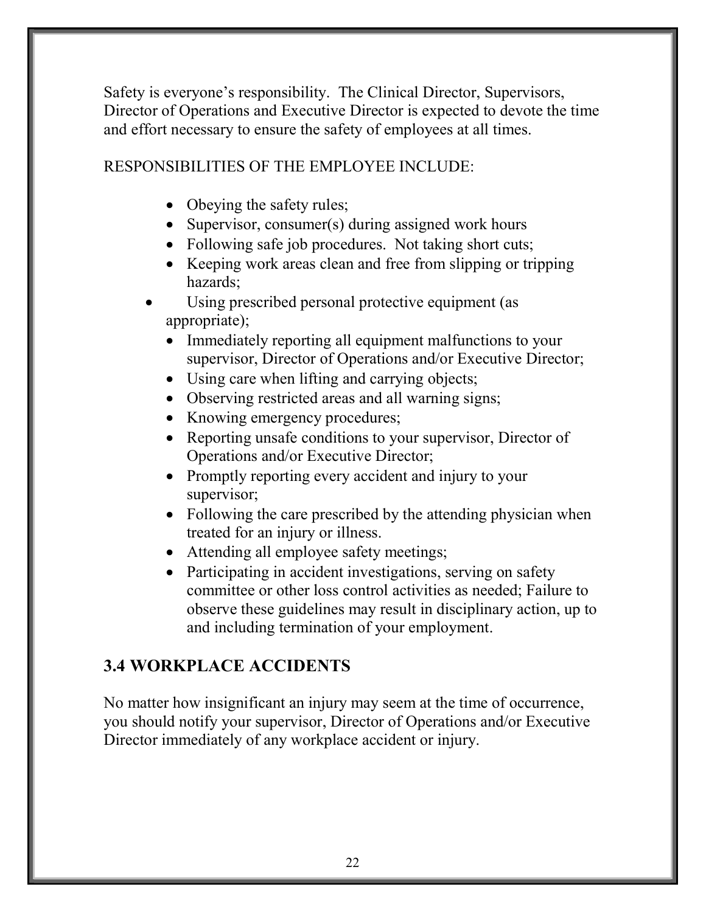Safety is everyone's responsibility. The Clinical Director, Supervisors, Director of Operations and Executive Director is expected to devote the time and effort necessary to ensure the safety of employees at all times.

RESPONSIBILITIES OF THE EMPLOYEE INCLUDE:

- Obeying the safety rules;
- Supervisor, consumer(s) during assigned work hours
- Following safe job procedures. Not taking short cuts;
- Keeping work areas clean and free from slipping or tripping hazards;
- Using prescribed personal protective equipment (as appropriate);
- Immediately reporting all equipment malfunctions to your supervisor, Director of Operations and/or Executive Director;
- Using care when lifting and carrying objects;
- Observing restricted areas and all warning signs;
- Knowing emergency procedures;
- Reporting unsafe conditions to your supervisor, Director of Operations and/or Executive Director;
- Promptly reporting every accident and injury to your supervisor;
- Following the care prescribed by the attending physician when treated for an injury or illness.
- Attending all employee safety meetings;
- Participating in accident investigations, serving on safety committee or other loss control activities as needed; Failure to observe these guidelines may result in disciplinary action, up to and including termination of your employment.

## 3.4 WORKPLACE ACCIDENTS

No matter how insignificant an injury may seem at the time of occurrence, you should notify your supervisor, Director of Operations and/or Executive Director immediately of any workplace accident or injury.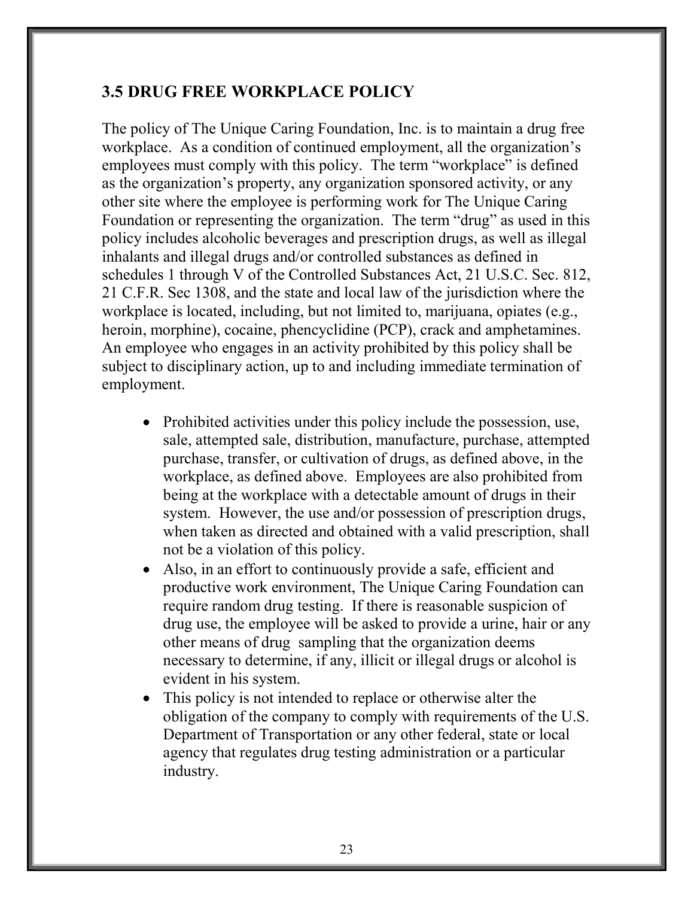## 3.5 DRUG FREE WORKPLACE POLICY

The policy of The Unique Caring Foundation, Inc. is to maintain a drug free workplace. As a condition of continued employment, all the organization's employees must comply with this policy. The term "workplace" is defined as the organization's property, any organization sponsored activity, or any other site where the employee is performing work for The Unique Caring Foundation or representing the organization. The term "drug" as used in this policy includes alcoholic beverages and prescription drugs, as well as illegal inhalants and illegal drugs and/or controlled substances as defined in schedules 1 through V of the Controlled Substances Act, 21 U.S.C. Sec. 812, 21 C.F.R. Sec 1308, and the state and local law of the jurisdiction where the workplace is located, including, but not limited to, marijuana, opiates (e.g., heroin, morphine), cocaine, phencyclidine (PCP), crack and amphetamines. An employee who engages in an activity prohibited by this policy shall be subject to disciplinary action, up to and including immediate termination of employment.

- Prohibited activities under this policy include the possession, use, sale, attempted sale, distribution, manufacture, purchase, attempted purchase, transfer, or cultivation of drugs, as defined above, in the workplace, as defined above. Employees are also prohibited from being at the workplace with a detectable amount of drugs in their system. However, the use and/or possession of prescription drugs, when taken as directed and obtained with a valid prescription, shall not be a violation of this policy.
- Also, in an effort to continuously provide a safe, efficient and productive work environment, The Unique Caring Foundation can require random drug testing. If there is reasonable suspicion of drug use, the employee will be asked to provide a urine, hair or any other means of drug sampling that the organization deems necessary to determine, if any, illicit or illegal drugs or alcohol is evident in his system.
- This policy is not intended to replace or otherwise alter the obligation of the company to comply with requirements of the U.S. Department of Transportation or any other federal, state or local agency that regulates drug testing administration or a particular industry.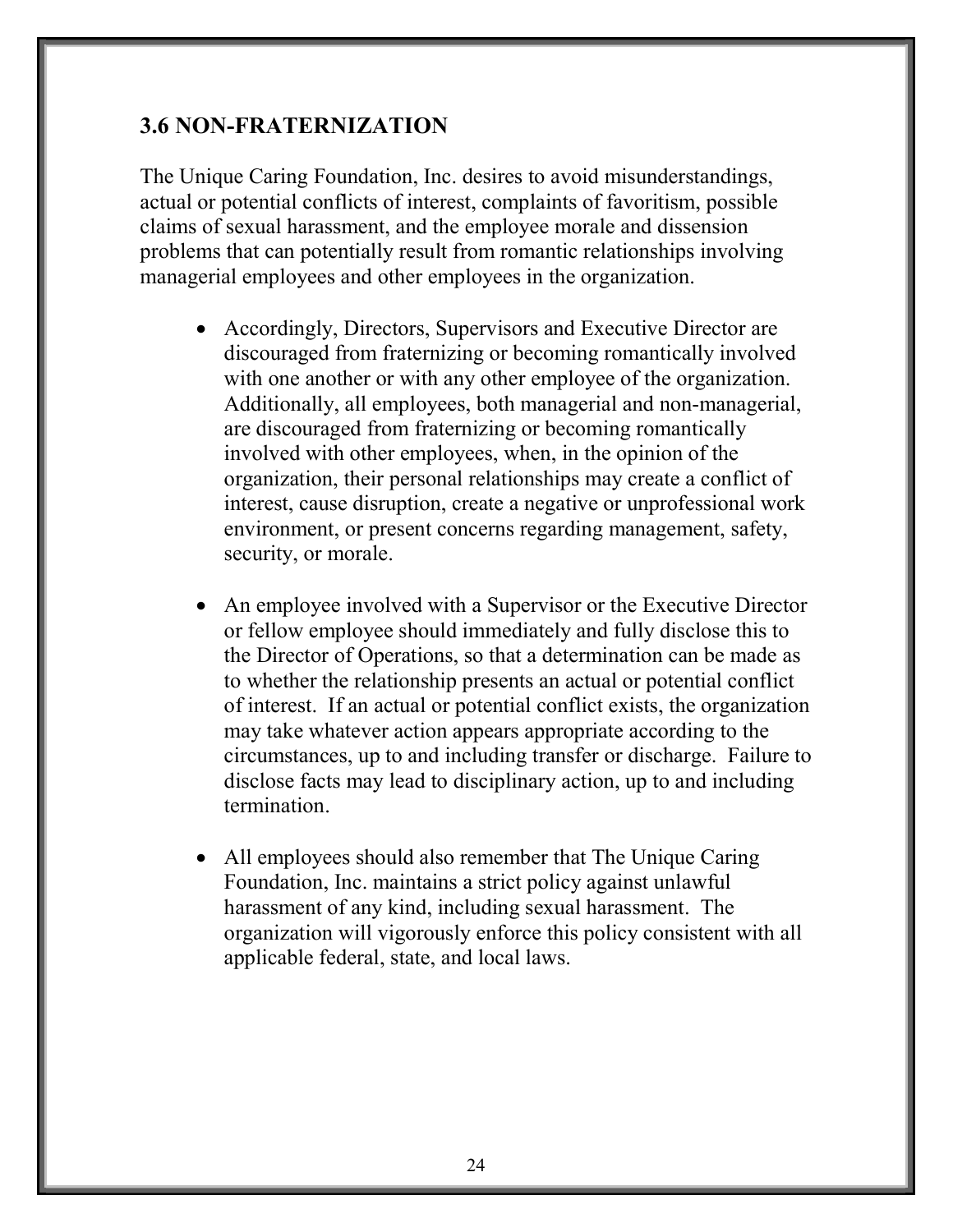### 3.6 NON-FRATERNIZATION

The Unique Caring Foundation, Inc. desires to avoid misunderstandings, actual or potential conflicts of interest, complaints of favoritism, possible claims of sexual harassment, and the employee morale and dissension problems that can potentially result from romantic relationships involving managerial employees and other employees in the organization.

- Accordingly, Directors, Supervisors and Executive Director are discouraged from fraternizing or becoming romantically involved with one another or with any other employee of the organization. Additionally, all employees, both managerial and non-managerial, are discouraged from fraternizing or becoming romantically involved with other employees, when, in the opinion of the organization, their personal relationships may create a conflict of interest, cause disruption, create a negative or unprofessional work environment, or present concerns regarding management, safety, security, or morale.

- An employee involved with a Supervisor or the Executive Director or fellow employee should immediately and fully disclose this to the Director of Operations, so that a determination can be made as to whether the relationship presents an actual or potential conflict of interest. If an actual or potential conflict exists, the organization may take whatever action appears appropriate according to the circumstances, up to and including transfer or discharge. Failure to disclose facts may lead to disciplinary action, up to and including termination.

- All employees should also remember that The Unique Caring Foundation, Inc. maintains a strict policy against unlawful harassment of any kind, including sexual harassment. The organization will vigorously enforce this policy consistent with all applicable federal, state, and local laws.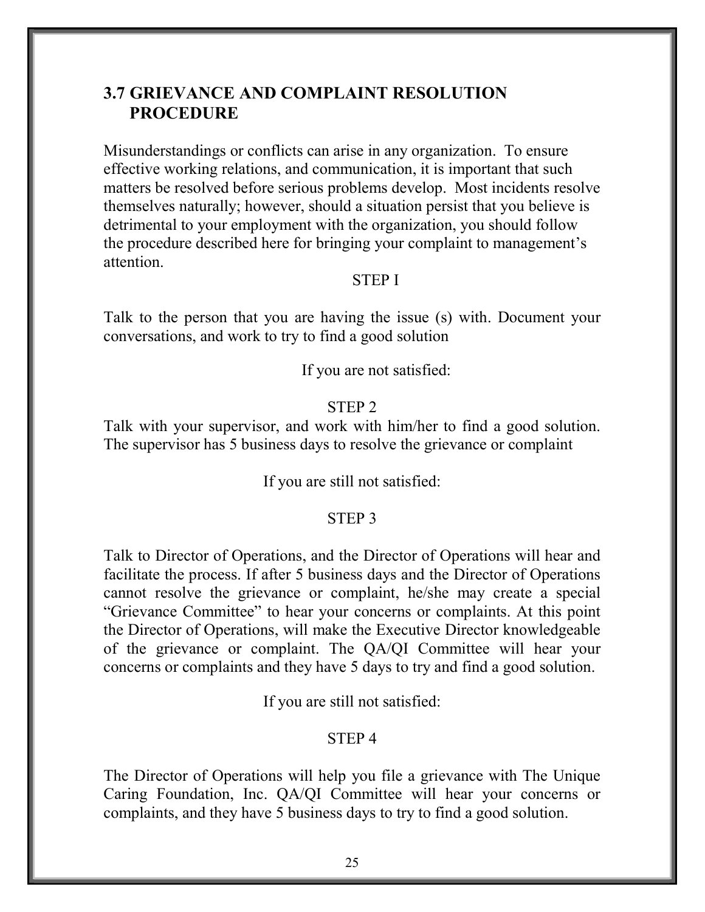## 3.7 GRIEVANCE AND COMPLAINT RESOLUTION PROCEDURE

Misunderstandings or conflicts can arise in any organization. To ensure effective working relations, and communication, it is important that such matters be resolved before serious problems develop. Most incidents resolve themselves naturally; however, should a situation persist that you believe is detrimental to your employment with the organization, you should follow the procedure described here for bringing your complaint to management's attention.

STEP I

Talk to the person that you are having the issue (s) with. Document your conversations, and work to try to find a good solution

If you are not satisfied:

STEP 2

Talk with your supervisor, and work with him/her to find a good solution. The supervisor has 5 business days to resolve the grievance or complaint

If you are still not satisfied:

STEP 3

Talk to Director of Operations, and the Director of Operations will hear and facilitate the process. If after 5 business days and the Director of Operations cannot resolve the grievance or complaint, he/she may create a special "Grievance Committee" to hear your concerns or complaints. At this point the Director of Operations, will make the Executive Director knowledgeable of the grievance or complaint. The QA/QI Committee will hear your concerns or complaints and they have 5 days to try and find a good solution.

If you are still not satisfied:

STEP 4

The Director of Operations will help you file a grievance with The Unique Caring Foundation, Inc. QA/QI Committee will hear your concerns or complaints, and they have 5 business days to try to find a good solution.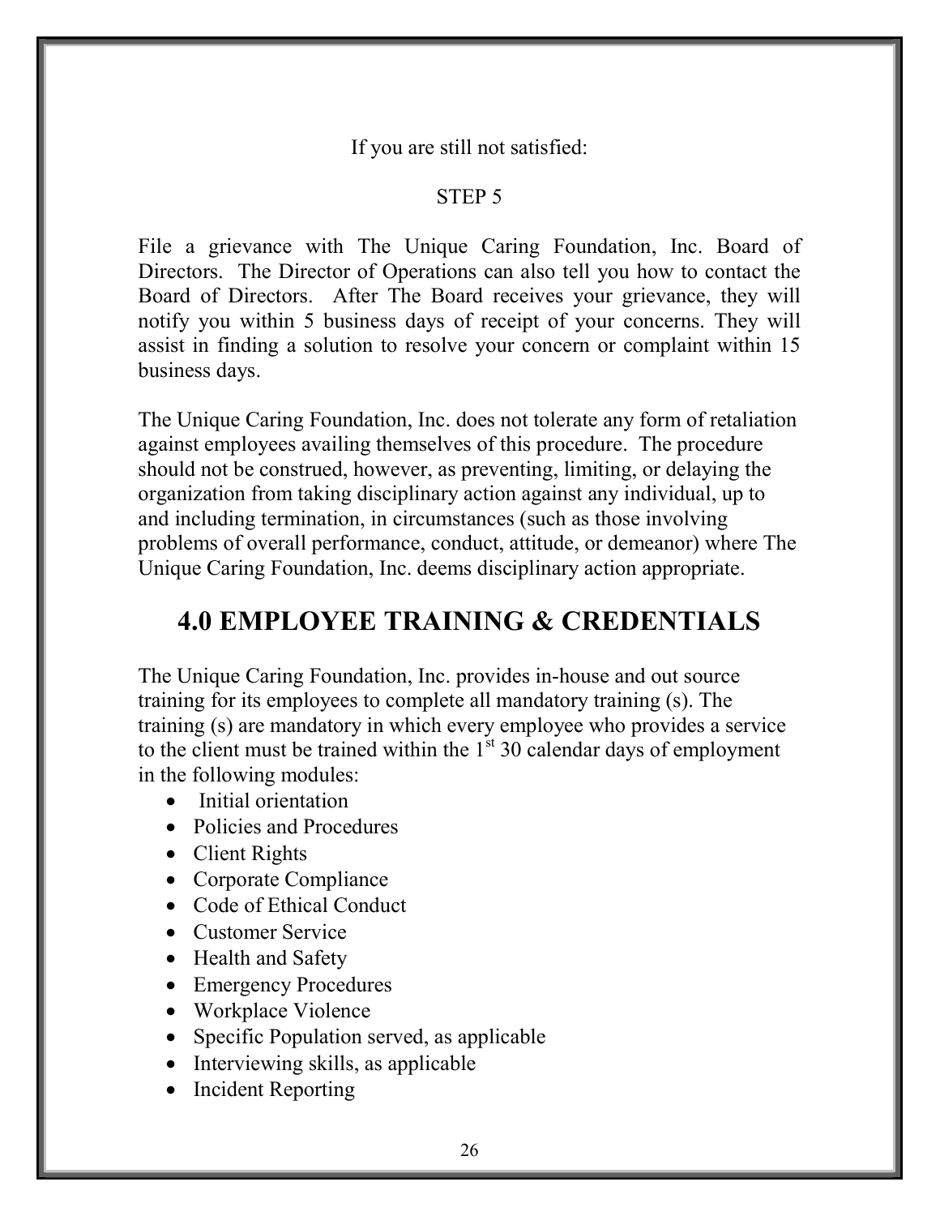If you are still not satisfied:

STEP 5

File a grievance with The Unique Caring Foundation, Inc. Board of Directors. The Director of Operations can also tell you how to contact the Board of Directors. After The Board receives your grievance, they will notify you within 5 business days of receipt of your concerns. They will assist in finding a solution to resolve your concern or complaint within 15 business days.

The Unique Caring Foundation, Inc. does not tolerate any form of retaliation against employees availing themselves of this procedure. The procedure should not be construed, however, as preventing, limiting, or delaying the organization from taking disciplinary action against any individual, up to and including termination, in circumstances (such as those involving problems of overall performance, conduct, attitude, or demeanor) where The Unique Caring Foundation, Inc. deems disciplinary action appropriate.

## 4.0 EMPLOYEE TRAINING & CREDENTIALS

The Unique Caring Foundation, Inc. provides in-house and out source training for its employees to complete all mandatory training (s). The training (s) are mandatory in which every employee who provides a service to the client must be trained within the 1st 30 calendar days of employment in the following modules:

- Initial orientation
- Policies and Procedures
- Client Rights
- Corporate Compliance
- Code of Ethical Conduct
- Customer Service
- Health and Safety
- Emergency Procedures
- Workplace Violence
- Specific Population served, as applicable
- Interviewing skills, as applicable
- Incident Reporting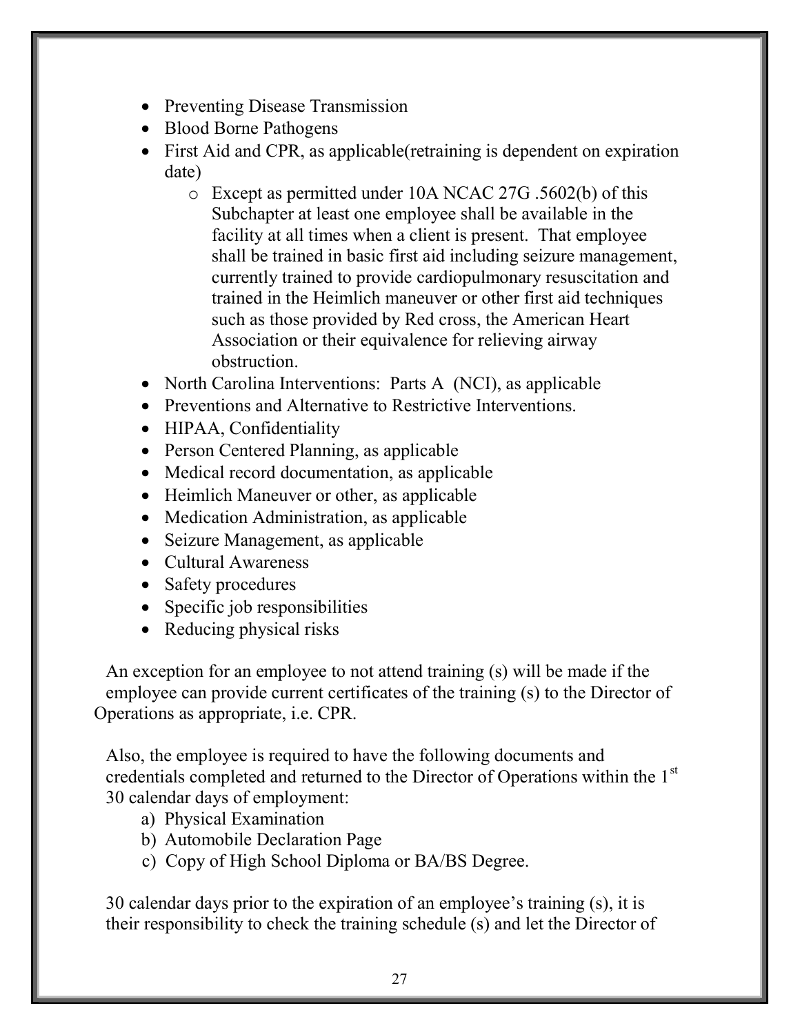- Preventing Disease Transmission
- Blood Borne Pathogens
- First Aid and CPR, as applicable(retraining is dependent on expiration date)
  - Except as permitted under 10A NCAC 27G .5602(b) of this Subchapter at least one employee shall be available in the facility at all times when a client is present. That employee shall be trained in basic first aid including seizure management, currently trained to provide cardiopulmonary resuscitation and trained in the Heimlich maneuver or other first aid techniques such as those provided by Red cross, the American Heart Association or their equivalence for relieving airway obstruction.
- North Carolina Interventions: Parts A (NCI), as applicable
- Preventions and Alternative to Restrictive Interventions.
- HIPAA, Confidentiality
- Person Centered Planning, as applicable
- Medical record documentation, as applicable
- Heimlich Maneuver or other, as applicable
- Medication Administration, as applicable
- Seizure Management, as applicable
- Cultural Awareness
- Safety procedures
- Specific job responsibilities
- Reducing physical risks

An exception for an employee to not attend training (s) will be made if the employee can provide current certificates of the training (s) to the Director of Operations as appropriate, i.e. CPR.

Also, the employee is required to have the following documents and credentials completed and returned to the Director of Operations within the 1st 30 calendar days of employment:

a) Physical Examination
b) Automobile Declaration Page
c) Copy of High School Diploma or BA/BS Degree.

30 calendar days prior to the expiration of an employee's training (s), it is their responsibility to check the training schedule (s) and let the Director of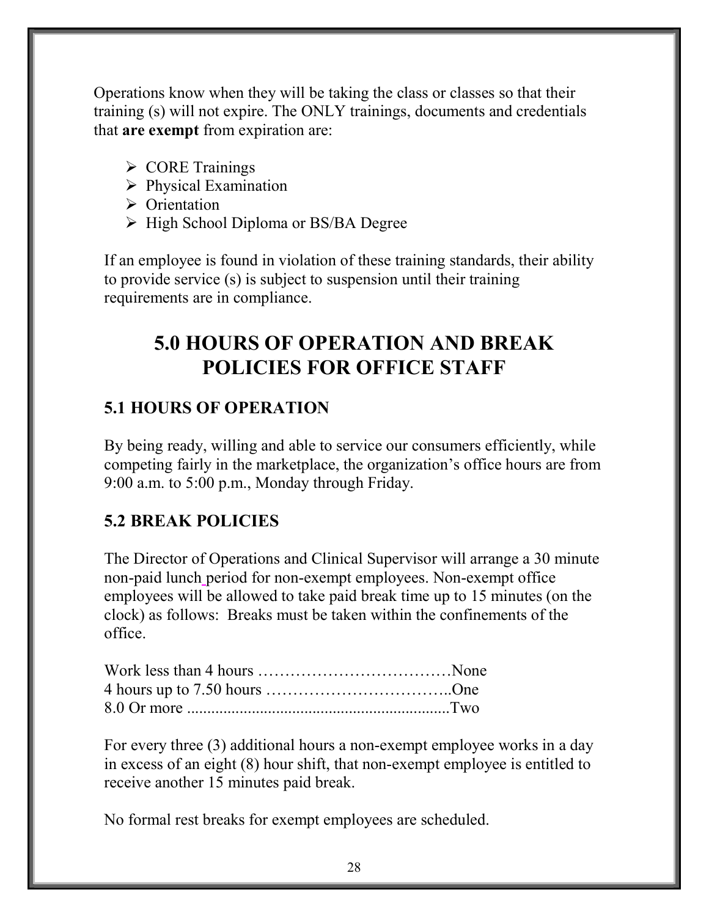Operations know when they will be taking the class or classes so that their training (s) will not expire. The ONLY trainings, documents and credentials that **are exempt** from expiration are:

- CORE Trainings
- Physical Examination
- Orientation
- High School Diploma or BS/BA Degree

If an employee is found in violation of these training standards, their ability to provide service (s) is subject to suspension until their training requirements are in compliance.

# 5.0 HOURS OF OPERATION AND BREAK POLICIES FOR OFFICE STAFF

## 5.1 HOURS OF OPERATION

By being ready, willing and able to service our consumers efficiently, while competing fairly in the marketplace, the organization's office hours are from 9:00 a.m. to 5:00 p.m., Monday through Friday.

## 5.2 BREAK POLICIES

The Director of Operations and Clinical Supervisor will arrange a 30 minute non-paid lunch period for non-exempt employees. Non-exempt office employees will be allowed to take paid break time up to 15 minutes (on the clock) as follows: Breaks must be taken within the confinements of the office.

Work less than 4 hours ………………………………None
4 hours up to 7.50 hours ……………………………..One
8.0 Or more ................................................................Two

For every three (3) additional hours a non-exempt employee works in a day in excess of an eight (8) hour shift, that non-exempt employee is entitled to receive another 15 minutes paid break.

No formal rest breaks for exempt employees are scheduled.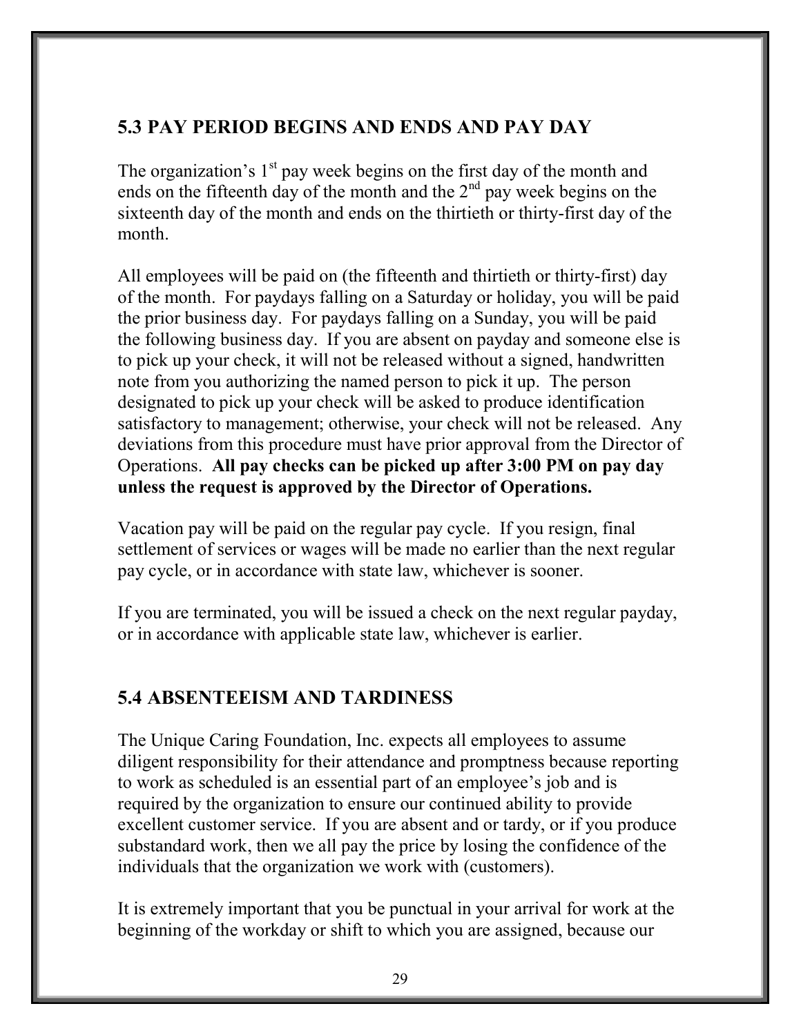## 5.3 PAY PERIOD BEGINS AND ENDS AND PAY DAY

The organization's 1st pay week begins on the first day of the month and ends on the fifteenth day of the month and the 2nd pay week begins on the sixteenth day of the month and ends on the thirtieth or thirty-first day of the month.

All employees will be paid on (the fifteenth and thirtieth or thirty-first) day of the month. For paydays falling on a Saturday or holiday, you will be paid the prior business day. For paydays falling on a Sunday, you will be paid the following business day. If you are absent on payday and someone else is to pick up your check, it will not be released without a signed, handwritten note from you authorizing the named person to pick it up. The person designated to pick up your check will be asked to produce identification satisfactory to management; otherwise, your check will not be released. Any deviations from this procedure must have prior approval from the Director of Operations. **All pay checks can be picked up after 3:00 PM on pay day unless the request is approved by the Director of Operations.**

Vacation pay will be paid on the regular pay cycle. If you resign, final settlement of services or wages will be made no earlier than the next regular pay cycle, or in accordance with state law, whichever is sooner.

If you are terminated, you will be issued a check on the next regular payday, or in accordance with applicable state law, whichever is earlier.

## 5.4 ABSENTEEISM AND TARDINESS

The Unique Caring Foundation, Inc. expects all employees to assume diligent responsibility for their attendance and promptness because reporting to work as scheduled is an essential part of an employee's job and is required by the organization to ensure our continued ability to provide excellent customer service. If you are absent and or tardy, or if you produce substandard work, then we all pay the price by losing the confidence of the individuals that the organization we work with (customers).

It is extremely important that you be punctual in your arrival for work at the beginning of the workday or shift to which you are assigned, because our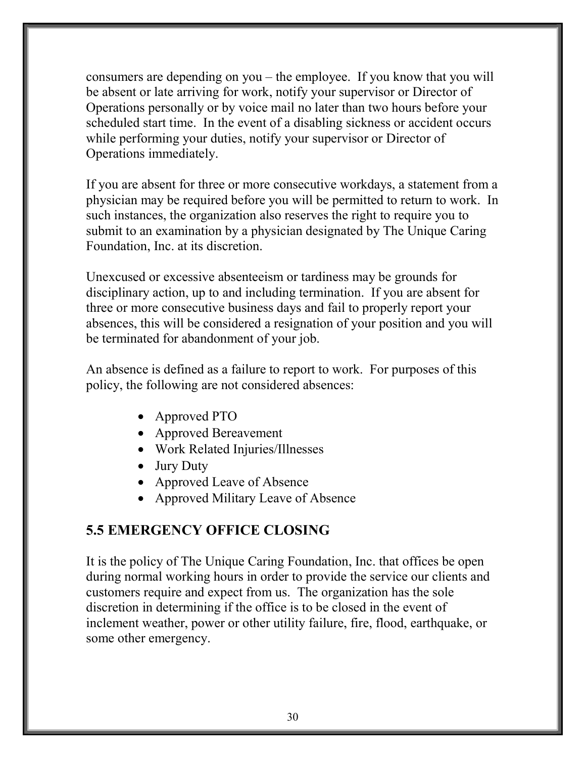consumers are depending on you – the employee. If you know that you will be absent or late arriving for work, notify your supervisor or Director of Operations personally or by voice mail no later than two hours before your scheduled start time. In the event of a disabling sickness or accident occurs while performing your duties, notify your supervisor or Director of Operations immediately.

If you are absent for three or more consecutive workdays, a statement from a physician may be required before you will be permitted to return to work. In such instances, the organization also reserves the right to require you to submit to an examination by a physician designated by The Unique Caring Foundation, Inc. at its discretion.

Unexcused or excessive absenteeism or tardiness may be grounds for disciplinary action, up to and including termination. If you are absent for three or more consecutive business days and fail to properly report your absences, this will be considered a resignation of your position and you will be terminated for abandonment of your job.

An absence is defined as a failure to report to work. For purposes of this policy, the following are not considered absences:

- Approved PTO
- Approved Bereavement
- Work Related Injuries/Illnesses
- Jury Duty
- Approved Leave of Absence
- Approved Military Leave of Absence

## 5.5 EMERGENCY OFFICE CLOSING

It is the policy of The Unique Caring Foundation, Inc. that offices be open during normal working hours in order to provide the service our clients and customers require and expect from us. The organization has the sole discretion in determining if the office is to be closed in the event of inclement weather, power or other utility failure, fire, flood, earthquake, or some other emergency.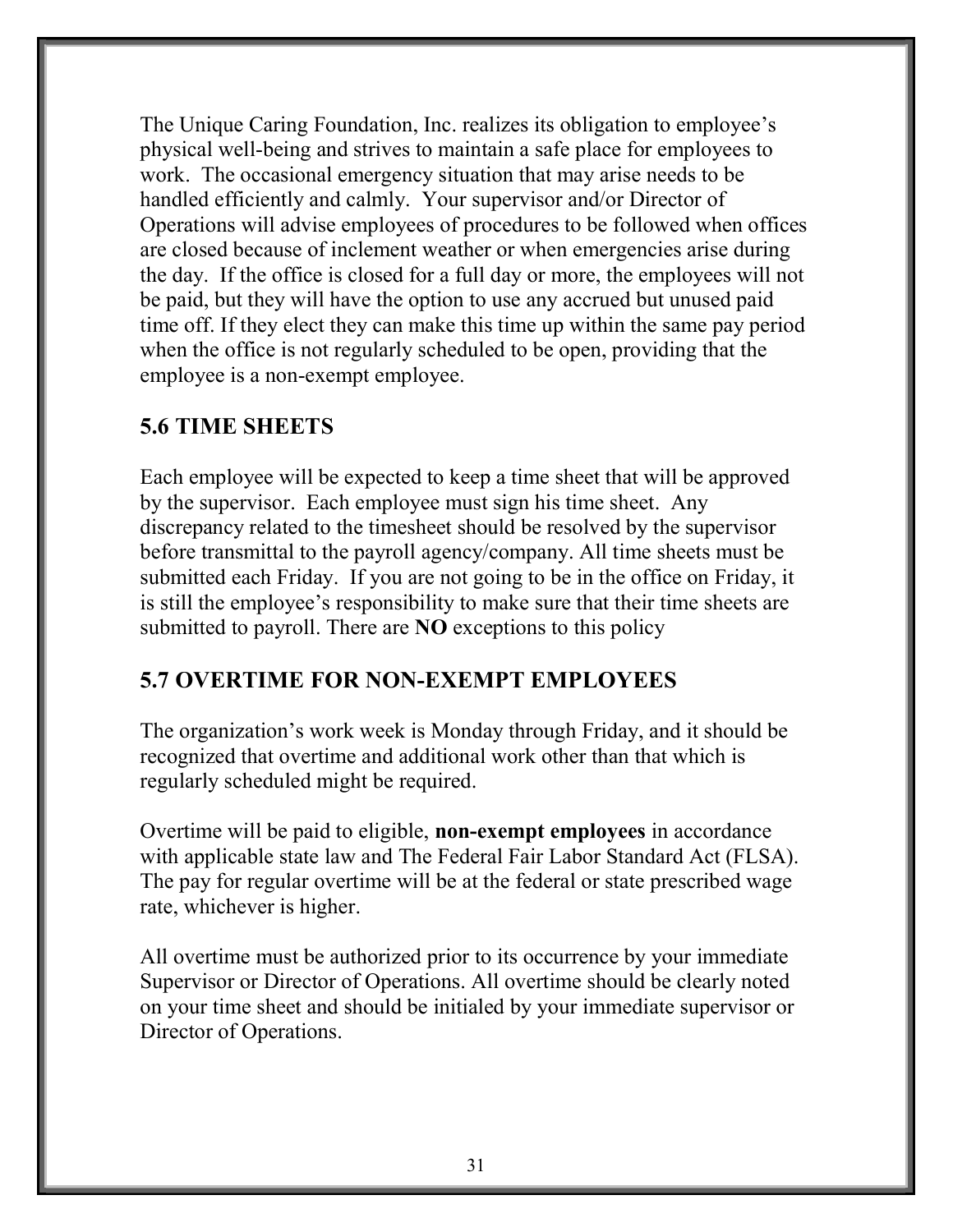The Unique Caring Foundation, Inc. realizes its obligation to employee's physical well-being and strives to maintain a safe place for employees to work. The occasional emergency situation that may arise needs to be handled efficiently and calmly. Your supervisor and/or Director of Operations will advise employees of procedures to be followed when offices are closed because of inclement weather or when emergencies arise during the day. If the office is closed for a full day or more, the employees will not be paid, but they will have the option to use any accrued but unused paid time off. If they elect they can make this time up within the same pay period when the office is not regularly scheduled to be open, providing that the employee is a non-exempt employee.

## 5.6 TIME SHEETS

Each employee will be expected to keep a time sheet that will be approved by the supervisor. Each employee must sign his time sheet. Any discrepancy related to the timesheet should be resolved by the supervisor before transmittal to the payroll agency/company. All time sheets must be submitted each Friday. If you are not going to be in the office on Friday, it is still the employee's responsibility to make sure that their time sheets are submitted to payroll. There are **NO** exceptions to this policy

## 5.7 OVERTIME FOR NON-EXEMPT EMPLOYEES

The organization's work week is Monday through Friday, and it should be recognized that overtime and additional work other than that which is regularly scheduled might be required.

Overtime will be paid to eligible, **non-exempt employees** in accordance with applicable state law and The Federal Fair Labor Standard Act (FLSA). The pay for regular overtime will be at the federal or state prescribed wage rate, whichever is higher.

All overtime must be authorized prior to its occurrence by your immediate Supervisor or Director of Operations. All overtime should be clearly noted on your time sheet and should be initialed by your immediate supervisor or Director of Operations.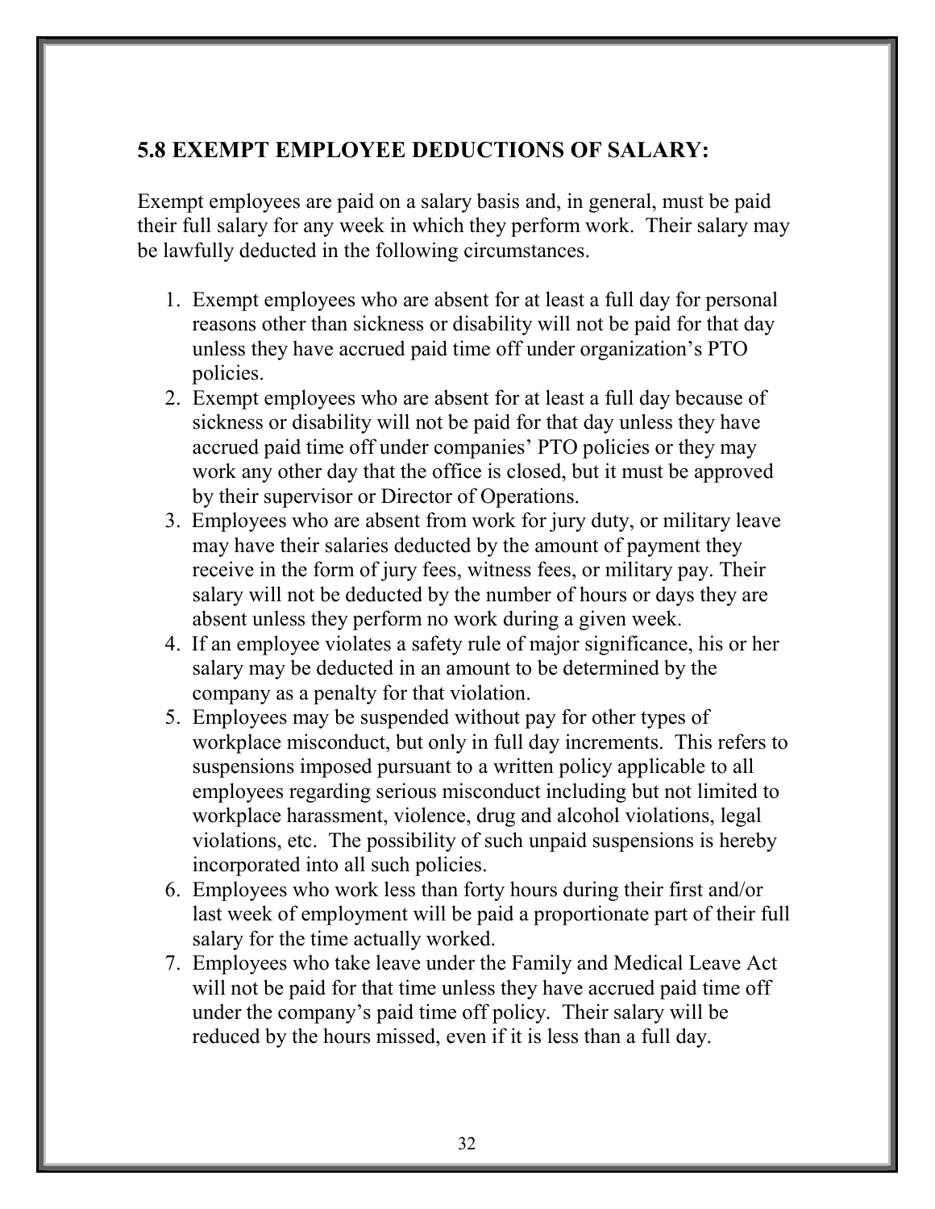## 5.8 EXEMPT EMPLOYEE DEDUCTIONS OF SALARY:

Exempt employees are paid on a salary basis and, in general, must be paid their full salary for any week in which they perform work. Their salary may be lawfully deducted in the following circumstances.

1. Exempt employees who are absent for at least a full day for personal reasons other than sickness or disability will not be paid for that day unless they have accrued paid time off under organization's PTO policies.
2. Exempt employees who are absent for at least a full day because of sickness or disability will not be paid for that day unless they have accrued paid time off under companies' PTO policies or they may work any other day that the office is closed, but it must be approved by their supervisor or Director of Operations.
3. Employees who are absent from work for jury duty, or military leave may have their salaries deducted by the amount of payment they receive in the form of jury fees, witness fees, or military pay. Their salary will not be deducted by the number of hours or days they are absent unless they perform no work during a given week.
4. If an employee violates a safety rule of major significance, his or her salary may be deducted in an amount to be determined by the company as a penalty for that violation.
5. Employees may be suspended without pay for other types of workplace misconduct, but only in full day increments. This refers to suspensions imposed pursuant to a written policy applicable to all employees regarding serious misconduct including but not limited to workplace harassment, violence, drug and alcohol violations, legal violations, etc. The possibility of such unpaid suspensions is hereby incorporated into all such policies.
6. Employees who work less than forty hours during their first and/or last week of employment will be paid a proportionate part of their full salary for the time actually worked.
7. Employees who take leave under the Family and Medical Leave Act will not be paid for that time unless they have accrued paid time off under the company's paid time off policy. Their salary will be reduced by the hours missed, even if it is less than a full day.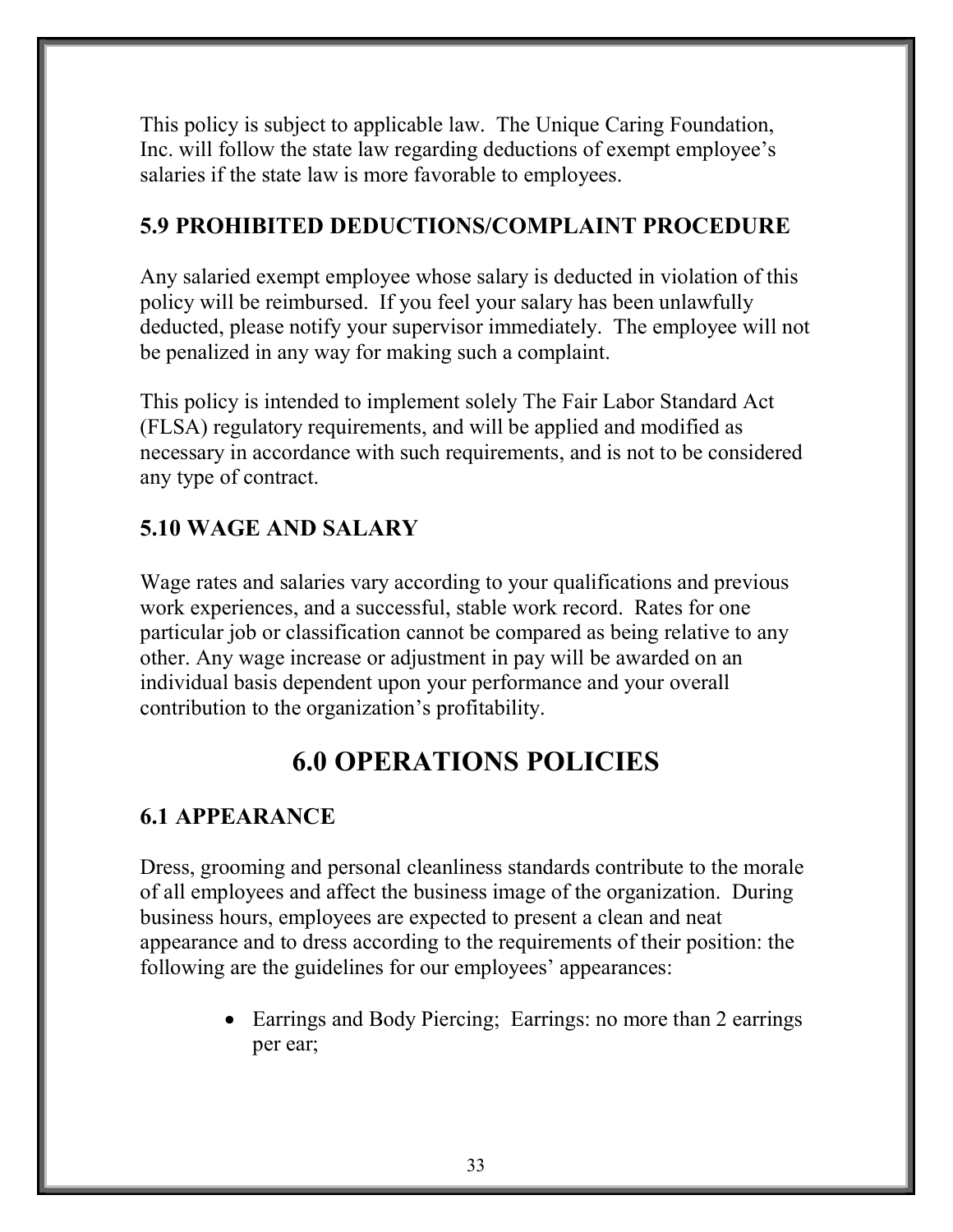This policy is subject to applicable law. The Unique Caring Foundation, Inc. will follow the state law regarding deductions of exempt employee's salaries if the state law is more favorable to employees.

### 5.9 PROHIBITED DEDUCTIONS/COMPLAINT PROCEDURE

Any salaried exempt employee whose salary is deducted in violation of this policy will be reimbursed. If you feel your salary has been unlawfully deducted, please notify your supervisor immediately. The employee will not be penalized in any way for making such a complaint.

This policy is intended to implement solely The Fair Labor Standard Act (FLSA) regulatory requirements, and will be applied and modified as necessary in accordance with such requirements, and is not to be considered any type of contract.

### 5.10 WAGE AND SALARY

Wage rates and salaries vary according to your qualifications and previous work experiences, and a successful, stable work record. Rates for one particular job or classification cannot be compared as being relative to any other. Any wage increase or adjustment in pay will be awarded on an individual basis dependent upon your performance and your overall contribution to the organization's profitability.

## 6.0 OPERATIONS POLICIES

### 6.1 APPEARANCE

Dress, grooming and personal cleanliness standards contribute to the morale of all employees and affect the business image of the organization. During business hours, employees are expected to present a clean and neat appearance and to dress according to the requirements of their position: the following are the guidelines for our employees' appearances:

- Earrings and Body Piercing; Earrings: no more than 2 earrings per ear;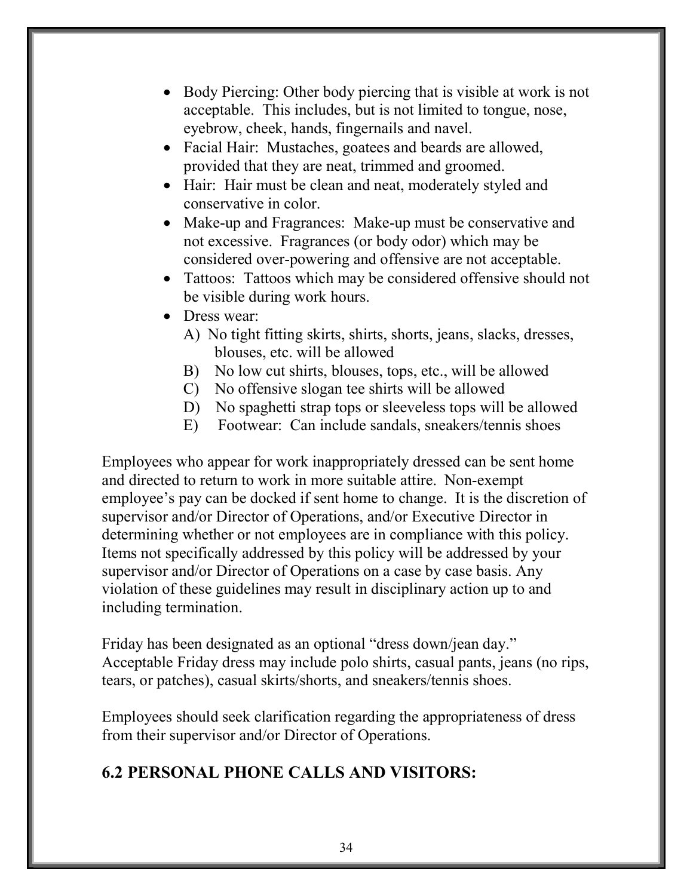- Body Piercing: Other body piercing that is visible at work is not acceptable. This includes, but is not limited to tongue, nose, eyebrow, cheek, hands, fingernails and navel.
- Facial Hair: Mustaches, goatees and beards are allowed, provided that they are neat, trimmed and groomed.
- Hair: Hair must be clean and neat, moderately styled and conservative in color.
- Make-up and Fragrances: Make-up must be conservative and not excessive. Fragrances (or body odor) which may be considered over-powering and offensive are not acceptable.
- Tattoos: Tattoos which may be considered offensive should not be visible during work hours.
- Dress wear:
  - A) No tight fitting skirts, shirts, shorts, jeans, slacks, dresses, blouses, etc. will be allowed
  - B) No low cut shirts, blouses, tops, etc., will be allowed
  - C) No offensive slogan tee shirts will be allowed
  - D) No spaghetti strap tops or sleeveless tops will be allowed
  - E) Footwear: Can include sandals, sneakers/tennis shoes

Employees who appear for work inappropriately dressed can be sent home and directed to return to work in more suitable attire. Non-exempt employee's pay can be docked if sent home to change. It is the discretion of supervisor and/or Director of Operations, and/or Executive Director in determining whether or not employees are in compliance with this policy. Items not specifically addressed by this policy will be addressed by your supervisor and/or Director of Operations on a case by case basis. Any violation of these guidelines may result in disciplinary action up to and including termination.

Friday has been designated as an optional "dress down/jean day." Acceptable Friday dress may include polo shirts, casual pants, jeans (no rips, tears, or patches), casual skirts/shorts, and sneakers/tennis shoes.

Employees should seek clarification regarding the appropriateness of dress from their supervisor and/or Director of Operations.

## 6.2 PERSONAL PHONE CALLS AND VISITORS: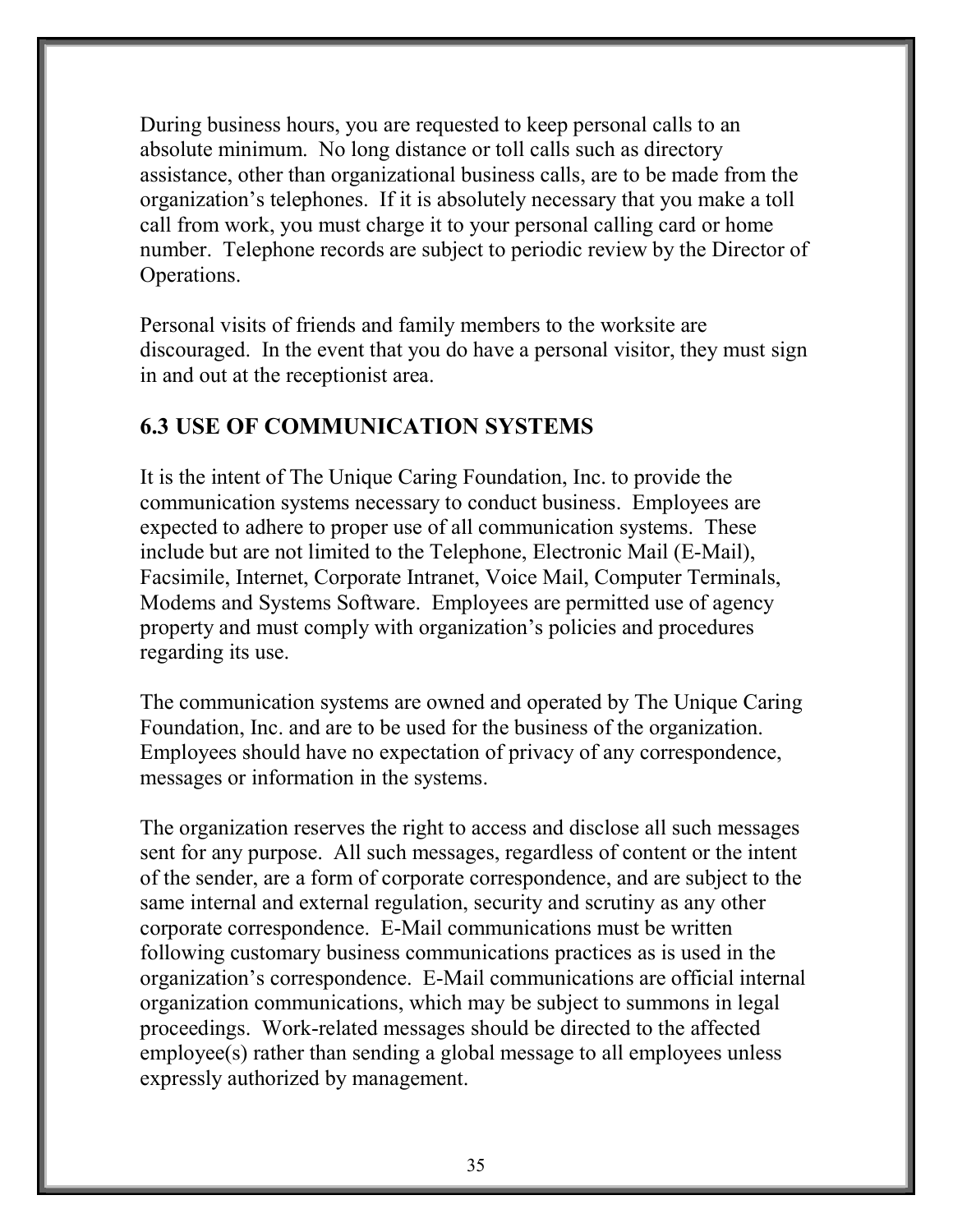During business hours, you are requested to keep personal calls to an absolute minimum. No long distance or toll calls such as directory assistance, other than organizational business calls, are to be made from the organization's telephones. If it is absolutely necessary that you make a toll call from work, you must charge it to your personal calling card or home number. Telephone records are subject to periodic review by the Director of Operations.

Personal visits of friends and family members to the worksite are discouraged. In the event that you do have a personal visitor, they must sign in and out at the receptionist area.

## 6.3 USE OF COMMUNICATION SYSTEMS

It is the intent of The Unique Caring Foundation, Inc. to provide the communication systems necessary to conduct business. Employees are expected to adhere to proper use of all communication systems. These include but are not limited to the Telephone, Electronic Mail (E-Mail), Facsimile, Internet, Corporate Intranet, Voice Mail, Computer Terminals, Modems and Systems Software. Employees are permitted use of agency property and must comply with organization's policies and procedures regarding its use.

The communication systems are owned and operated by The Unique Caring Foundation, Inc. and are to be used for the business of the organization. Employees should have no expectation of privacy of any correspondence, messages or information in the systems.

The organization reserves the right to access and disclose all such messages sent for any purpose. All such messages, regardless of content or the intent of the sender, are a form of corporate correspondence, and are subject to the same internal and external regulation, security and scrutiny as any other corporate correspondence. E-Mail communications must be written following customary business communications practices as is used in the organization's correspondence. E-Mail communications are official internal organization communications, which may be subject to summons in legal proceedings. Work-related messages should be directed to the affected employee(s) rather than sending a global message to all employees unless expressly authorized by management.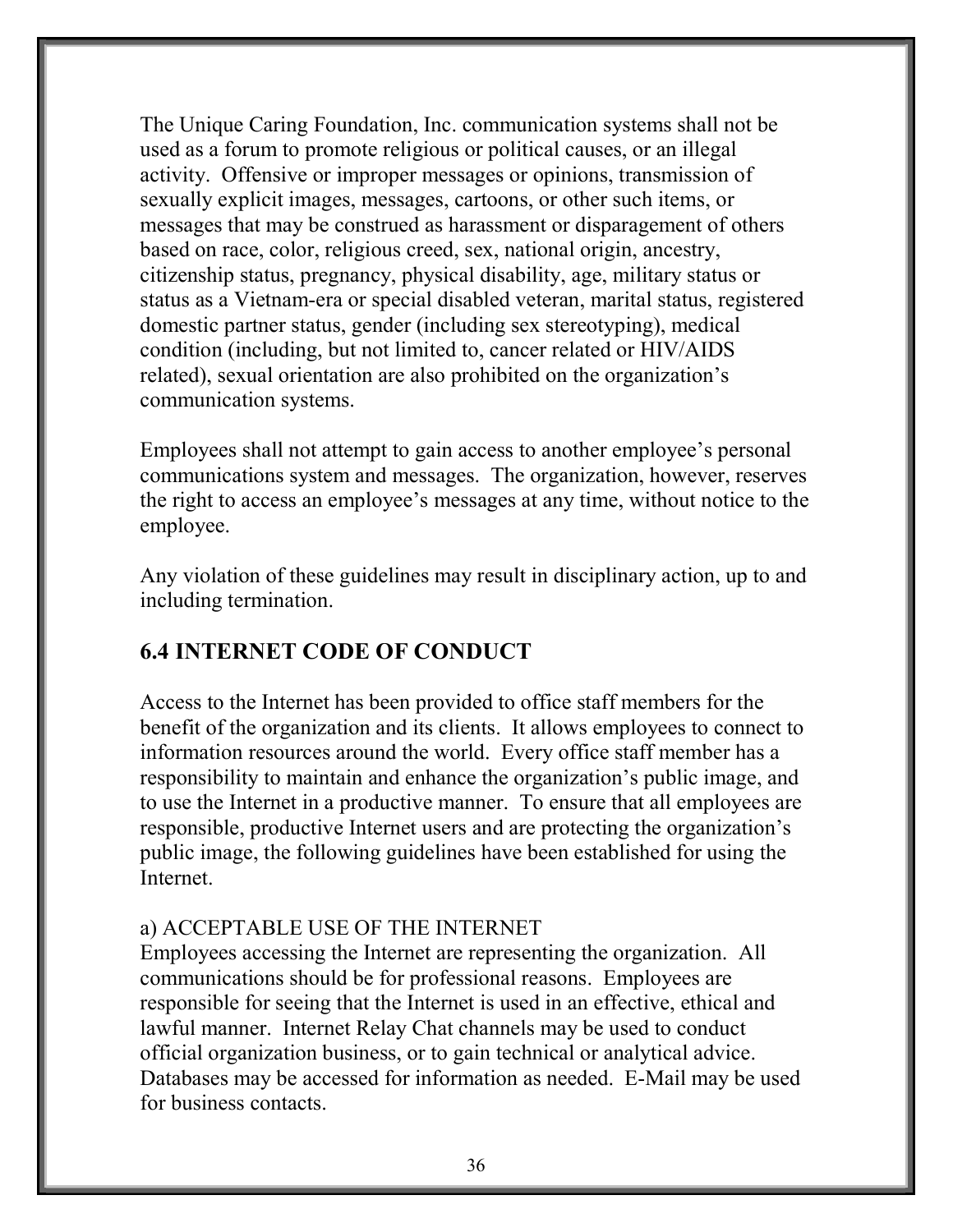The Unique Caring Foundation, Inc. communication systems shall not be used as a forum to promote religious or political causes, or an illegal activity. Offensive or improper messages or opinions, transmission of sexually explicit images, messages, cartoons, or other such items, or messages that may be construed as harassment or disparagement of others based on race, color, religious creed, sex, national origin, ancestry, citizenship status, pregnancy, physical disability, age, military status or status as a Vietnam-era or special disabled veteran, marital status, registered domestic partner status, gender (including sex stereotyping), medical condition (including, but not limited to, cancer related or HIV/AIDS related), sexual orientation are also prohibited on the organization's communication systems.

Employees shall not attempt to gain access to another employee's personal communications system and messages. The organization, however, reserves the right to access an employee's messages at any time, without notice to the employee.

Any violation of these guidelines may result in disciplinary action, up to and including termination.

## 6.4 INTERNET CODE OF CONDUCT

Access to the Internet has been provided to office staff members for the benefit of the organization and its clients. It allows employees to connect to information resources around the world. Every office staff member has a responsibility to maintain and enhance the organization's public image, and to use the Internet in a productive manner. To ensure that all employees are responsible, productive Internet users and are protecting the organization's public image, the following guidelines have been established for using the Internet.

a) ACCEPTABLE USE OF THE INTERNET

Employees accessing the Internet are representing the organization. All communications should be for professional reasons. Employees are responsible for seeing that the Internet is used in an effective, ethical and lawful manner. Internet Relay Chat channels may be used to conduct official organization business, or to gain technical or analytical advice. Databases may be accessed for information as needed. E-Mail may be used for business contacts.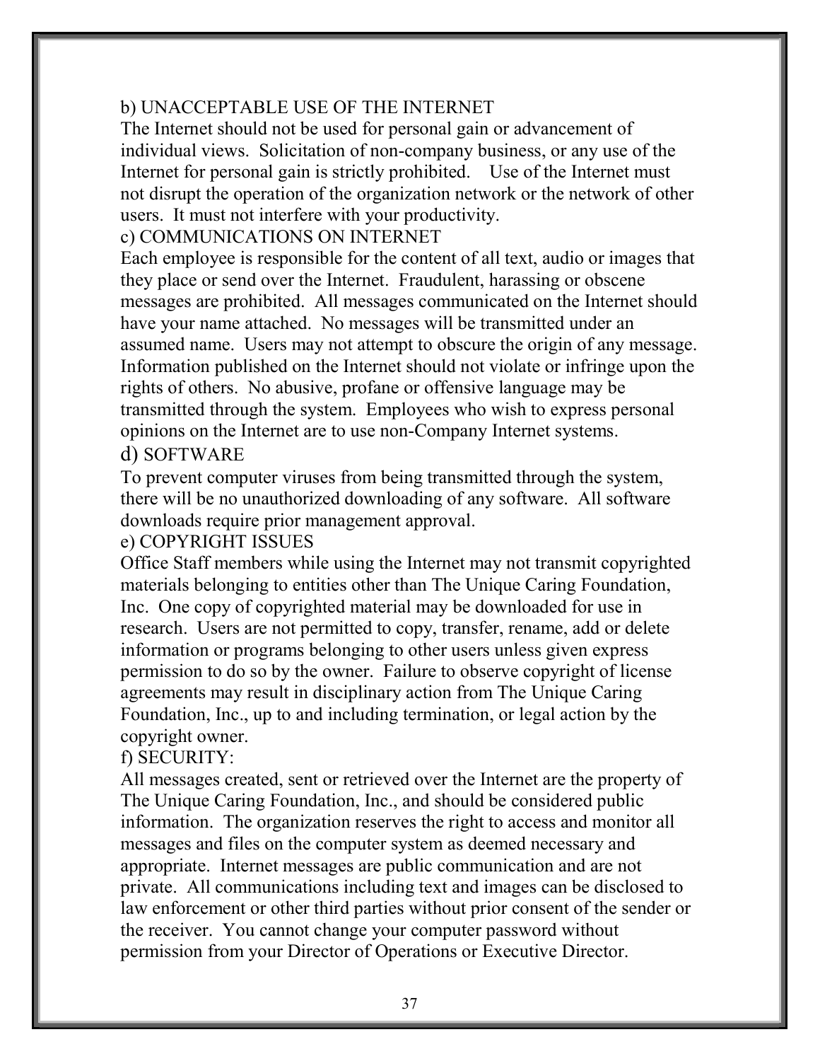b) UNACCEPTABLE USE OF THE INTERNET

The Internet should not be used for personal gain or advancement of individual views. Solicitation of non-company business, or any use of the Internet for personal gain is strictly prohibited. Use of the Internet must not disrupt the operation of the organization network or the network of other users. It must not interfere with your productivity.

c) COMMUNICATIONS ON INTERNET

Each employee is responsible for the content of all text, audio or images that they place or send over the Internet. Fraudulent, harassing or obscene messages are prohibited. All messages communicated on the Internet should have your name attached. No messages will be transmitted under an assumed name. Users may not attempt to obscure the origin of any message. Information published on the Internet should not violate or infringe upon the rights of others. No abusive, profane or offensive language may be transmitted through the system. Employees who wish to express personal opinions on the Internet are to use non-Company Internet systems.

d) SOFTWARE

To prevent computer viruses from being transmitted through the system, there will be no unauthorized downloading of any software. All software downloads require prior management approval.

e) COPYRIGHT ISSUES

Office Staff members while using the Internet may not transmit copyrighted materials belonging to entities other than The Unique Caring Foundation, Inc. One copy of copyrighted material may be downloaded for use in research. Users are not permitted to copy, transfer, rename, add or delete information or programs belonging to other users unless given express permission to do so by the owner. Failure to observe copyright of license agreements may result in disciplinary action from The Unique Caring Foundation, Inc., up to and including termination, or legal action by the copyright owner.

f) SECURITY:

All messages created, sent or retrieved over the Internet are the property of The Unique Caring Foundation, Inc., and should be considered public information. The organization reserves the right to access and monitor all messages and files on the computer system as deemed necessary and appropriate. Internet messages are public communication and are not private. All communications including text and images can be disclosed to law enforcement or other third parties without prior consent of the sender or the receiver. You cannot change your computer password without permission from your Director of Operations or Executive Director.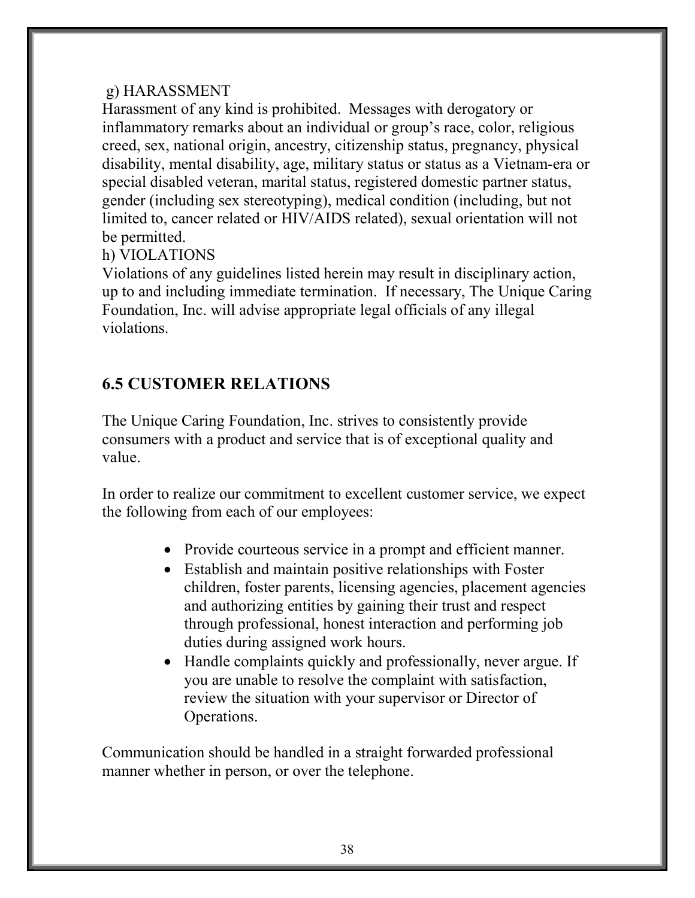g) HARASSMENT

Harassment of any kind is prohibited. Messages with derogatory or inflammatory remarks about an individual or group's race, color, religious creed, sex, national origin, ancestry, citizenship status, pregnancy, physical disability, mental disability, age, military status or status as a Vietnam-era or special disabled veteran, marital status, registered domestic partner status, gender (including sex stereotyping), medical condition (including, but not limited to, cancer related or HIV/AIDS related), sexual orientation will not be permitted.

h) VIOLATIONS

Violations of any guidelines listed herein may result in disciplinary action, up to and including immediate termination. If necessary, The Unique Caring Foundation, Inc. will advise appropriate legal officials of any illegal violations.

## 6.5 CUSTOMER RELATIONS

The Unique Caring Foundation, Inc. strives to consistently provide consumers with a product and service that is of exceptional quality and value.

In order to realize our commitment to excellent customer service, we expect the following from each of our employees:

- Provide courteous service in a prompt and efficient manner.
- Establish and maintain positive relationships with Foster children, foster parents, licensing agencies, placement agencies and authorizing entities by gaining their trust and respect through professional, honest interaction and performing job duties during assigned work hours.
- Handle complaints quickly and professionally, never argue. If you are unable to resolve the complaint with satisfaction, review the situation with your supervisor or Director of Operations.

Communication should be handled in a straight forwarded professional manner whether in person, or over the telephone.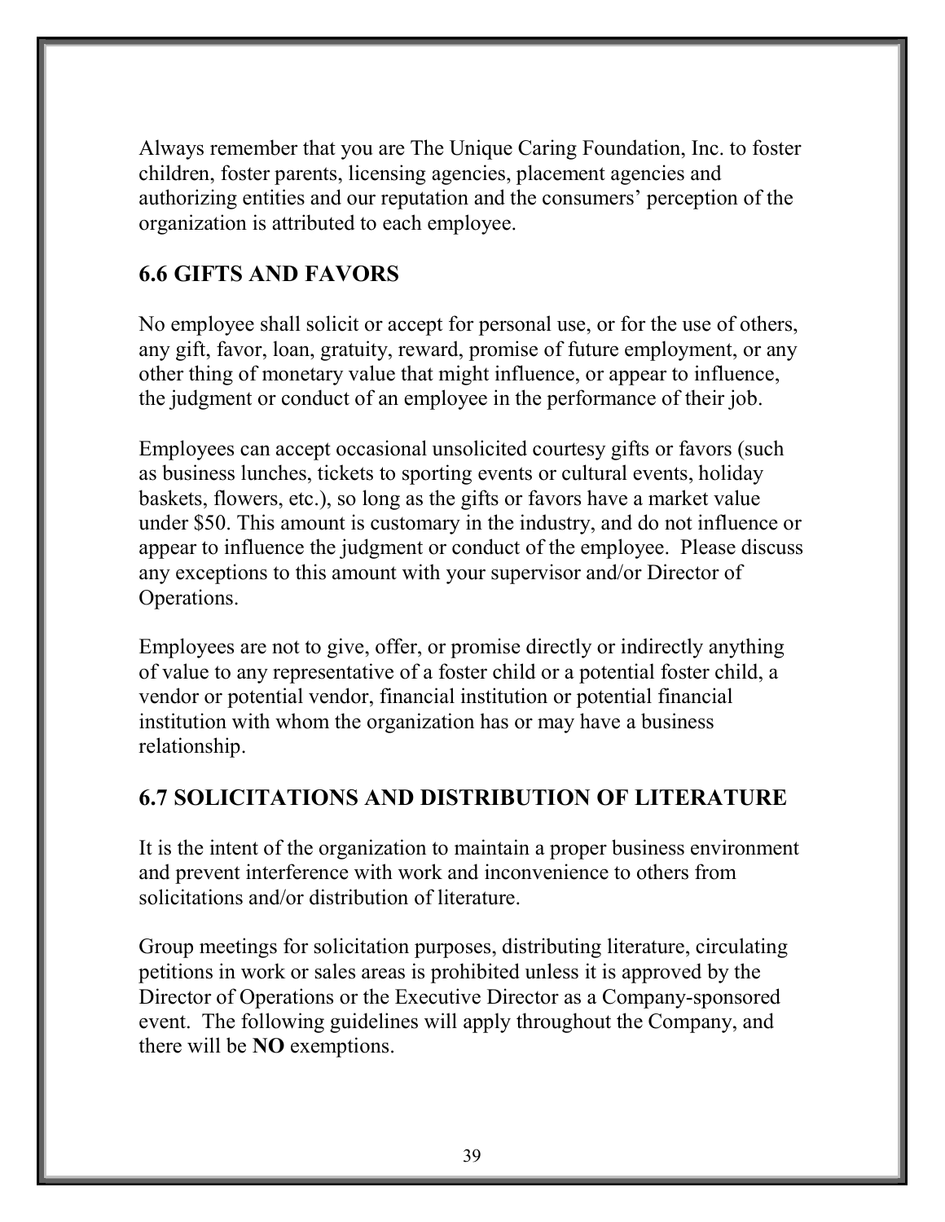Always remember that you are The Unique Caring Foundation, Inc. to foster children, foster parents, licensing agencies, placement agencies and authorizing entities and our reputation and the consumers' perception of the organization is attributed to each employee.

## 6.6 GIFTS AND FAVORS

No employee shall solicit or accept for personal use, or for the use of others, any gift, favor, loan, gratuity, reward, promise of future employment, or any other thing of monetary value that might influence, or appear to influence, the judgment or conduct of an employee in the performance of their job.

Employees can accept occasional unsolicited courtesy gifts or favors (such as business lunches, tickets to sporting events or cultural events, holiday baskets, flowers, etc.), so long as the gifts or favors have a market value under $50. This amount is customary in the industry, and do not influence or appear to influence the judgment or conduct of the employee. Please discuss any exceptions to this amount with your supervisor and/or Director of Operations.

Employees are not to give, offer, or promise directly or indirectly anything of value to any representative of a foster child or a potential foster child, a vendor or potential vendor, financial institution or potential financial institution with whom the organization has or may have a business relationship.

## 6.7 SOLICITATIONS AND DISTRIBUTION OF LITERATURE

It is the intent of the organization to maintain a proper business environment and prevent interference with work and inconvenience to others from solicitations and/or distribution of literature.

Group meetings for solicitation purposes, distributing literature, circulating petitions in work or sales areas is prohibited unless it is approved by the Director of Operations or the Executive Director as a Company-sponsored event. The following guidelines will apply throughout the Company, and there will be **NO** exemptions.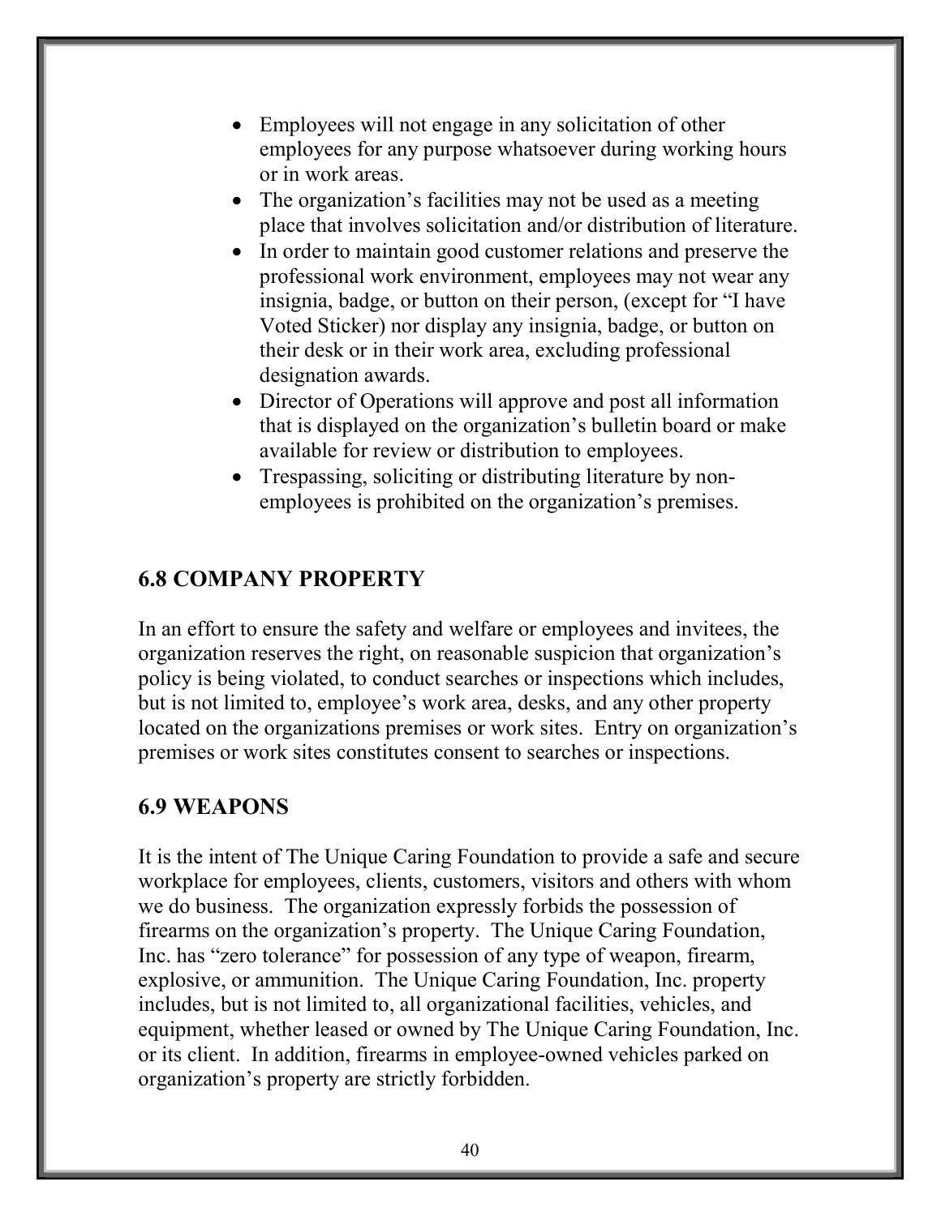- Employees will not engage in any solicitation of other employees for any purpose whatsoever during working hours or in work areas.
- The organization's facilities may not be used as a meeting place that involves solicitation and/or distribution of literature.
- In order to maintain good customer relations and preserve the professional work environment, employees may not wear any insignia, badge, or button on their person, (except for "I have Voted Sticker) nor display any insignia, badge, or button on their desk or in their work area, excluding professional designation awards.
- Director of Operations will approve and post all information that is displayed on the organization's bulletin board or make available for review or distribution to employees.
- Trespassing, soliciting or distributing literature by non-employees is prohibited on the organization's premises.

## 6.8 COMPANY PROPERTY

In an effort to ensure the safety and welfare or employees and invitees, the organization reserves the right, on reasonable suspicion that organization's policy is being violated, to conduct searches or inspections which includes, but is not limited to, employee's work area, desks, and any other property located on the organizations premises or work sites. Entry on organization's premises or work sites constitutes consent to searches or inspections.

## 6.9 WEAPONS

It is the intent of The Unique Caring Foundation to provide a safe and secure workplace for employees, clients, customers, visitors and others with whom we do business. The organization expressly forbids the possession of firearms on the organization's property. The Unique Caring Foundation, Inc. has "zero tolerance" for possession of any type of weapon, firearm, explosive, or ammunition. The Unique Caring Foundation, Inc. property includes, but is not limited to, all organizational facilities, vehicles, and equipment, whether leased or owned by The Unique Caring Foundation, Inc. or its client. In addition, firearms in employee-owned vehicles parked on organization's property are strictly forbidden.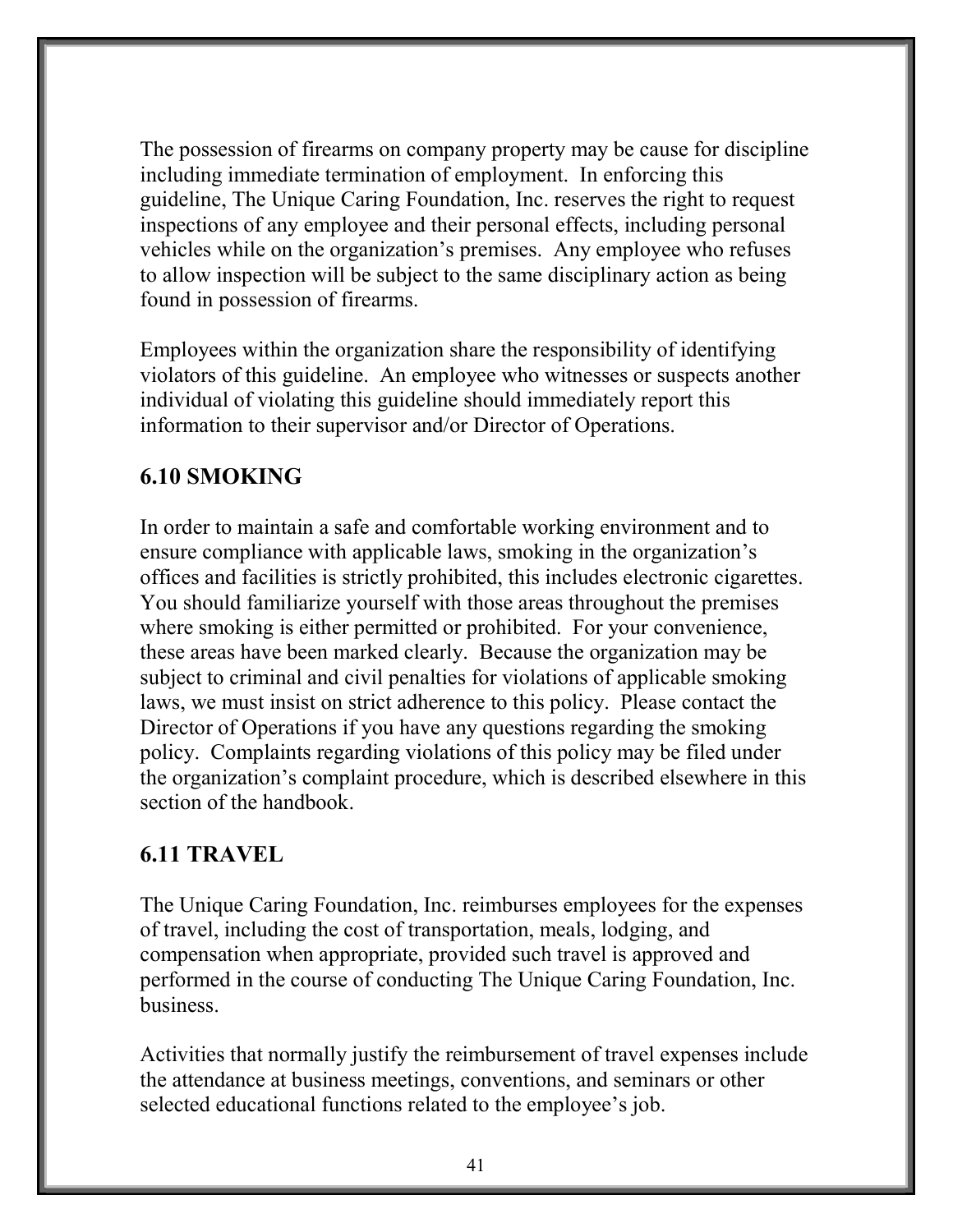The possession of firearms on company property may be cause for discipline including immediate termination of employment. In enforcing this guideline, The Unique Caring Foundation, Inc. reserves the right to request inspections of any employee and their personal effects, including personal vehicles while on the organization's premises. Any employee who refuses to allow inspection will be subject to the same disciplinary action as being found in possession of firearms.

Employees within the organization share the responsibility of identifying violators of this guideline. An employee who witnesses or suspects another individual of violating this guideline should immediately report this information to their supervisor and/or Director of Operations.

## 6.10 SMOKING

In order to maintain a safe and comfortable working environment and to ensure compliance with applicable laws, smoking in the organization's offices and facilities is strictly prohibited, this includes electronic cigarettes. You should familiarize yourself with those areas throughout the premises where smoking is either permitted or prohibited. For your convenience, these areas have been marked clearly. Because the organization may be subject to criminal and civil penalties for violations of applicable smoking laws, we must insist on strict adherence to this policy. Please contact the Director of Operations if you have any questions regarding the smoking policy. Complaints regarding violations of this policy may be filed under the organization's complaint procedure, which is described elsewhere in this section of the handbook.

## 6.11 TRAVEL

The Unique Caring Foundation, Inc. reimburses employees for the expenses of travel, including the cost of transportation, meals, lodging, and compensation when appropriate, provided such travel is approved and performed in the course of conducting The Unique Caring Foundation, Inc. business.

Activities that normally justify the reimbursement of travel expenses include the attendance at business meetings, conventions, and seminars or other selected educational functions related to the employee's job.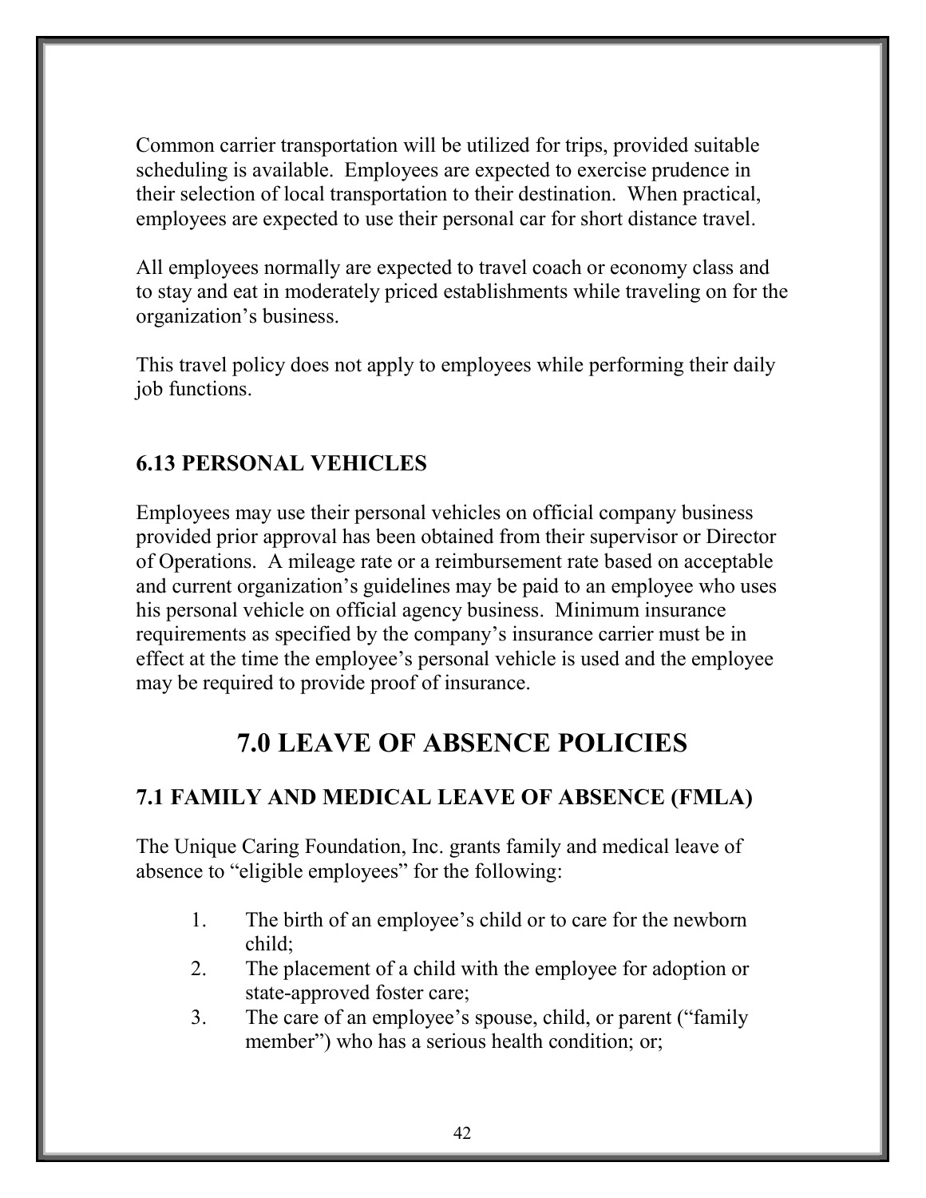Common carrier transportation will be utilized for trips, provided suitable scheduling is available. Employees are expected to exercise prudence in their selection of local transportation to their destination. When practical, employees are expected to use their personal car for short distance travel.

All employees normally are expected to travel coach or economy class and to stay and eat in moderately priced establishments while traveling on for the organization's business.

This travel policy does not apply to employees while performing their daily job functions.

### 6.13 PERSONAL VEHICLES

Employees may use their personal vehicles on official company business provided prior approval has been obtained from their supervisor or Director of Operations. A mileage rate or a reimbursement rate based on acceptable and current organization's guidelines may be paid to an employee who uses his personal vehicle on official agency business. Minimum insurance requirements as specified by the company's insurance carrier must be in effect at the time the employee's personal vehicle is used and the employee may be required to provide proof of insurance.

## 7.0 LEAVE OF ABSENCE POLICIES

### 7.1 FAMILY AND MEDICAL LEAVE OF ABSENCE (FMLA)

The Unique Caring Foundation, Inc. grants family and medical leave of absence to "eligible employees" for the following:

1. The birth of an employee's child or to care for the newborn child;
2. The placement of a child with the employee for adoption or state-approved foster care;
3. The care of an employee's spouse, child, or parent ("family member") who has a serious health condition; or;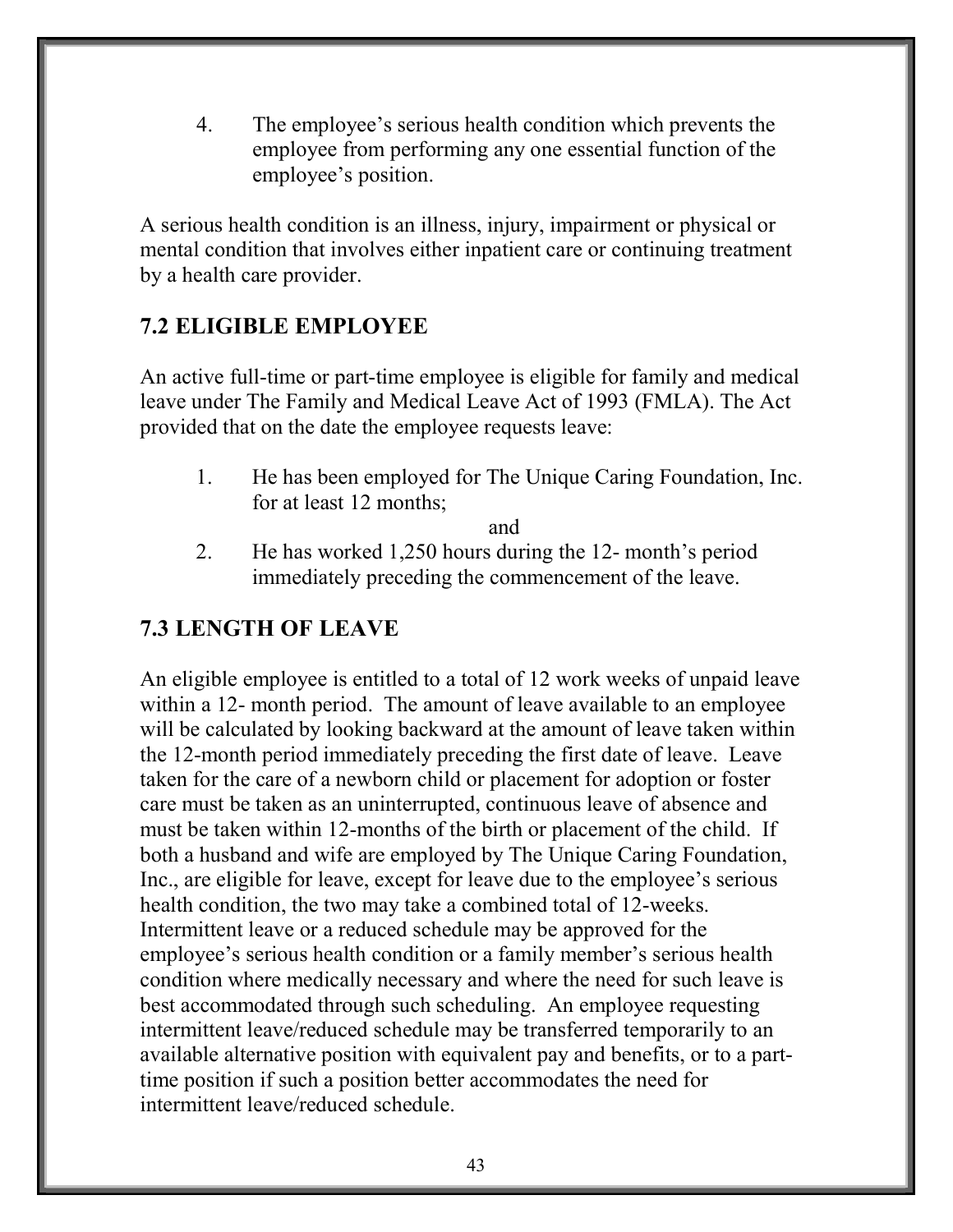4. The employee's serious health condition which prevents the employee from performing any one essential function of the employee's position.

A serious health condition is an illness, injury, impairment or physical or mental condition that involves either inpatient care or continuing treatment by a health care provider.

## 7.2 ELIGIBLE EMPLOYEE

An active full-time or part-time employee is eligible for family and medical leave under The Family and Medical Leave Act of 1993 (FMLA). The Act provided that on the date the employee requests leave:

1. He has been employed for The Unique Caring Foundation, Inc. for at least 12 months;

   and

2. He has worked 1,250 hours during the 12- month's period immediately preceding the commencement of the leave.

## 7.3 LENGTH OF LEAVE

An eligible employee is entitled to a total of 12 work weeks of unpaid leave within a 12- month period. The amount of leave available to an employee will be calculated by looking backward at the amount of leave taken within the 12-month period immediately preceding the first date of leave. Leave taken for the care of a newborn child or placement for adoption or foster care must be taken as an uninterrupted, continuous leave of absence and must be taken within 12-months of the birth or placement of the child. If both a husband and wife are employed by The Unique Caring Foundation, Inc., are eligible for leave, except for leave due to the employee's serious health condition, the two may take a combined total of 12-weeks. Intermittent leave or a reduced schedule may be approved for the employee's serious health condition or a family member's serious health condition where medically necessary and where the need for such leave is best accommodated through such scheduling. An employee requesting intermittent leave/reduced schedule may be transferred temporarily to an available alternative position with equivalent pay and benefits, or to a part-time position if such a position better accommodates the need for intermittent leave/reduced schedule.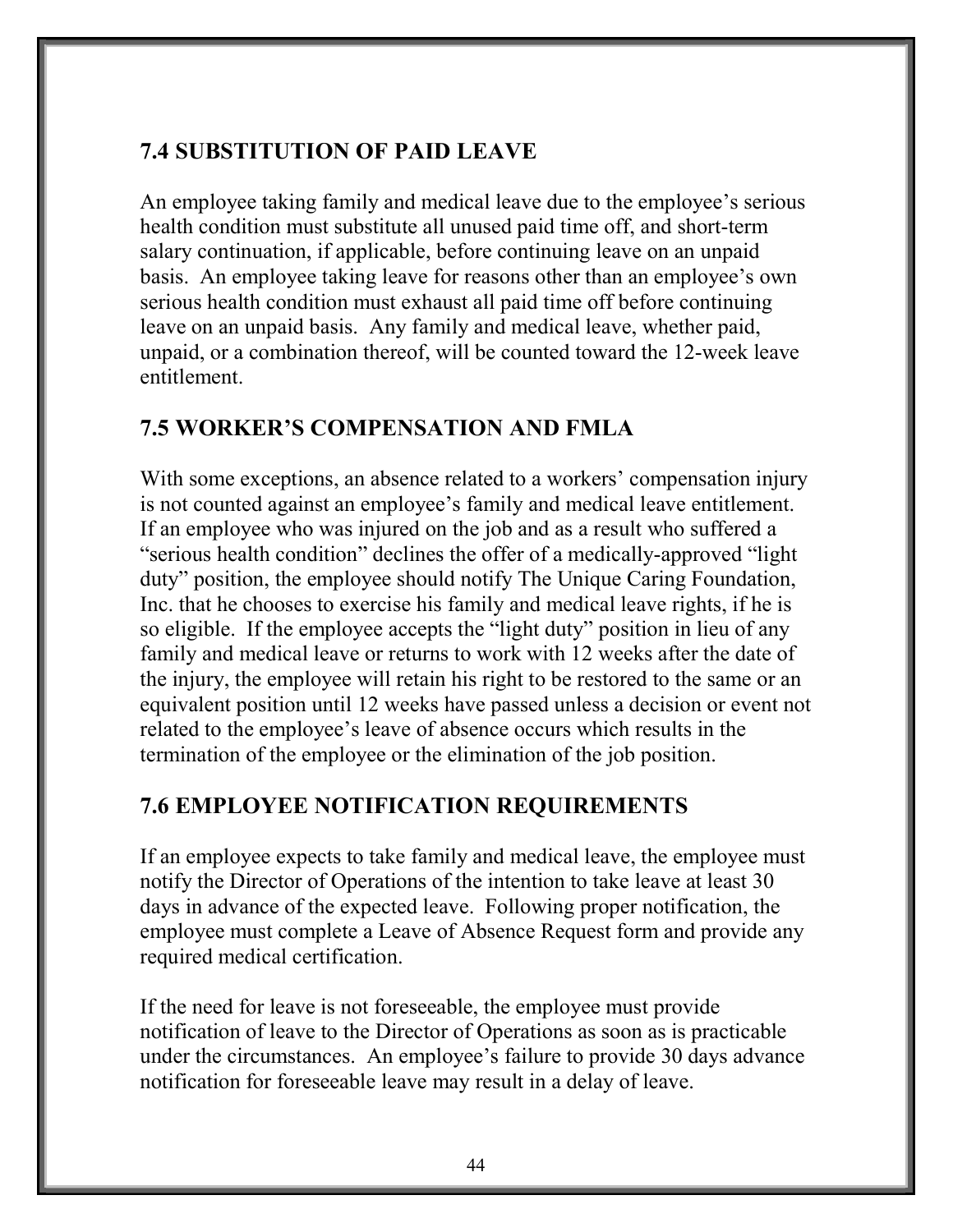## 7.4 SUBSTITUTION OF PAID LEAVE

An employee taking family and medical leave due to the employee's serious health condition must substitute all unused paid time off, and short-term salary continuation, if applicable, before continuing leave on an unpaid basis. An employee taking leave for reasons other than an employee's own serious health condition must exhaust all paid time off before continuing leave on an unpaid basis. Any family and medical leave, whether paid, unpaid, or a combination thereof, will be counted toward the 12-week leave entitlement.

## 7.5 WORKER'S COMPENSATION AND FMLA

With some exceptions, an absence related to a workers' compensation injury is not counted against an employee's family and medical leave entitlement. If an employee who was injured on the job and as a result who suffered a "serious health condition" declines the offer of a medically-approved "light duty" position, the employee should notify The Unique Caring Foundation, Inc. that he chooses to exercise his family and medical leave rights, if he is so eligible. If the employee accepts the "light duty" position in lieu of any family and medical leave or returns to work with 12 weeks after the date of the injury, the employee will retain his right to be restored to the same or an equivalent position until 12 weeks have passed unless a decision or event not related to the employee's leave of absence occurs which results in the termination of the employee or the elimination of the job position.

## 7.6 EMPLOYEE NOTIFICATION REQUIREMENTS

If an employee expects to take family and medical leave, the employee must notify the Director of Operations of the intention to take leave at least 30 days in advance of the expected leave. Following proper notification, the employee must complete a Leave of Absence Request form and provide any required medical certification.

If the need for leave is not foreseeable, the employee must provide notification of leave to the Director of Operations as soon as is practicable under the circumstances. An employee's failure to provide 30 days advance notification for foreseeable leave may result in a delay of leave.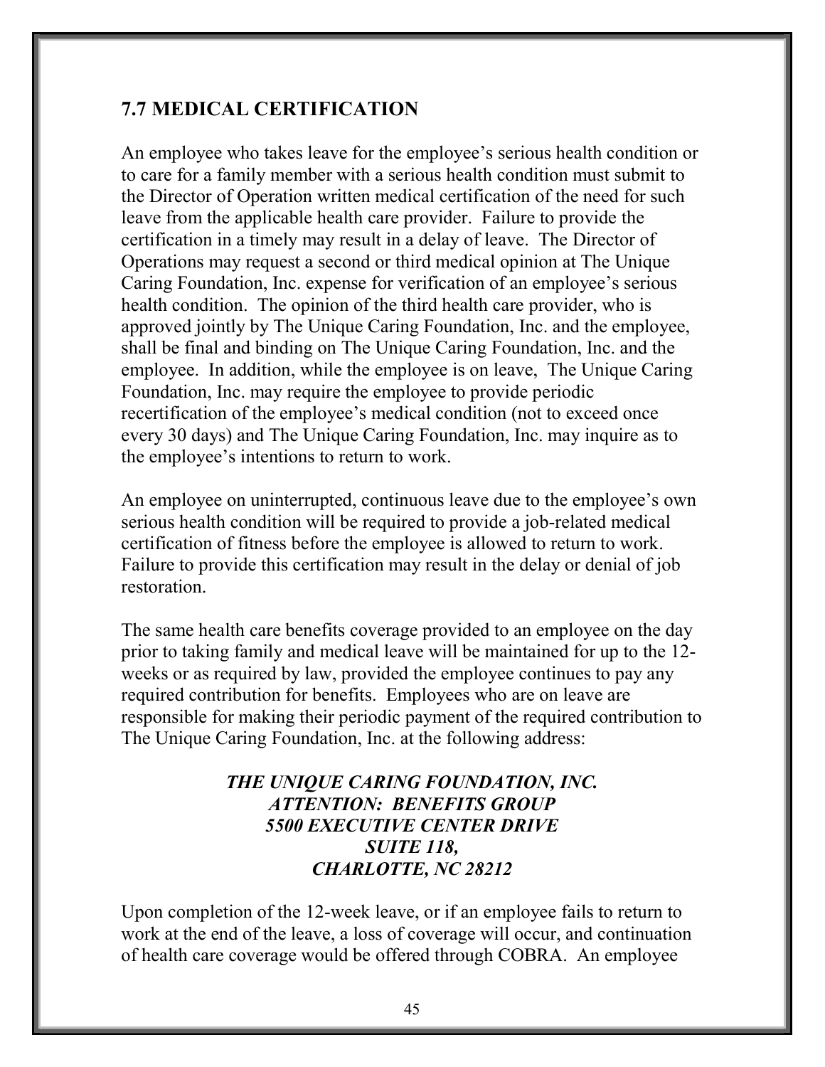## 7.7 MEDICAL CERTIFICATION

An employee who takes leave for the employee's serious health condition or to care for a family member with a serious health condition must submit to the Director of Operation written medical certification of the need for such leave from the applicable health care provider. Failure to provide the certification in a timely may result in a delay of leave. The Director of Operations may request a second or third medical opinion at The Unique Caring Foundation, Inc. expense for verification of an employee's serious health condition. The opinion of the third health care provider, who is approved jointly by The Unique Caring Foundation, Inc. and the employee, shall be final and binding on The Unique Caring Foundation, Inc. and the employee. In addition, while the employee is on leave, The Unique Caring Foundation, Inc. may require the employee to provide periodic recertification of the employee's medical condition (not to exceed once every 30 days) and The Unique Caring Foundation, Inc. may inquire as to the employee's intentions to return to work.

An employee on uninterrupted, continuous leave due to the employee's own serious health condition will be required to provide a job-related medical certification of fitness before the employee is allowed to return to work. Failure to provide this certification may result in the delay or denial of job restoration.

The same health care benefits coverage provided to an employee on the day prior to taking family and medical leave will be maintained for up to the 12-weeks or as required by law, provided the employee continues to pay any required contribution for benefits. Employees who are on leave are responsible for making their periodic payment of the required contribution to The Unique Caring Foundation, Inc. at the following address:

***THE UNIQUE CARING FOUNDATION, INC.***
***ATTENTION: BENEFITS GROUP***
***5500 EXECUTIVE CENTER DRIVE***
***SUITE 118,***
***CHARLOTTE, NC 28212***

Upon completion of the 12-week leave, or if an employee fails to return to work at the end of the leave, a loss of coverage will occur, and continuation of health care coverage would be offered through COBRA. An employee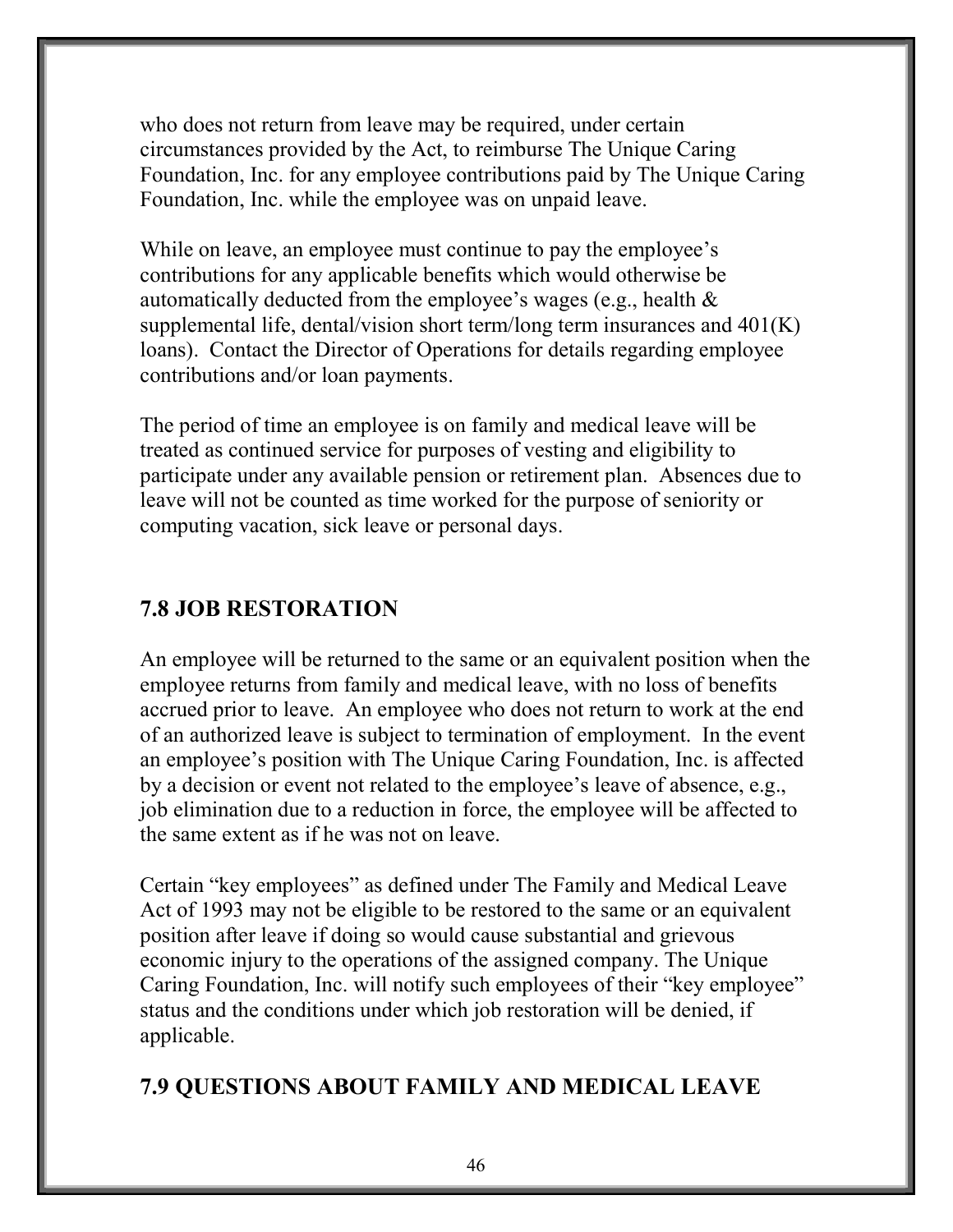who does not return from leave may be required, under certain circumstances provided by the Act, to reimburse The Unique Caring Foundation, Inc. for any employee contributions paid by The Unique Caring Foundation, Inc. while the employee was on unpaid leave.

While on leave, an employee must continue to pay the employee's contributions for any applicable benefits which would otherwise be automatically deducted from the employee's wages (e.g., health & supplemental life, dental/vision short term/long term insurances and 401(K) loans). Contact the Director of Operations for details regarding employee contributions and/or loan payments.

The period of time an employee is on family and medical leave will be treated as continued service for purposes of vesting and eligibility to participate under any available pension or retirement plan. Absences due to leave will not be counted as time worked for the purpose of seniority or computing vacation, sick leave or personal days.

## 7.8 JOB RESTORATION

An employee will be returned to the same or an equivalent position when the employee returns from family and medical leave, with no loss of benefits accrued prior to leave. An employee who does not return to work at the end of an authorized leave is subject to termination of employment. In the event an employee's position with The Unique Caring Foundation, Inc. is affected by a decision or event not related to the employee's leave of absence, e.g., job elimination due to a reduction in force, the employee will be affected to the same extent as if he was not on leave.

Certain "key employees" as defined under The Family and Medical Leave Act of 1993 may not be eligible to be restored to the same or an equivalent position after leave if doing so would cause substantial and grievous economic injury to the operations of the assigned company. The Unique Caring Foundation, Inc. will notify such employees of their "key employee" status and the conditions under which job restoration will be denied, if applicable.

## 7.9 QUESTIONS ABOUT FAMILY AND MEDICAL LEAVE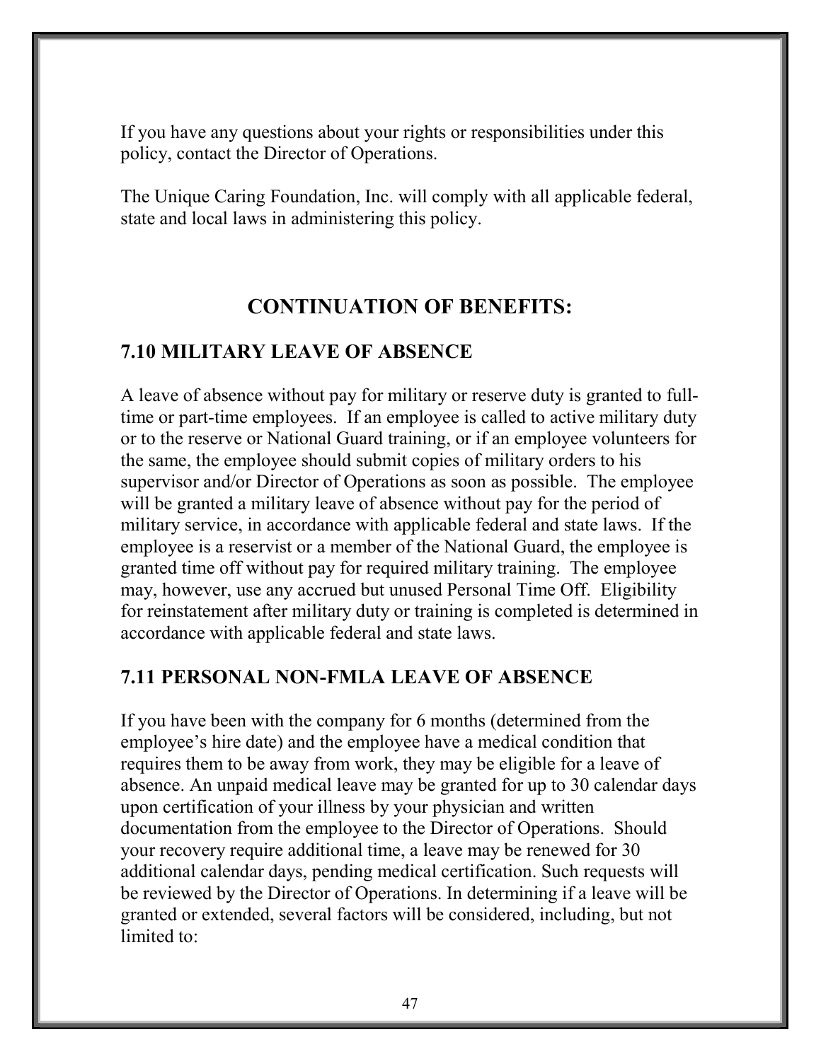If you have any questions about your rights or responsibilities under this policy, contact the Director of Operations.

The Unique Caring Foundation, Inc. will comply with all applicable federal, state and local laws in administering this policy.

# CONTINUATION OF BENEFITS:

## 7.10 MILITARY LEAVE OF ABSENCE

A leave of absence without pay for military or reserve duty is granted to full-time or part-time employees. If an employee is called to active military duty or to the reserve or National Guard training, or if an employee volunteers for the same, the employee should submit copies of military orders to his supervisor and/or Director of Operations as soon as possible. The employee will be granted a military leave of absence without pay for the period of military service, in accordance with applicable federal and state laws. If the employee is a reservist or a member of the National Guard, the employee is granted time off without pay for required military training. The employee may, however, use any accrued but unused Personal Time Off. Eligibility for reinstatement after military duty or training is completed is determined in accordance with applicable federal and state laws.

## 7.11 PERSONAL NON-FMLA LEAVE OF ABSENCE

If you have been with the company for 6 months (determined from the employee's hire date) and the employee have a medical condition that requires them to be away from work, they may be eligible for a leave of absence. An unpaid medical leave may be granted for up to 30 calendar days upon certification of your illness by your physician and written documentation from the employee to the Director of Operations. Should your recovery require additional time, a leave may be renewed for 30 additional calendar days, pending medical certification. Such requests will be reviewed by the Director of Operations. In determining if a leave will be granted or extended, several factors will be considered, including, but not limited to: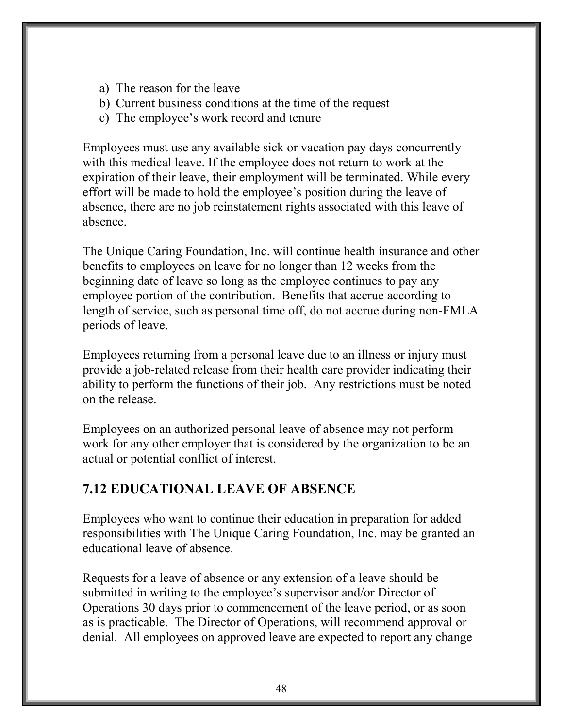a) The reason for the leave
b) Current business conditions at the time of the request
c) The employee's work record and tenure

Employees must use any available sick or vacation pay days concurrently with this medical leave. If the employee does not return to work at the expiration of their leave, their employment will be terminated. While every effort will be made to hold the employee's position during the leave of absence, there are no job reinstatement rights associated with this leave of absence.

The Unique Caring Foundation, Inc. will continue health insurance and other benefits to employees on leave for no longer than 12 weeks from the beginning date of leave so long as the employee continues to pay any employee portion of the contribution. Benefits that accrue according to length of service, such as personal time off, do not accrue during non-FMLA periods of leave.

Employees returning from a personal leave due to an illness or injury must provide a job-related release from their health care provider indicating their ability to perform the functions of their job. Any restrictions must be noted on the release.

Employees on an authorized personal leave of absence may not perform work for any other employer that is considered by the organization to be an actual or potential conflict of interest.

## 7.12 EDUCATIONAL LEAVE OF ABSENCE

Employees who want to continue their education in preparation for added responsibilities with The Unique Caring Foundation, Inc. may be granted an educational leave of absence.

Requests for a leave of absence or any extension of a leave should be submitted in writing to the employee's supervisor and/or Director of Operations 30 days prior to commencement of the leave period, or as soon as is practicable. The Director of Operations, will recommend approval or denial. All employees on approved leave are expected to report any change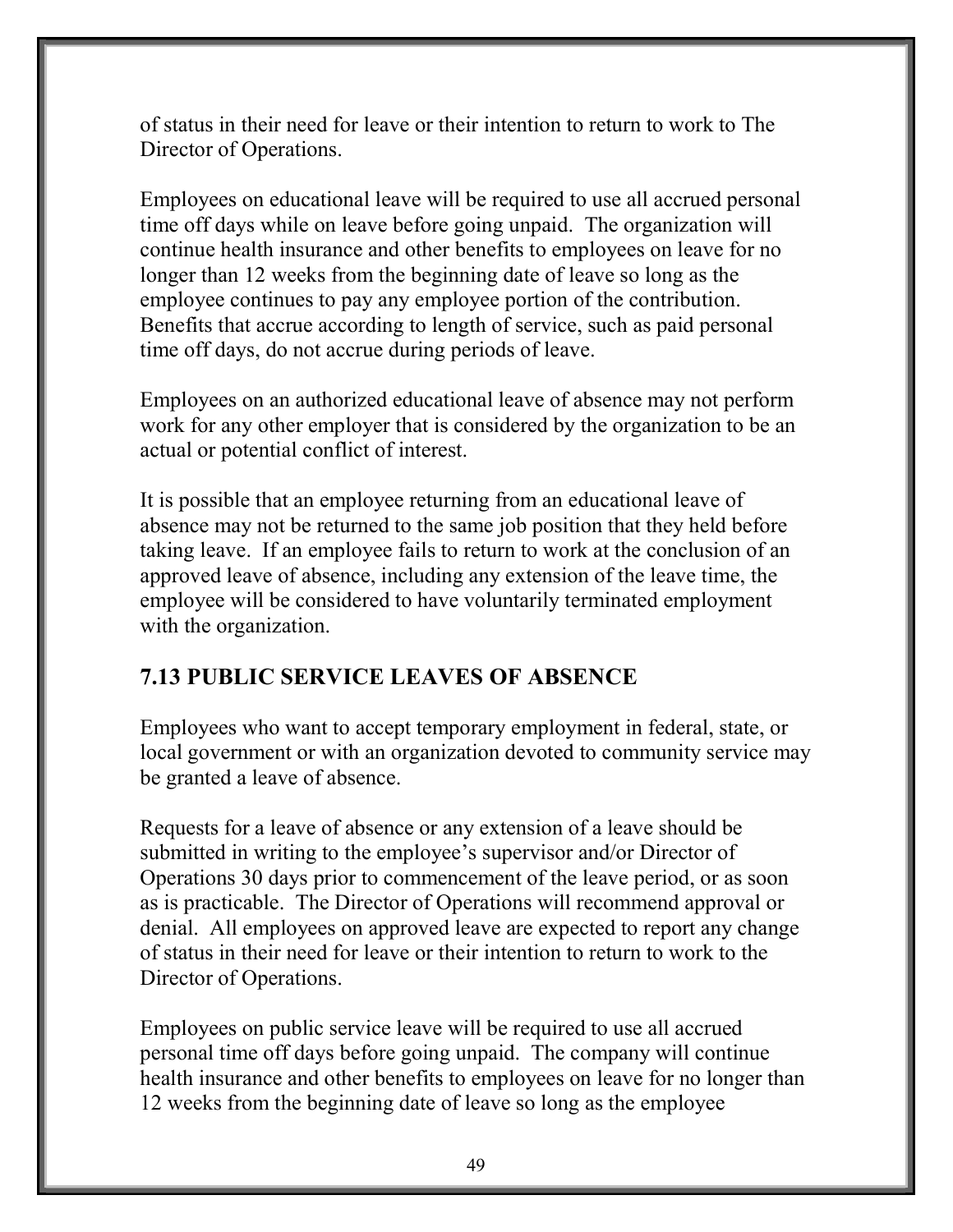of status in their need for leave or their intention to return to work to The Director of Operations.

Employees on educational leave will be required to use all accrued personal time off days while on leave before going unpaid. The organization will continue health insurance and other benefits to employees on leave for no longer than 12 weeks from the beginning date of leave so long as the employee continues to pay any employee portion of the contribution. Benefits that accrue according to length of service, such as paid personal time off days, do not accrue during periods of leave.

Employees on an authorized educational leave of absence may not perform work for any other employer that is considered by the organization to be an actual or potential conflict of interest.

It is possible that an employee returning from an educational leave of absence may not be returned to the same job position that they held before taking leave. If an employee fails to return to work at the conclusion of an approved leave of absence, including any extension of the leave time, the employee will be considered to have voluntarily terminated employment with the organization.

## 7.13 PUBLIC SERVICE LEAVES OF ABSENCE

Employees who want to accept temporary employment in federal, state, or local government or with an organization devoted to community service may be granted a leave of absence.

Requests for a leave of absence or any extension of a leave should be submitted in writing to the employee's supervisor and/or Director of Operations 30 days prior to commencement of the leave period, or as soon as is practicable. The Director of Operations will recommend approval or denial. All employees on approved leave are expected to report any change of status in their need for leave or their intention to return to work to the Director of Operations.

Employees on public service leave will be required to use all accrued personal time off days before going unpaid. The company will continue health insurance and other benefits to employees on leave for no longer than 12 weeks from the beginning date of leave so long as the employee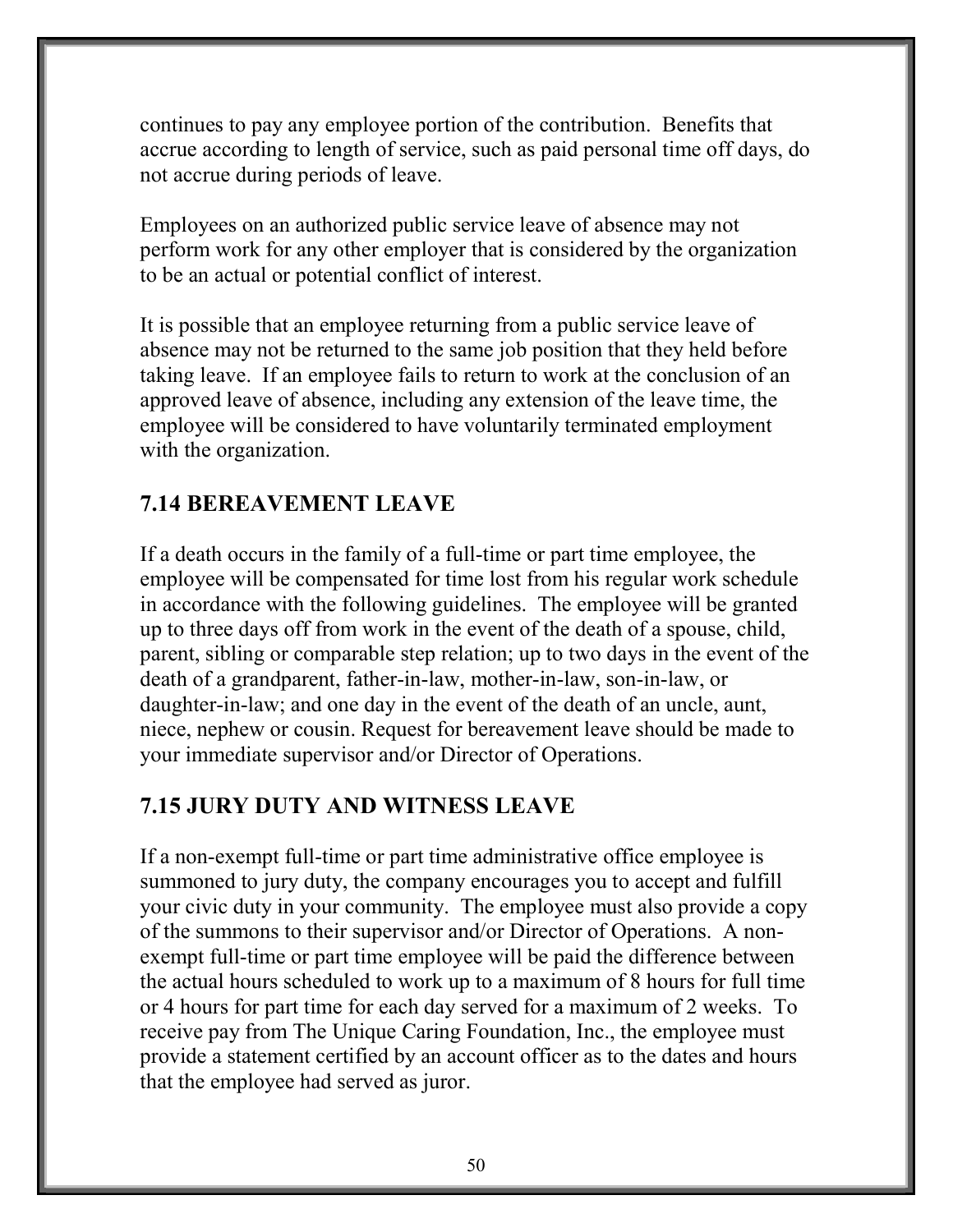continues to pay any employee portion of the contribution. Benefits that accrue according to length of service, such as paid personal time off days, do not accrue during periods of leave.

Employees on an authorized public service leave of absence may not perform work for any other employer that is considered by the organization to be an actual or potential conflict of interest.

It is possible that an employee returning from a public service leave of absence may not be returned to the same job position that they held before taking leave. If an employee fails to return to work at the conclusion of an approved leave of absence, including any extension of the leave time, the employee will be considered to have voluntarily terminated employment with the organization.

## 7.14 BEREAVEMENT LEAVE

If a death occurs in the family of a full-time or part time employee, the employee will be compensated for time lost from his regular work schedule in accordance with the following guidelines. The employee will be granted up to three days off from work in the event of the death of a spouse, child, parent, sibling or comparable step relation; up to two days in the event of the death of a grandparent, father-in-law, mother-in-law, son-in-law, or daughter-in-law; and one day in the event of the death of an uncle, aunt, niece, nephew or cousin. Request for bereavement leave should be made to your immediate supervisor and/or Director of Operations.

## 7.15 JURY DUTY AND WITNESS LEAVE

If a non-exempt full-time or part time administrative office employee is summoned to jury duty, the company encourages you to accept and fulfill your civic duty in your community. The employee must also provide a copy of the summons to their supervisor and/or Director of Operations. A non-exempt full-time or part time employee will be paid the difference between the actual hours scheduled to work up to a maximum of 8 hours for full time or 4 hours for part time for each day served for a maximum of 2 weeks. To receive pay from The Unique Caring Foundation, Inc., the employee must provide a statement certified by an account officer as to the dates and hours that the employee had served as juror.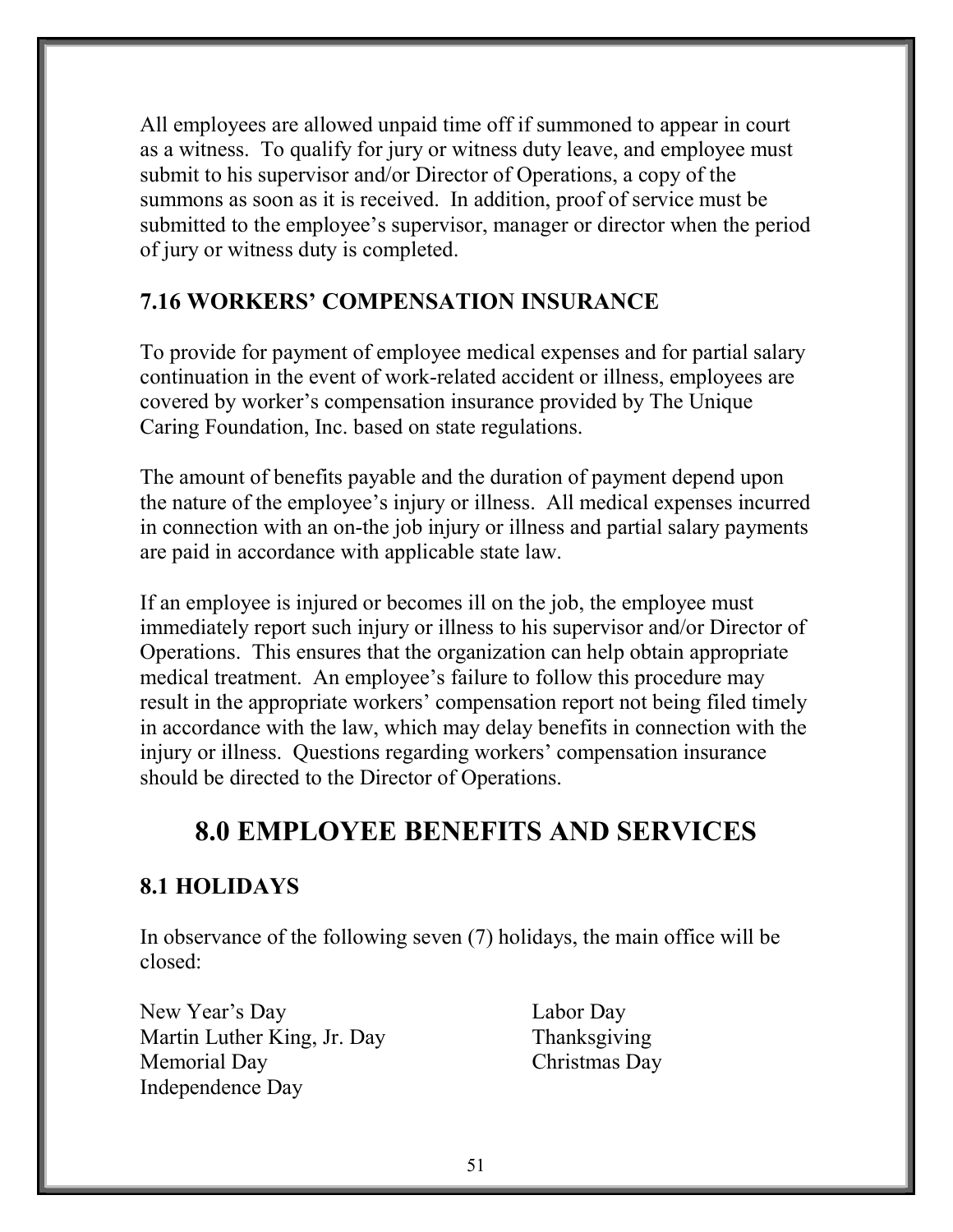All employees are allowed unpaid time off if summoned to appear in court as a witness. To qualify for jury or witness duty leave, and employee must submit to his supervisor and/or Director of Operations, a copy of the summons as soon as it is received. In addition, proof of service must be submitted to the employee's supervisor, manager or director when the period of jury or witness duty is completed.

### 7.16 WORKERS' COMPENSATION INSURANCE

To provide for payment of employee medical expenses and for partial salary continuation in the event of work-related accident or illness, employees are covered by worker's compensation insurance provided by The Unique Caring Foundation, Inc. based on state regulations.

The amount of benefits payable and the duration of payment depend upon the nature of the employee's injury or illness. All medical expenses incurred in connection with an on-the job injury or illness and partial salary payments are paid in accordance with applicable state law.

If an employee is injured or becomes ill on the job, the employee must immediately report such injury or illness to his supervisor and/or Director of Operations. This ensures that the organization can help obtain appropriate medical treatment. An employee's failure to follow this procedure may result in the appropriate workers' compensation report not being filed timely in accordance with the law, which may delay benefits in connection with the injury or illness. Questions regarding workers' compensation insurance should be directed to the Director of Operations.

## 8.0 EMPLOYEE BENEFITS AND SERVICES

### 8.1 HOLIDAYS

In observance of the following seven (7) holidays, the main office will be closed:

- New Year's Day
- Martin Luther King, Jr. Day
- Memorial Day
- Independence Day
- Labor Day
- Thanksgiving
- Christmas Day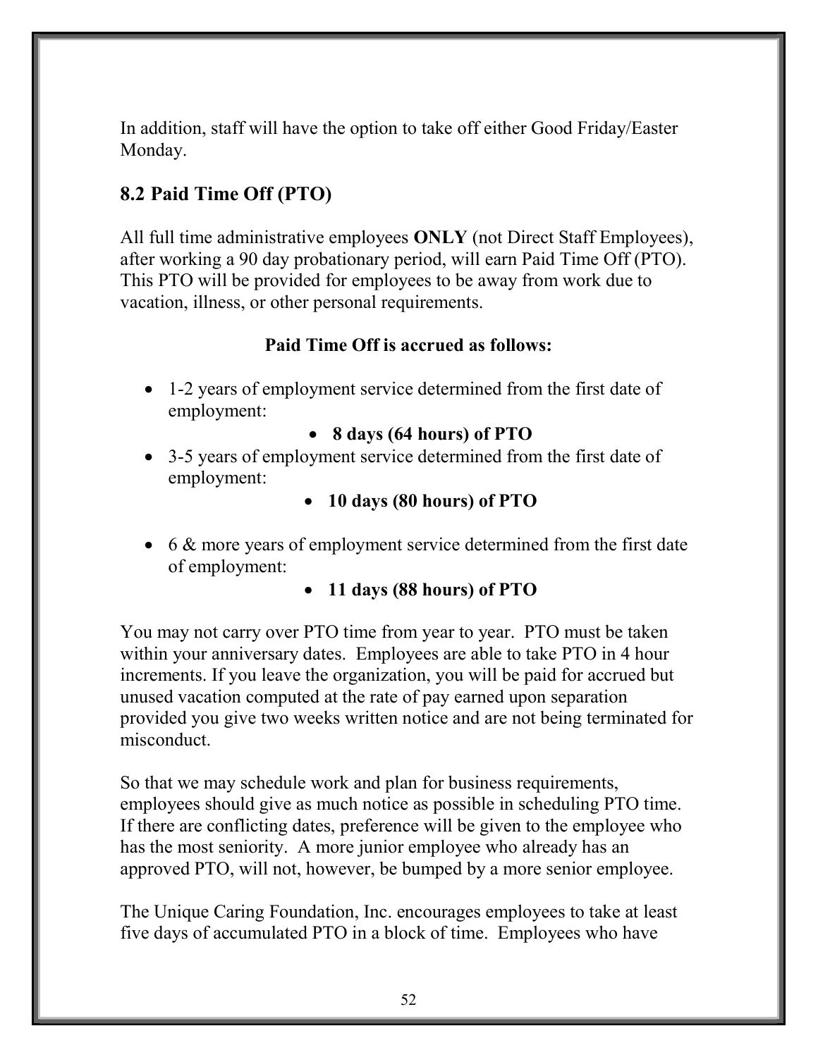In addition, staff will have the option to take off either Good Friday/Easter Monday.

## 8.2 Paid Time Off (PTO)

All full time administrative employees **ONLY** (not Direct Staff Employees), after working a 90 day probationary period, will earn Paid Time Off (PTO). This PTO will be provided for employees to be away from work due to vacation, illness, or other personal requirements.

**Paid Time Off is accrued as follows:**

- 1-2 years of employment service determined from the first date of employment:
  - **8 days (64 hours) of PTO**
- 3-5 years of employment service determined from the first date of employment:
  - **10 days (80 hours) of PTO**
- 6 & more years of employment service determined from the first date of employment:
  - **11 days (88 hours) of PTO**

You may not carry over PTO time from year to year. PTO must be taken within your anniversary dates. Employees are able to take PTO in 4 hour increments. If you leave the organization, you will be paid for accrued but unused vacation computed at the rate of pay earned upon separation provided you give two weeks written notice and are not being terminated for misconduct.

So that we may schedule work and plan for business requirements, employees should give as much notice as possible in scheduling PTO time. If there are conflicting dates, preference will be given to the employee who has the most seniority. A more junior employee who already has an approved PTO, will not, however, be bumped by a more senior employee.

The Unique Caring Foundation, Inc. encourages employees to take at least five days of accumulated PTO in a block of time. Employees who have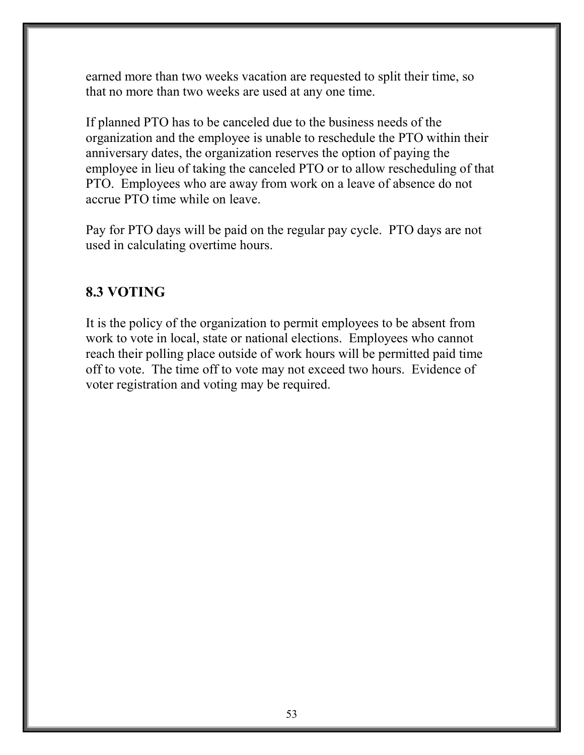earned more than two weeks vacation are requested to split their time, so that no more than two weeks are used at any one time.

If planned PTO has to be canceled due to the business needs of the organization and the employee is unable to reschedule the PTO within their anniversary dates, the organization reserves the option of paying the employee in lieu of taking the canceled PTO or to allow rescheduling of that PTO. Employees who are away from work on a leave of absence do not accrue PTO time while on leave.

Pay for PTO days will be paid on the regular pay cycle. PTO days are not used in calculating overtime hours.

## 8.3 VOTING

It is the policy of the organization to permit employees to be absent from work to vote in local, state or national elections. Employees who cannot reach their polling place outside of work hours will be permitted paid time off to vote. The time off to vote may not exceed two hours. Evidence of voter registration and voting may be required.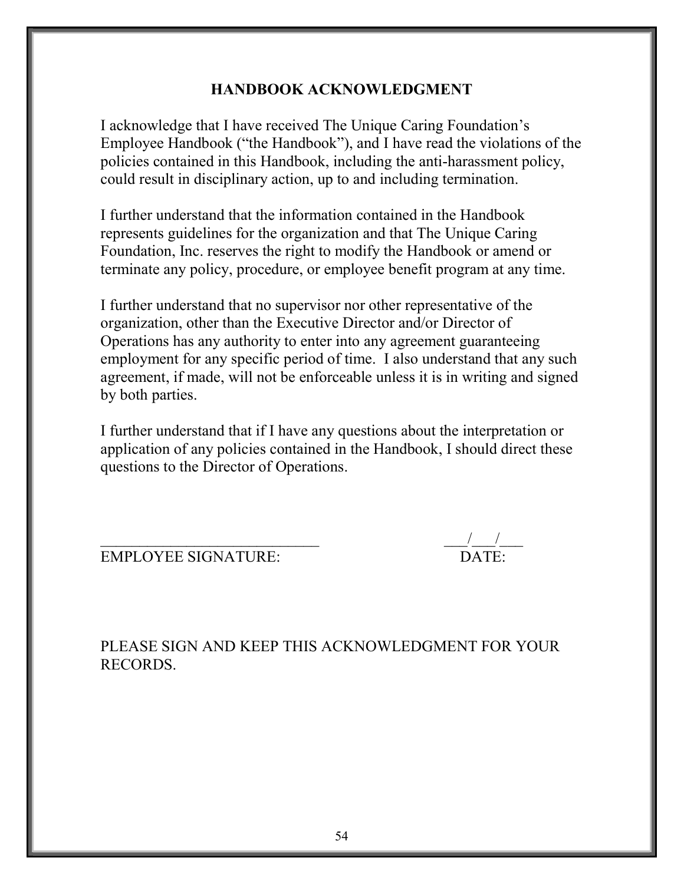## HANDBOOK ACKNOWLEDGMENT

I acknowledge that I have received The Unique Caring Foundation's Employee Handbook ("the Handbook"), and I have read the violations of the policies contained in this Handbook, including the anti-harassment policy, could result in disciplinary action, up to and including termination.

I further understand that the information contained in the Handbook represents guidelines for the organization and that The Unique Caring Foundation, Inc. reserves the right to modify the Handbook or amend or terminate any policy, procedure, or employee benefit program at any time.

I further understand that no supervisor nor other representative of the organization, other than the Executive Director and/or Director of Operations has any authority to enter into any agreement guaranteeing employment for any specific period of time. I also understand that any such agreement, if made, will not be enforceable unless it is in writing and signed by both parties.

I further understand that if I have any questions about the interpretation or application of any policies contained in the Handbook, I should direct these questions to the Director of Operations.

_____________________________ ___/___/___

EMPLOYEE SIGNATURE: DATE:

PLEASE SIGN AND KEEP THIS ACKNOWLEDGMENT FOR YOUR RECORDS.